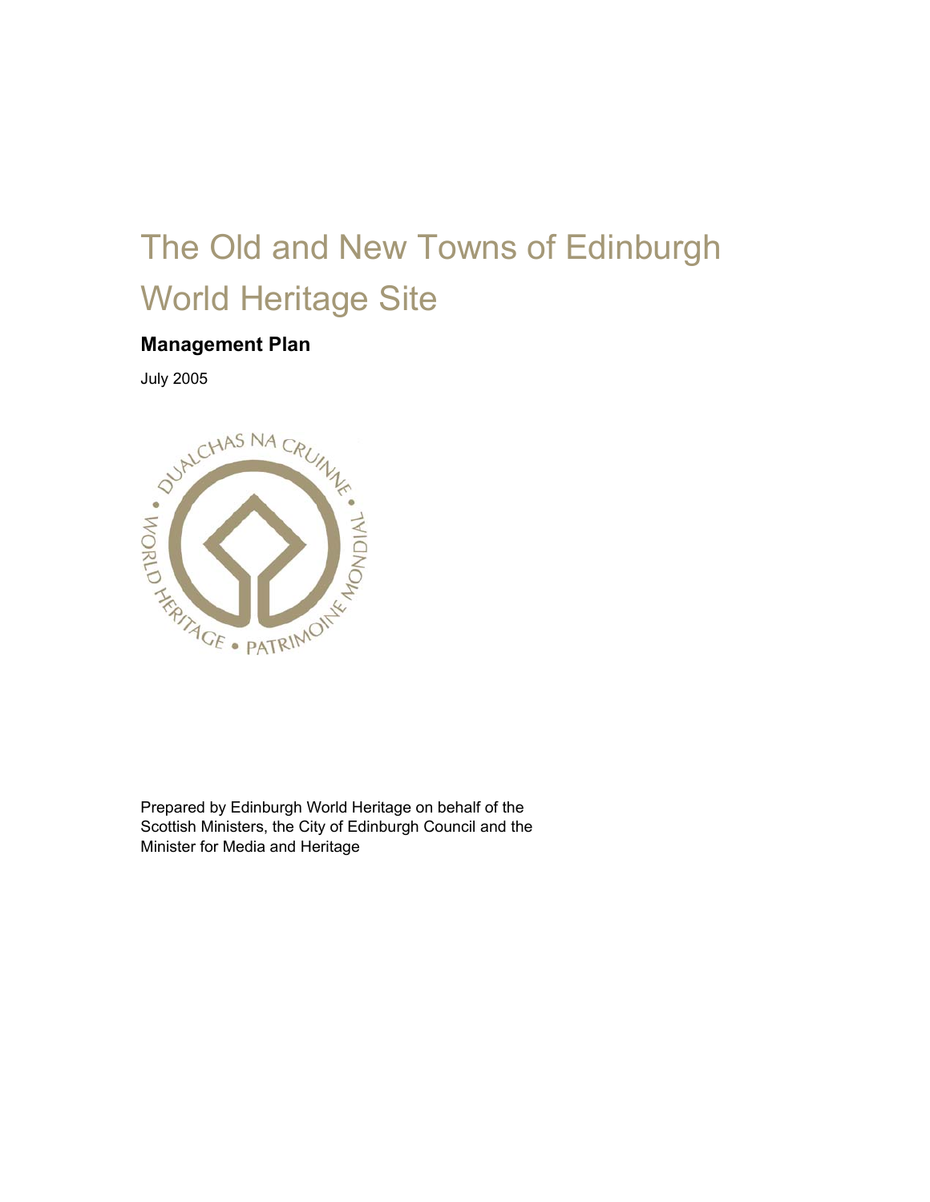# The Old and New Towns of Edinburgh World Heritage Site

## Management Plan

July 2005

Prepared by Edinburgh World Heritage on behalf of the Scottish Ministers, the City of Edinburgh Council and the Minister for Media and Heritage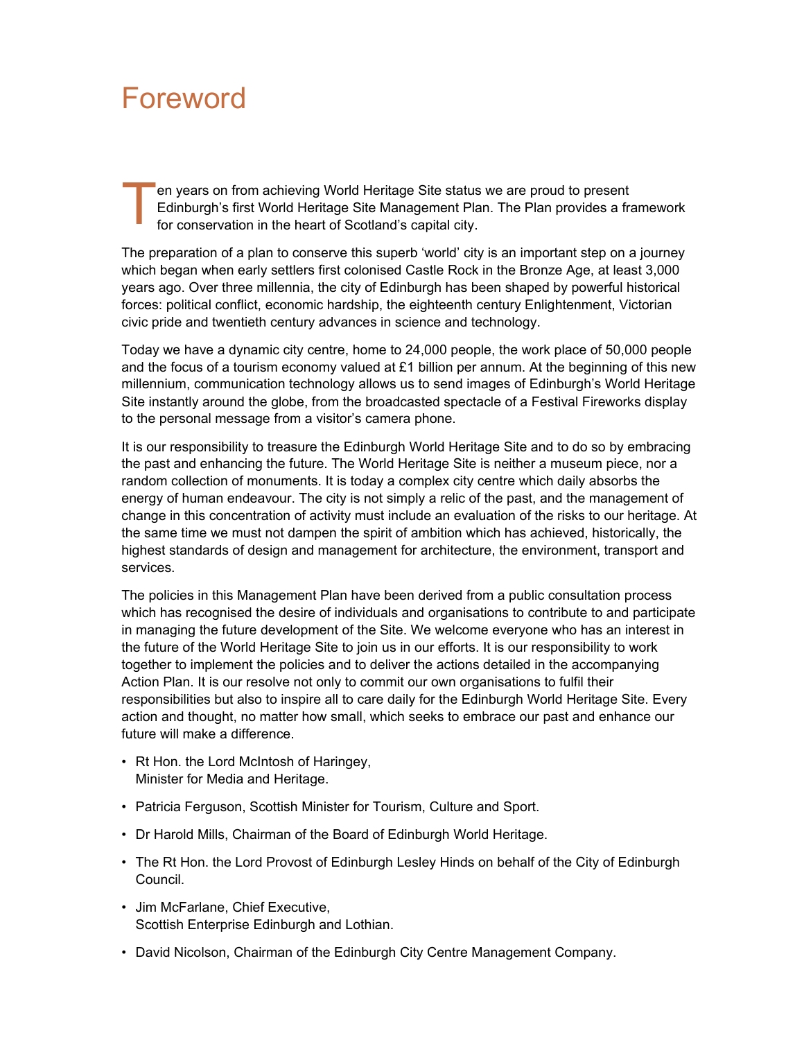# Foreword

Ten years on from achieving World Heritage Site status we are proud to present Edinburgh's first World Heritage Site Management Plan. The Plan provides a framework for conservation in the heart of Scotland's capital city.

The preparation of a plan to conserve this superb 'world' city is an important step on a journey which began when early settlers first colonised Castle Rock in the Bronze Age, at least 3,000 years ago. Over three millennia, the city of Edinburgh has been shaped by powerful historical forces: political conflict, economic hardship, the eighteenth century Enlightenment, Victorian civic pride and twentieth century advances in science and technology.

Today we have a dynamic city centre, home to 24,000 people, the work place of 50,000 people and the focus of a tourism economy valued at £1 billion per annum. At the beginning of this new millennium, communication technology allows us to send images of Edinburgh's World Heritage Site instantly around the globe, from the broadcasted spectacle of a Festival Fireworks display to the personal message from a visitor's camera phone.

It is our responsibility to treasure the Edinburgh World Heritage Site and to do so by embracing the past and enhancing the future. The World Heritage Site is neither a museum piece, nor a random collection of monuments. It is today a complex city centre which daily absorbs the energy of human endeavour. The city is not simply a relic of the past, and the management of change in this concentration of activity must include an evaluation of the risks to our heritage. At the same time we must not dampen the spirit of ambition which has achieved, historically, the highest standards of design and management for architecture, the environment, transport and services.

The policies in this Management Plan have been derived from a public consultation process which has recognised the desire of individuals and organisations to contribute to and participate in managing the future development of the Site. We welcome everyone who has an interest in the future of the World Heritage Site to join us in our efforts. It is our responsibility to work together to implement the policies and to deliver the actions detailed in the accompanying Action Plan. It is our resolve not only to commit our own organisations to fulfil their responsibilities but also to inspire all to care daily for the Edinburgh World Heritage Site. Every action and thought, no matter how small, which seeks to embrace our past and enhance our future will make a difference.

- Rt Hon. the Lord McIntosh of Haringey, Minister for Media and Heritage.
- Patricia Ferguson, Scottish Minister for Tourism, Culture and Sport.
- Dr Harold Mills, Chairman of the Board of Edinburgh World Heritage.
- The Rt Hon. the Lord Provost of Edinburgh Lesley Hinds on behalf of the City of Edinburgh Council.
- Jim McFarlane, Chief Executive, Scottish Enterprise Edinburgh and Lothian.
- David Nicolson, Chairman of the Edinburgh City Centre Management Company.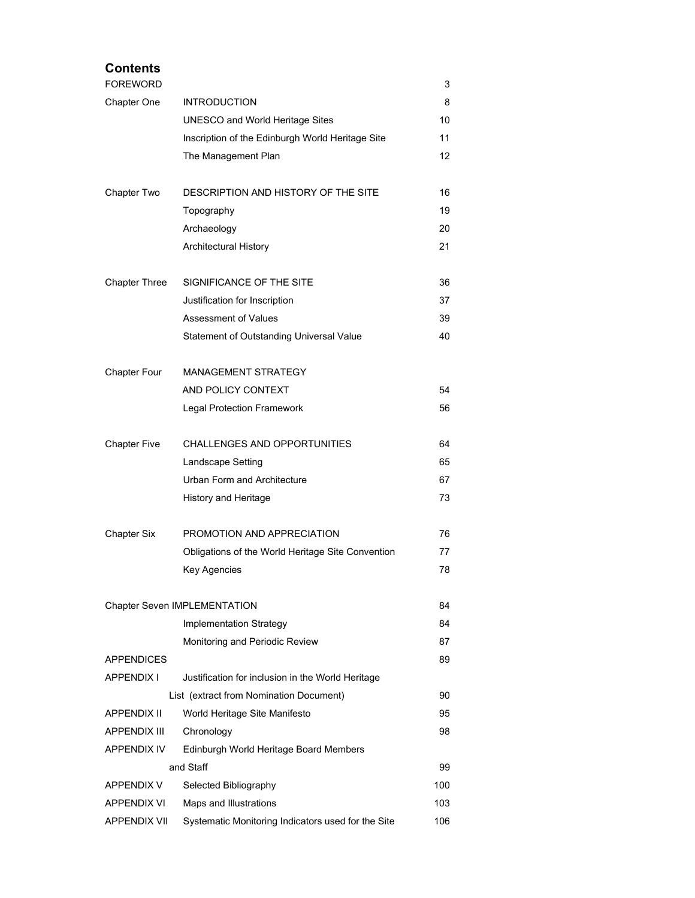## Contents

| | | |
|---|---|---|
| FOREWORD | | 3 |
| Chapter One | INTRODUCTION | 8 |
| | UNESCO and World Heritage Sites | 10 |
| | Inscription of the Edinburgh World Heritage Site | 11 |
| | The Management Plan | 12 |
| Chapter Two | DESCRIPTION AND HISTORY OF THE SITE | 16 |
| | Topography | 19 |
| | Archaeology | 20 |
| | Architectural History | 21 |
| Chapter Three | SIGNIFICANCE OF THE SITE | 36 |
| | Justification for Inscription | 37 |
| | Assessment of Values | 39 |
| | Statement of Outstanding Universal Value | 40 |
| Chapter Four | MANAGEMENT STRATEGY AND POLICY CONTEXT | 54 |
| | Legal Protection Framework | 56 |
| Chapter Five | CHALLENGES AND OPPORTUNITIES | 64 |
| | Landscape Setting | 65 |
| | Urban Form and Architecture | 67 |
| | History and Heritage | 73 |
| Chapter Six | PROMOTION AND APPRECIATION | 76 |
| | Obligations of the World Heritage Site Convention | 77 |
| | Key Agencies | 78 |
| Chapter Seven | IMPLEMENTATION | 84 |
| | Implementation Strategy | 84 |
| | Monitoring and Periodic Review | 87 |
| APPENDICES | | 89 |
| APPENDIX I | Justification for inclusion in the World Heritage List (extract from Nomination Document) | 90 |
| APPENDIX II | World Heritage Site Manifesto | 95 |
| APPENDIX III | Chronology | 98 |
| APPENDIX IV | Edinburgh World Heritage Board Members and Staff | 99 |
| APPENDIX V | Selected Bibliography | 100 |
| APPENDIX VI | Maps and Illustrations | 103 |
| APPENDIX VII | Systematic Monitoring Indicators used for the Site | 106 |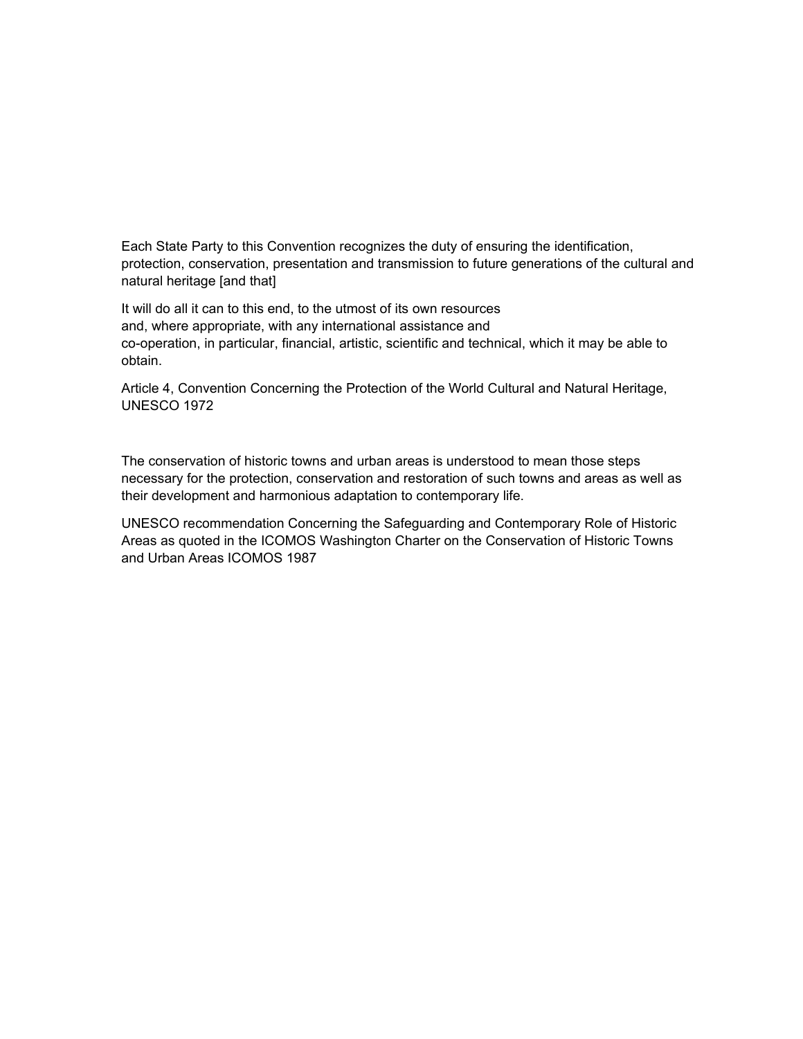Each State Party to this Convention recognizes the duty of ensuring the identification, protection, conservation, presentation and transmission to future generations of the cultural and natural heritage [and that]

It will do all it can to this end, to the utmost of its own resources and, where appropriate, with any international assistance and co-operation, in particular, financial, artistic, scientific and technical, which it may be able to obtain.

Article 4, Convention Concerning the Protection of the World Cultural and Natural Heritage, UNESCO 1972

The conservation of historic towns and urban areas is understood to mean those steps necessary for the protection, conservation and restoration of such towns and areas as well as their development and harmonious adaptation to contemporary life.

UNESCO recommendation Concerning the Safeguarding and Contemporary Role of Historic Areas as quoted in the ICOMOS Washington Charter on the Conservation of Historic Towns and Urban Areas ICOMOS 1987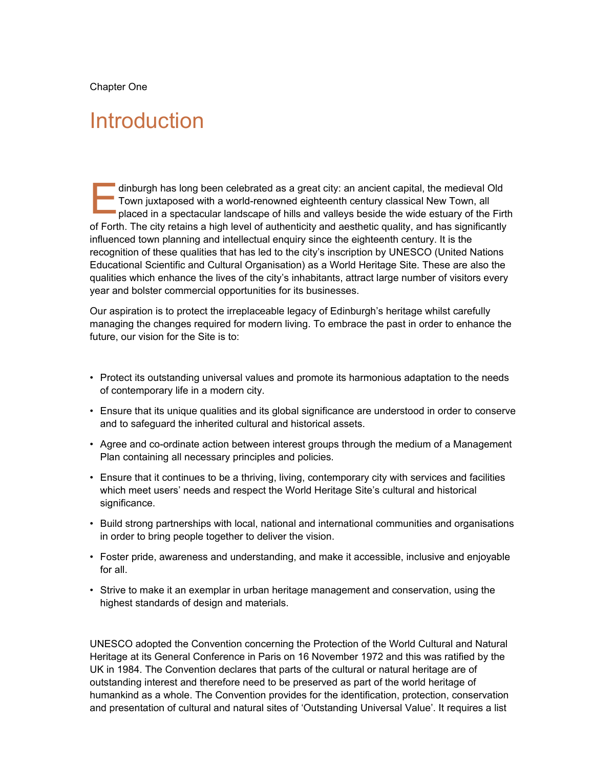Chapter One

# Introduction

Edinburgh has long been celebrated as a great city: an ancient capital, the medieval Old Town juxtaposed with a world-renowned eighteenth century classical New Town, all placed in a spectacular landscape of hills and valleys beside the wide estuary of the Firth of Forth. The city retains a high level of authenticity and aesthetic quality, and has significantly influenced town planning and intellectual enquiry since the eighteenth century. It is the recognition of these qualities that has led to the city's inscription by UNESCO (United Nations Educational Scientific and Cultural Organisation) as a World Heritage Site. These are also the qualities which enhance the lives of the city's inhabitants, attract large number of visitors every year and bolster commercial opportunities for its businesses.

Our aspiration is to protect the irreplaceable legacy of Edinburgh's heritage whilst carefully managing the changes required for modern living. To embrace the past in order to enhance the future, our vision for the Site is to:

- Protect its outstanding universal values and promote its harmonious adaptation to the needs of contemporary life in a modern city.
- Ensure that its unique qualities and its global significance are understood in order to conserve and to safeguard the inherited cultural and historical assets.
- Agree and co-ordinate action between interest groups through the medium of a Management Plan containing all necessary principles and policies.
- Ensure that it continues to be a thriving, living, contemporary city with services and facilities which meet users' needs and respect the World Heritage Site's cultural and historical significance.
- Build strong partnerships with local, national and international communities and organisations in order to bring people together to deliver the vision.
- Foster pride, awareness and understanding, and make it accessible, inclusive and enjoyable for all.
- Strive to make it an exemplar in urban heritage management and conservation, using the highest standards of design and materials.

UNESCO adopted the Convention concerning the Protection of the World Cultural and Natural Heritage at its General Conference in Paris on 16 November 1972 and this was ratified by the UK in 1984. The Convention declares that parts of the cultural or natural heritage are of outstanding interest and therefore need to be preserved as part of the world heritage of humankind as a whole. The Convention provides for the identification, protection, conservation and presentation of cultural and natural sites of 'Outstanding Universal Value'. It requires a list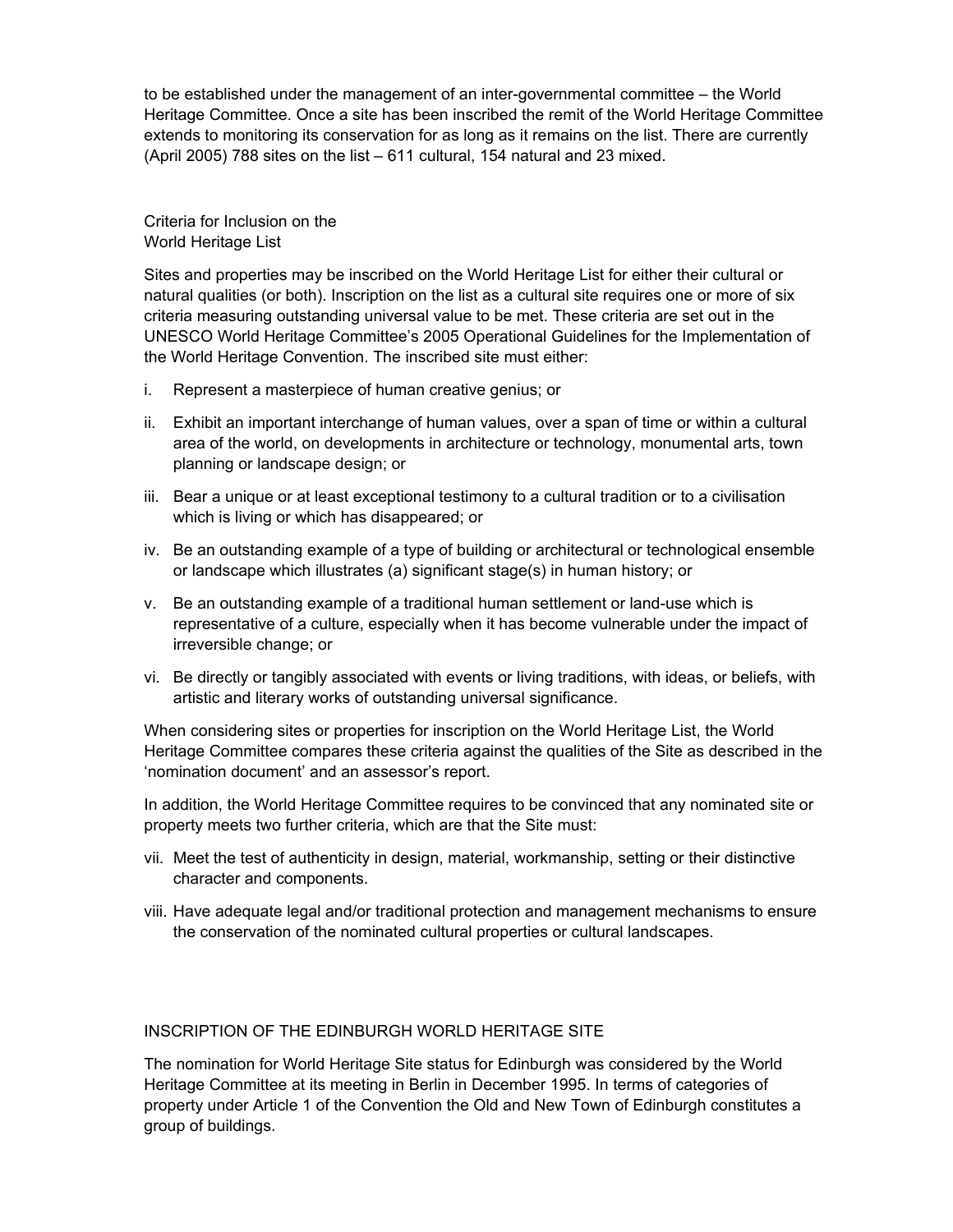to be established under the management of an inter-governmental committee – the World Heritage Committee. Once a site has been inscribed the remit of the World Heritage Committee extends to monitoring its conservation for as long as it remains on the list. There are currently (April 2005) 788 sites on the list – 611 cultural, 154 natural and 23 mixed.

## Criteria for Inclusion on the World Heritage List

Sites and properties may be inscribed on the World Heritage List for either their cultural or natural qualities (or both). Inscription on the list as a cultural site requires one or more of six criteria measuring outstanding universal value to be met. These criteria are set out in the UNESCO World Heritage Committee's 2005 Operational Guidelines for the Implementation of the World Heritage Convention. The inscribed site must either:

i. Represent a masterpiece of human creative genius; or

ii. Exhibit an important interchange of human values, over a span of time or within a cultural area of the world, on developments in architecture or technology, monumental arts, town planning or landscape design; or

iii. Bear a unique or at least exceptional testimony to a cultural tradition or to a civilisation which is living or which has disappeared; or

iv. Be an outstanding example of a type of building or architectural or technological ensemble or landscape which illustrates (a) significant stage(s) in human history; or

v. Be an outstanding example of a traditional human settlement or land-use which is representative of a culture, especially when it has become vulnerable under the impact of irreversible change; or

vi. Be directly or tangibly associated with events or living traditions, with ideas, or beliefs, with artistic and literary works of outstanding universal significance.

When considering sites or properties for inscription on the World Heritage List, the World Heritage Committee compares these criteria against the qualities of the Site as described in the 'nomination document' and an assessor's report.

In addition, the World Heritage Committee requires to be convinced that any nominated site or property meets two further criteria, which are that the Site must:

vii. Meet the test of authenticity in design, material, workmanship, setting or their distinctive character and components.

viii. Have adequate legal and/or traditional protection and management mechanisms to ensure the conservation of the nominated cultural properties or cultural landscapes.

## INSCRIPTION OF THE EDINBURGH WORLD HERITAGE SITE

The nomination for World Heritage Site status for Edinburgh was considered by the World Heritage Committee at its meeting in Berlin in December 1995. In terms of categories of property under Article 1 of the Convention the Old and New Town of Edinburgh constitutes a group of buildings.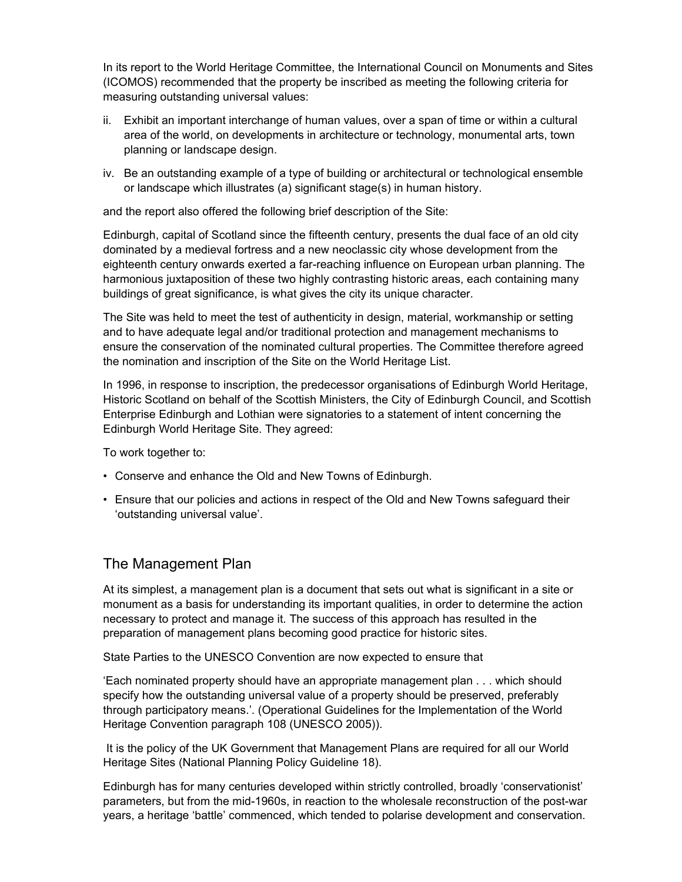In its report to the World Heritage Committee, the International Council on Monuments and Sites (ICOMOS) recommended that the property be inscribed as meeting the following criteria for measuring outstanding universal values:

ii. Exhibit an important interchange of human values, over a span of time or within a cultural area of the world, on developments in architecture or technology, monumental arts, town planning or landscape design.

iv. Be an outstanding example of a type of building or architectural or technological ensemble or landscape which illustrates (a) significant stage(s) in human history.

and the report also offered the following brief description of the Site:

Edinburgh, capital of Scotland since the fifteenth century, presents the dual face of an old city dominated by a medieval fortress and a new neoclassic city whose development from the eighteenth century onwards exerted a far-reaching influence on European urban planning. The harmonious juxtaposition of these two highly contrasting historic areas, each containing many buildings of great significance, is what gives the city its unique character.

The Site was held to meet the test of authenticity in design, material, workmanship or setting and to have adequate legal and/or traditional protection and management mechanisms to ensure the conservation of the nominated cultural properties. The Committee therefore agreed the nomination and inscription of the Site on the World Heritage List.

In 1996, in response to inscription, the predecessor organisations of Edinburgh World Heritage, Historic Scotland on behalf of the Scottish Ministers, the City of Edinburgh Council, and Scottish Enterprise Edinburgh and Lothian were signatories to a statement of intent concerning the Edinburgh World Heritage Site. They agreed:

To work together to:

- Conserve and enhance the Old and New Towns of Edinburgh.
- Ensure that our policies and actions in respect of the Old and New Towns safeguard their 'outstanding universal value'.

## The Management Plan

At its simplest, a management plan is a document that sets out what is significant in a site or monument as a basis for understanding its important qualities, in order to determine the action necessary to protect and manage it. The success of this approach has resulted in the preparation of management plans becoming good practice for historic sites.

State Parties to the UNESCO Convention are now expected to ensure that

'Each nominated property should have an appropriate management plan . . . which should specify how the outstanding universal value of a property should be preserved, preferably through participatory means.'. (Operational Guidelines for the Implementation of the World Heritage Convention paragraph 108 (UNESCO 2005)).

It is the policy of the UK Government that Management Plans are required for all our World Heritage Sites (National Planning Policy Guideline 18).

Edinburgh has for many centuries developed within strictly controlled, broadly 'conservationist' parameters, but from the mid-1960s, in reaction to the wholesale reconstruction of the post-war years, a heritage 'battle' commenced, which tended to polarise development and conservation.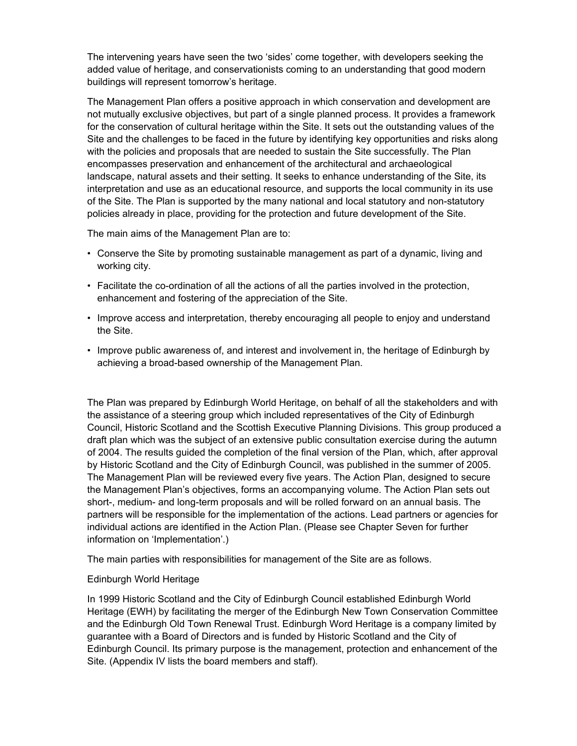The intervening years have seen the two 'sides' come together, with developers seeking the added value of heritage, and conservationists coming to an understanding that good modern buildings will represent tomorrow's heritage.

The Management Plan offers a positive approach in which conservation and development are not mutually exclusive objectives, but part of a single planned process. It provides a framework for the conservation of cultural heritage within the Site. It sets out the outstanding values of the Site and the challenges to be faced in the future by identifying key opportunities and risks along with the policies and proposals that are needed to sustain the Site successfully. The Plan encompasses preservation and enhancement of the architectural and archaeological landscape, natural assets and their setting. It seeks to enhance understanding of the Site, its interpretation and use as an educational resource, and supports the local community in its use of the Site. The Plan is supported by the many national and local statutory and non-statutory policies already in place, providing for the protection and future development of the Site.

The main aims of the Management Plan are to:

- Conserve the Site by promoting sustainable management as part of a dynamic, living and working city.
- Facilitate the co-ordination of all the actions of all the parties involved in the protection, enhancement and fostering of the appreciation of the Site.
- Improve access and interpretation, thereby encouraging all people to enjoy and understand the Site.
- Improve public awareness of, and interest and involvement in, the heritage of Edinburgh by achieving a broad-based ownership of the Management Plan.

The Plan was prepared by Edinburgh World Heritage, on behalf of all the stakeholders and with the assistance of a steering group which included representatives of the City of Edinburgh Council, Historic Scotland and the Scottish Executive Planning Divisions. This group produced a draft plan which was the subject of an extensive public consultation exercise during the autumn of 2004. The results guided the completion of the final version of the Plan, which, after approval by Historic Scotland and the City of Edinburgh Council, was published in the summer of 2005. The Management Plan will be reviewed every five years. The Action Plan, designed to secure the Management Plan's objectives, forms an accompanying volume. The Action Plan sets out short-, medium- and long-term proposals and will be rolled forward on an annual basis. The partners will be responsible for the implementation of the actions. Lead partners or agencies for individual actions are identified in the Action Plan. (Please see Chapter Seven for further information on 'Implementation'.)

The main parties with responsibilities for management of the Site are as follows.

Edinburgh World Heritage

In 1999 Historic Scotland and the City of Edinburgh Council established Edinburgh World Heritage (EWH) by facilitating the merger of the Edinburgh New Town Conservation Committee and the Edinburgh Old Town Renewal Trust. Edinburgh Word Heritage is a company limited by guarantee with a Board of Directors and is funded by Historic Scotland and the City of Edinburgh Council. Its primary purpose is the management, protection and enhancement of the Site. (Appendix IV lists the board members and staff).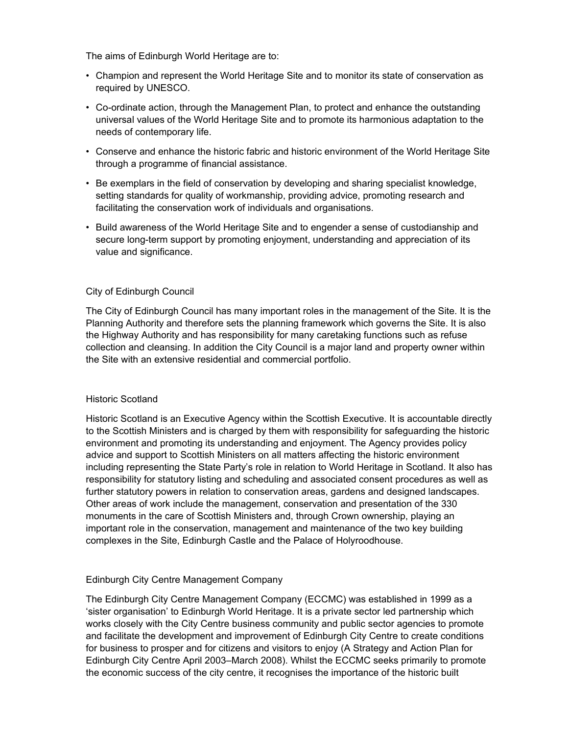The aims of Edinburgh World Heritage are to:

- Champion and represent the World Heritage Site and to monitor its state of conservation as required by UNESCO.
- Co-ordinate action, through the Management Plan, to protect and enhance the outstanding universal values of the World Heritage Site and to promote its harmonious adaptation to the needs of contemporary life.
- Conserve and enhance the historic fabric and historic environment of the World Heritage Site through a programme of financial assistance.
- Be exemplars in the field of conservation by developing and sharing specialist knowledge, setting standards for quality of workmanship, providing advice, promoting research and facilitating the conservation work of individuals and organisations.
- Build awareness of the World Heritage Site and to engender a sense of custodianship and secure long-term support by promoting enjoyment, understanding and appreciation of its value and significance.

### City of Edinburgh Council

The City of Edinburgh Council has many important roles in the management of the Site. It is the Planning Authority and therefore sets the planning framework which governs the Site. It is also the Highway Authority and has responsibility for many caretaking functions such as refuse collection and cleansing. In addition the City Council is a major land and property owner within the Site with an extensive residential and commercial portfolio.

### Historic Scotland

Historic Scotland is an Executive Agency within the Scottish Executive. It is accountable directly to the Scottish Ministers and is charged by them with responsibility for safeguarding the historic environment and promoting its understanding and enjoyment. The Agency provides policy advice and support to Scottish Ministers on all matters affecting the historic environment including representing the State Party's role in relation to World Heritage in Scotland. It also has responsibility for statutory listing and scheduling and associated consent procedures as well as further statutory powers in relation to conservation areas, gardens and designed landscapes. Other areas of work include the management, conservation and presentation of the 330 monuments in the care of Scottish Ministers and, through Crown ownership, playing an important role in the conservation, management and maintenance of the two key building complexes in the Site, Edinburgh Castle and the Palace of Holyroodhouse.

### Edinburgh City Centre Management Company

The Edinburgh City Centre Management Company (ECCMC) was established in 1999 as a 'sister organisation' to Edinburgh World Heritage. It is a private sector led partnership which works closely with the City Centre business community and public sector agencies to promote and facilitate the development and improvement of Edinburgh City Centre to create conditions for business to prosper and for citizens and visitors to enjoy (A Strategy and Action Plan for Edinburgh City Centre April 2003–March 2008). Whilst the ECCMC seeks primarily to promote the economic success of the city centre, it recognises the importance of the historic built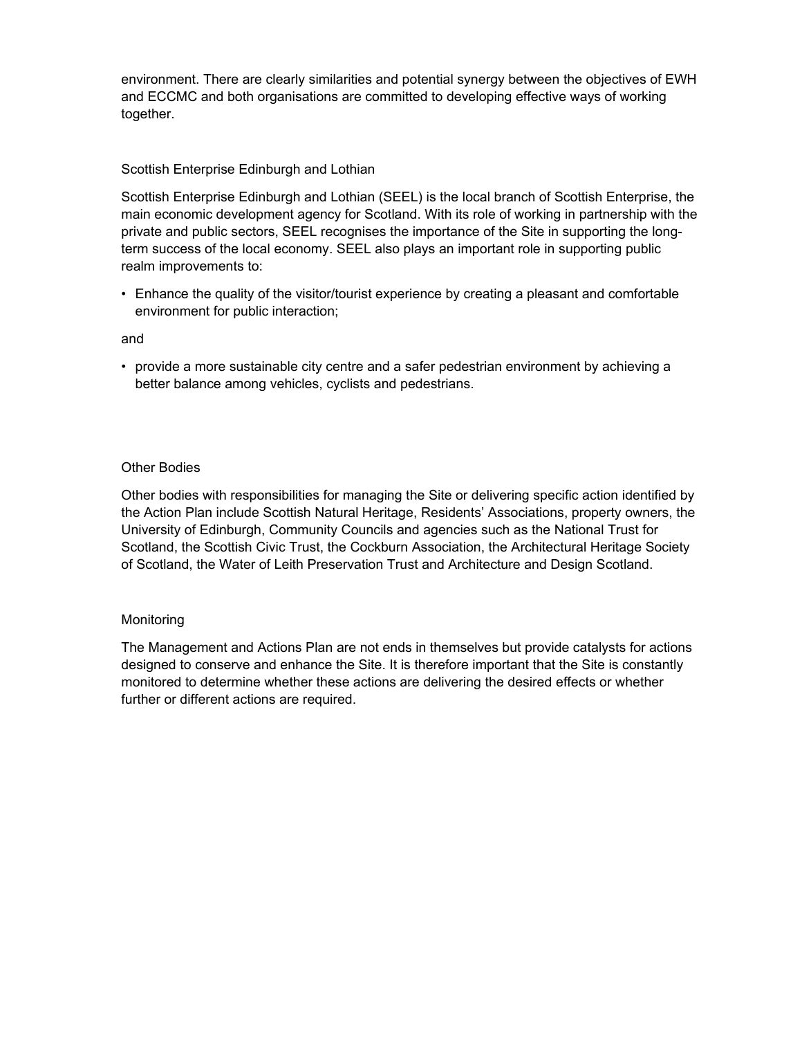environment. There are clearly similarities and potential synergy between the objectives of EWH and ECCMC and both organisations are committed to developing effective ways of working together.

### Scottish Enterprise Edinburgh and Lothian

Scottish Enterprise Edinburgh and Lothian (SEEL) is the local branch of Scottish Enterprise, the main economic development agency for Scotland. With its role of working in partnership with the private and public sectors, SEEL recognises the importance of the Site in supporting the long-term success of the local economy. SEEL also plays an important role in supporting public realm improvements to:

- Enhance the quality of the visitor/tourist experience by creating a pleasant and comfortable environment for public interaction;

and

- provide a more sustainable city centre and a safer pedestrian environment by achieving a better balance among vehicles, cyclists and pedestrians.

### Other Bodies

Other bodies with responsibilities for managing the Site or delivering specific action identified by the Action Plan include Scottish Natural Heritage, Residents' Associations, property owners, the University of Edinburgh, Community Councils and agencies such as the National Trust for Scotland, the Scottish Civic Trust, the Cockburn Association, the Architectural Heritage Society of Scotland, the Water of Leith Preservation Trust and Architecture and Design Scotland.

### Monitoring

The Management and Actions Plan are not ends in themselves but provide catalysts for actions designed to conserve and enhance the Site. It is therefore important that the Site is constantly monitored to determine whether these actions are delivering the desired effects or whether further or different actions are required.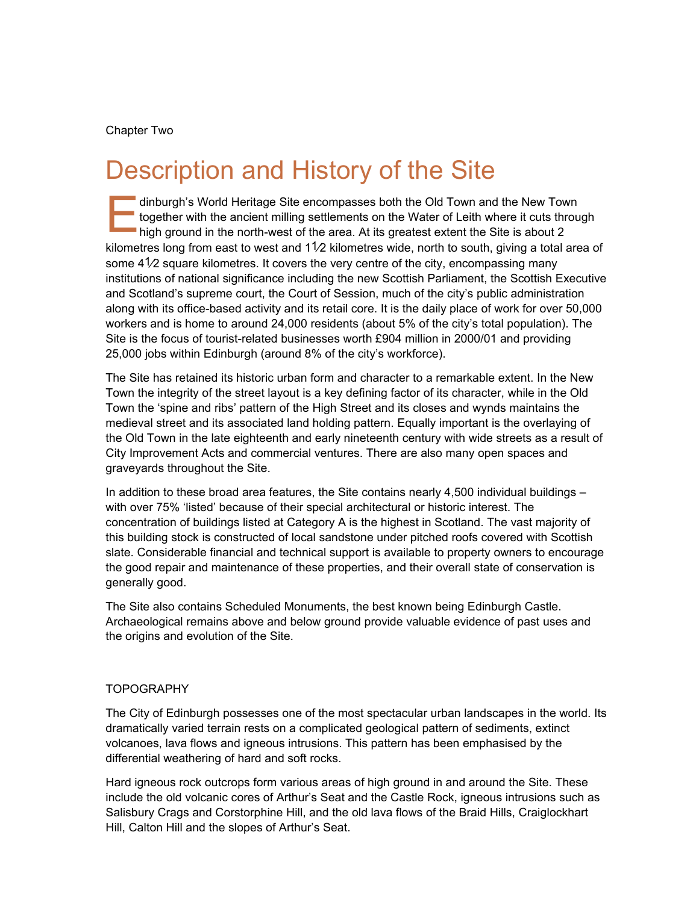Chapter Two

# Description and History of the Site

Edinburgh's World Heritage Site encompasses both the Old Town and the New Town together with the ancient milling settlements on the Water of Leith where it cuts through high ground in the north-west of the area. At its greatest extent the Site is about 2 kilometres long from east to west and 1½ kilometres wide, north to south, giving a total area of some 4½ square kilometres. It covers the very centre of the city, encompassing many institutions of national significance including the new Scottish Parliament, the Scottish Executive and Scotland's supreme court, the Court of Session, much of the city's public administration along with its office-based activity and its retail core. It is the daily place of work for over 50,000 workers and is home to around 24,000 residents (about 5% of the city's total population). The Site is the focus of tourist-related businesses worth £904 million in 2000/01 and providing 25,000 jobs within Edinburgh (around 8% of the city's workforce).

The Site has retained its historic urban form and character to a remarkable extent. In the New Town the integrity of the street layout is a key defining factor of its character, while in the Old Town the 'spine and ribs' pattern of the High Street and its closes and wynds maintains the medieval street and its associated land holding pattern. Equally important is the overlaying of the Old Town in the late eighteenth and early nineteenth century with wide streets as a result of City Improvement Acts and commercial ventures. There are also many open spaces and graveyards throughout the Site.

In addition to these broad area features, the Site contains nearly 4,500 individual buildings – with over 75% 'listed' because of their special architectural or historic interest. The concentration of buildings listed at Category A is the highest in Scotland. The vast majority of this building stock is constructed of local sandstone under pitched roofs covered with Scottish slate. Considerable financial and technical support is available to property owners to encourage the good repair and maintenance of these properties, and their overall state of conservation is generally good.

The Site also contains Scheduled Monuments, the best known being Edinburgh Castle. Archaeological remains above and below ground provide valuable evidence of past uses and the origins and evolution of the Site.

## TOPOGRAPHY

The City of Edinburgh possesses one of the most spectacular urban landscapes in the world. Its dramatically varied terrain rests on a complicated geological pattern of sediments, extinct volcanoes, lava flows and igneous intrusions. This pattern has been emphasised by the differential weathering of hard and soft rocks.

Hard igneous rock outcrops form various areas of high ground in and around the Site. These include the old volcanic cores of Arthur's Seat and the Castle Rock, igneous intrusions such as Salisbury Crags and Corstorphine Hill, and the old lava flows of the Braid Hills, Craiglockhart Hill, Calton Hill and the slopes of Arthur's Seat.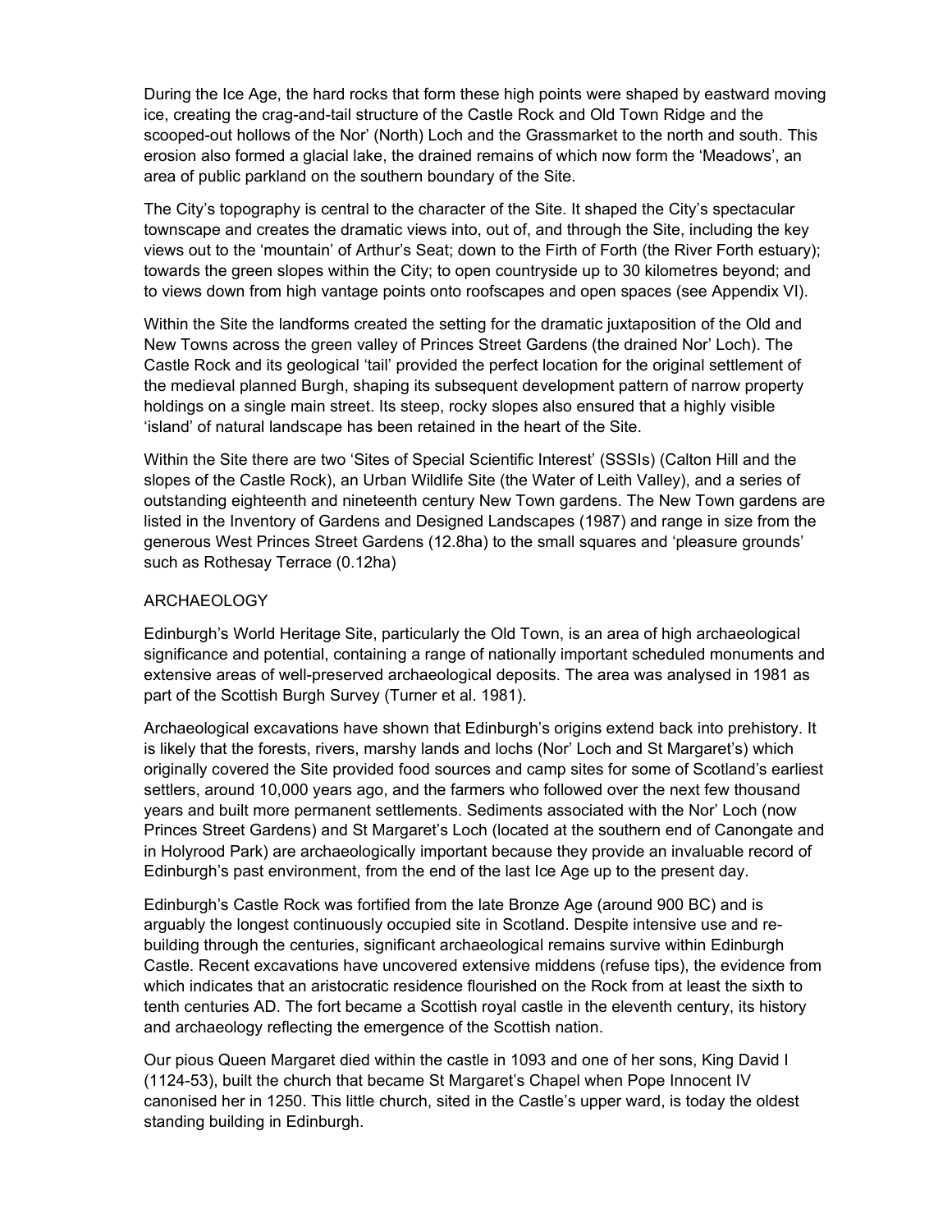During the Ice Age, the hard rocks that form these high points were shaped by eastward moving ice, creating the crag-and-tail structure of the Castle Rock and Old Town Ridge and the scooped-out hollows of the Nor' (North) Loch and the Grassmarket to the north and south. This erosion also formed a glacial lake, the drained remains of which now form the 'Meadows', an area of public parkland on the southern boundary of the Site.

The City's topography is central to the character of the Site. It shaped the City's spectacular townscape and creates the dramatic views into, out of, and through the Site, including the key views out to the 'mountain' of Arthur's Seat; down to the Firth of Forth (the River Forth estuary); towards the green slopes within the City; to open countryside up to 30 kilometres beyond; and to views down from high vantage points onto roofscapes and open spaces (see Appendix VI).

Within the Site the landforms created the setting for the dramatic juxtaposition of the Old and New Towns across the green valley of Princes Street Gardens (the drained Nor' Loch). The Castle Rock and its geological 'tail' provided the perfect location for the original settlement of the medieval planned Burgh, shaping its subsequent development pattern of narrow property holdings on a single main street. Its steep, rocky slopes also ensured that a highly visible 'island' of natural landscape has been retained in the heart of the Site.

Within the Site there are two 'Sites of Special Scientific Interest' (SSSIs) (Calton Hill and the slopes of the Castle Rock), an Urban Wildlife Site (the Water of Leith Valley), and a series of outstanding eighteenth and nineteenth century New Town gardens. The New Town gardens are listed in the Inventory of Gardens and Designed Landscapes (1987) and range in size from the generous West Princes Street Gardens (12.8ha) to the small squares and 'pleasure grounds' such as Rothesay Terrace (0.12ha)

## ARCHAEOLOGY

Edinburgh's World Heritage Site, particularly the Old Town, is an area of high archaeological significance and potential, containing a range of nationally important scheduled monuments and extensive areas of well-preserved archaeological deposits. The area was analysed in 1981 as part of the Scottish Burgh Survey (Turner et al. 1981).

Archaeological excavations have shown that Edinburgh's origins extend back into prehistory. It is likely that the forests, rivers, marshy lands and lochs (Nor' Loch and St Margaret's) which originally covered the Site provided food sources and camp sites for some of Scotland's earliest settlers, around 10,000 years ago, and the farmers who followed over the next few thousand years and built more permanent settlements. Sediments associated with the Nor' Loch (now Princes Street Gardens) and St Margaret's Loch (located at the southern end of Canongate and in Holyrood Park) are archaeologically important because they provide an invaluable record of Edinburgh's past environment, from the end of the last Ice Age up to the present day.

Edinburgh's Castle Rock was fortified from the late Bronze Age (around 900 BC) and is arguably the longest continuously occupied site in Scotland. Despite intensive use and re-building through the centuries, significant archaeological remains survive within Edinburgh Castle. Recent excavations have uncovered extensive middens (refuse tips), the evidence from which indicates that an aristocratic residence flourished on the Rock from at least the sixth to tenth centuries AD. The fort became a Scottish royal castle in the eleventh century, its history and archaeology reflecting the emergence of the Scottish nation.

Our pious Queen Margaret died within the castle in 1093 and one of her sons, King David I (1124-53), built the church that became St Margaret's Chapel when Pope Innocent IV canonised her in 1250. This little church, sited in the Castle's upper ward, is today the oldest standing building in Edinburgh.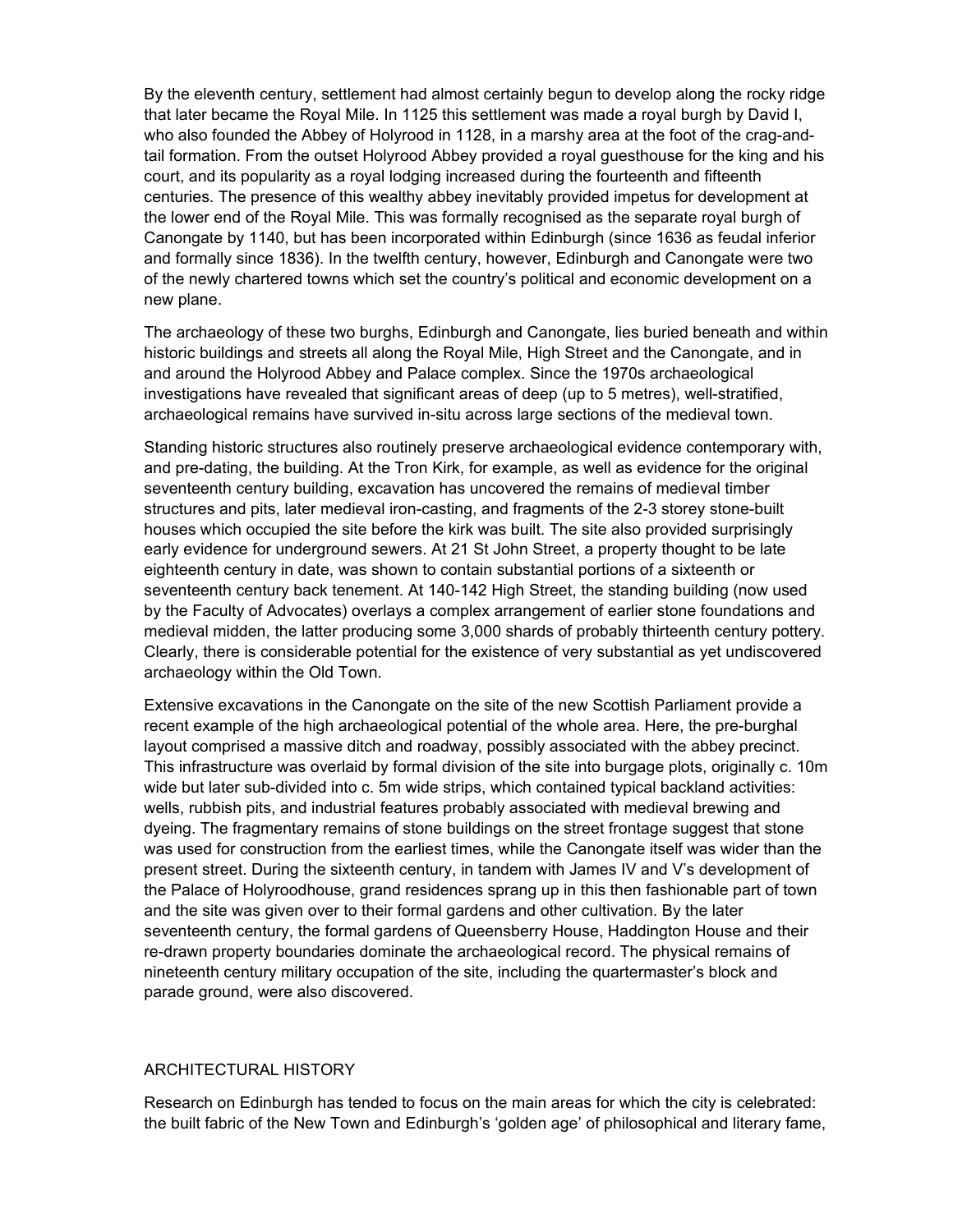By the eleventh century, settlement had almost certainly begun to develop along the rocky ridge that later became the Royal Mile. In 1125 this settlement was made a royal burgh by David I, who also founded the Abbey of Holyrood in 1128, in a marshy area at the foot of the crag-and-tail formation. From the outset Holyrood Abbey provided a royal guesthouse for the king and his court, and its popularity as a royal lodging increased during the fourteenth and fifteenth centuries. The presence of this wealthy abbey inevitably provided impetus for development at the lower end of the Royal Mile. This was formally recognised as the separate royal burgh of Canongate by 1140, but has been incorporated within Edinburgh (since 1636 as feudal inferior and formally since 1836). In the twelfth century, however, Edinburgh and Canongate were two of the newly chartered towns which set the country's political and economic development on a new plane.

The archaeology of these two burghs, Edinburgh and Canongate, lies buried beneath and within historic buildings and streets all along the Royal Mile, High Street and the Canongate, and in and around the Holyrood Abbey and Palace complex. Since the 1970s archaeological investigations have revealed that significant areas of deep (up to 5 metres), well-stratified, archaeological remains have survived in-situ across large sections of the medieval town.

Standing historic structures also routinely preserve archaeological evidence contemporary with, and pre-dating, the building. At the Tron Kirk, for example, as well as evidence for the original seventeenth century building, excavation has uncovered the remains of medieval timber structures and pits, later medieval iron-casting, and fragments of the 2-3 storey stone-built houses which occupied the site before the kirk was built. The site also provided surprisingly early evidence for underground sewers. At 21 St John Street, a property thought to be late eighteenth century in date, was shown to contain substantial portions of a sixteenth or seventeenth century back tenement. At 140-142 High Street, the standing building (now used by the Faculty of Advocates) overlays a complex arrangement of earlier stone foundations and medieval midden, the latter producing some 3,000 shards of probably thirteenth century pottery. Clearly, there is considerable potential for the existence of very substantial as yet undiscovered archaeology within the Old Town.

Extensive excavations in the Canongate on the site of the new Scottish Parliament provide a recent example of the high archaeological potential of the whole area. Here, the pre-burghal layout comprised a massive ditch and roadway, possibly associated with the abbey precinct. This infrastructure was overlaid by formal division of the site into burgage plots, originally c. 10m wide but later sub-divided into c. 5m wide strips, which contained typical backland activities: wells, rubbish pits, and industrial features probably associated with medieval brewing and dyeing. The fragmentary remains of stone buildings on the street frontage suggest that stone was used for construction from the earliest times, while the Canongate itself was wider than the present street. During the sixteenth century, in tandem with James IV and V's development of the Palace of Holyroodhouse, grand residences sprang up in this then fashionable part of town and the site was given over to their formal gardens and other cultivation. By the later seventeenth century, the formal gardens of Queensberry House, Haddington House and their re-drawn property boundaries dominate the archaeological record. The physical remains of nineteenth century military occupation of the site, including the quartermaster's block and parade ground, were also discovered.

## ARCHITECTURAL HISTORY

Research on Edinburgh has tended to focus on the main areas for which the city is celebrated: the built fabric of the New Town and Edinburgh's 'golden age' of philosophical and literary fame,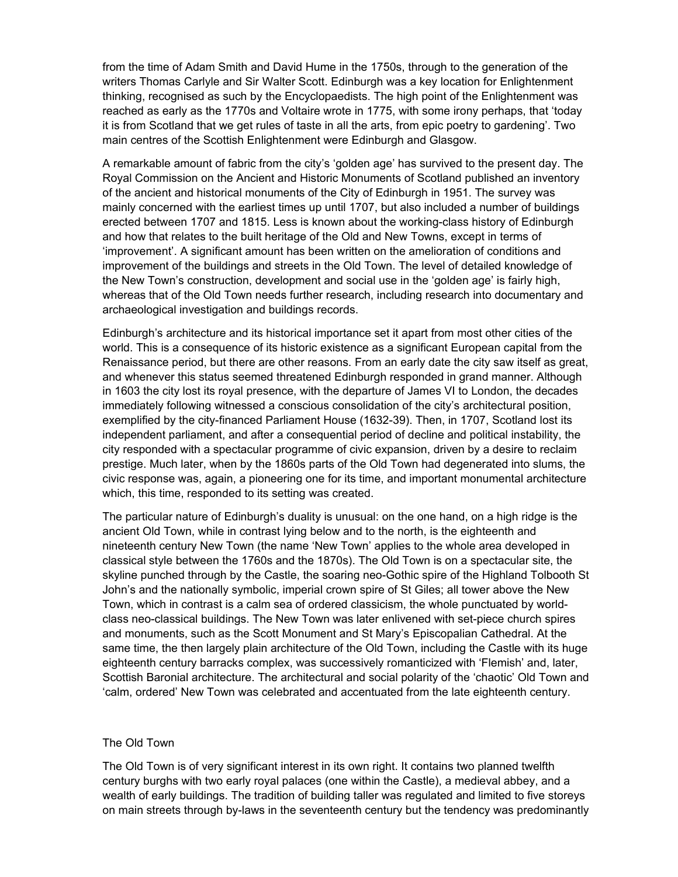from the time of Adam Smith and David Hume in the 1750s, through to the generation of the writers Thomas Carlyle and Sir Walter Scott. Edinburgh was a key location for Enlightenment thinking, recognised as such by the Encyclopaedists. The high point of the Enlightenment was reached as early as the 1770s and Voltaire wrote in 1775, with some irony perhaps, that 'today it is from Scotland that we get rules of taste in all the arts, from epic poetry to gardening'. Two main centres of the Scottish Enlightenment were Edinburgh and Glasgow.

A remarkable amount of fabric from the city's 'golden age' has survived to the present day. The Royal Commission on the Ancient and Historic Monuments of Scotland published an inventory of the ancient and historical monuments of the City of Edinburgh in 1951. The survey was mainly concerned with the earliest times up until 1707, but also included a number of buildings erected between 1707 and 1815. Less is known about the working-class history of Edinburgh and how that relates to the built heritage of the Old and New Towns, except in terms of 'improvement'. A significant amount has been written on the amelioration of conditions and improvement of the buildings and streets in the Old Town. The level of detailed knowledge of the New Town's construction, development and social use in the 'golden age' is fairly high, whereas that of the Old Town needs further research, including research into documentary and archaeological investigation and buildings records.

Edinburgh's architecture and its historical importance set it apart from most other cities of the world. This is a consequence of its historic existence as a significant European capital from the Renaissance period, but there are other reasons. From an early date the city saw itself as great, and whenever this status seemed threatened Edinburgh responded in grand manner. Although in 1603 the city lost its royal presence, with the departure of James VI to London, the decades immediately following witnessed a conscious consolidation of the city's architectural position, exemplified by the city-financed Parliament House (1632-39). Then, in 1707, Scotland lost its independent parliament, and after a consequential period of decline and political instability, the city responded with a spectacular programme of civic expansion, driven by a desire to reclaim prestige. Much later, when by the 1860s parts of the Old Town had degenerated into slums, the civic response was, again, a pioneering one for its time, and important monumental architecture which, this time, responded to its setting was created.

The particular nature of Edinburgh's duality is unusual: on the one hand, on a high ridge is the ancient Old Town, while in contrast lying below and to the north, is the eighteenth and nineteenth century New Town (the name 'New Town' applies to the whole area developed in classical style between the 1760s and the 1870s). The Old Town is on a spectacular site, the skyline punched through by the Castle, the soaring neo-Gothic spire of the Highland Tolbooth St John's and the nationally symbolic, imperial crown spire of St Giles; all tower above the New Town, which in contrast is a calm sea of ordered classicism, the whole punctuated by world-class neo-classical buildings. The New Town was later enlivened with set-piece church spires and monuments, such as the Scott Monument and St Mary's Episcopalian Cathedral. At the same time, the then largely plain architecture of the Old Town, including the Castle with its huge eighteenth century barracks complex, was successively romanticized with 'Flemish' and, later, Scottish Baronial architecture. The architectural and social polarity of the 'chaotic' Old Town and 'calm, ordered' New Town was celebrated and accentuated from the late eighteenth century.

## The Old Town

The Old Town is of very significant interest in its own right. It contains two planned twelfth century burghs with two early royal palaces (one within the Castle), a medieval abbey, and a wealth of early buildings. The tradition of building taller was regulated and limited to five storeys on main streets through by-laws in the seventeenth century but the tendency was predominantly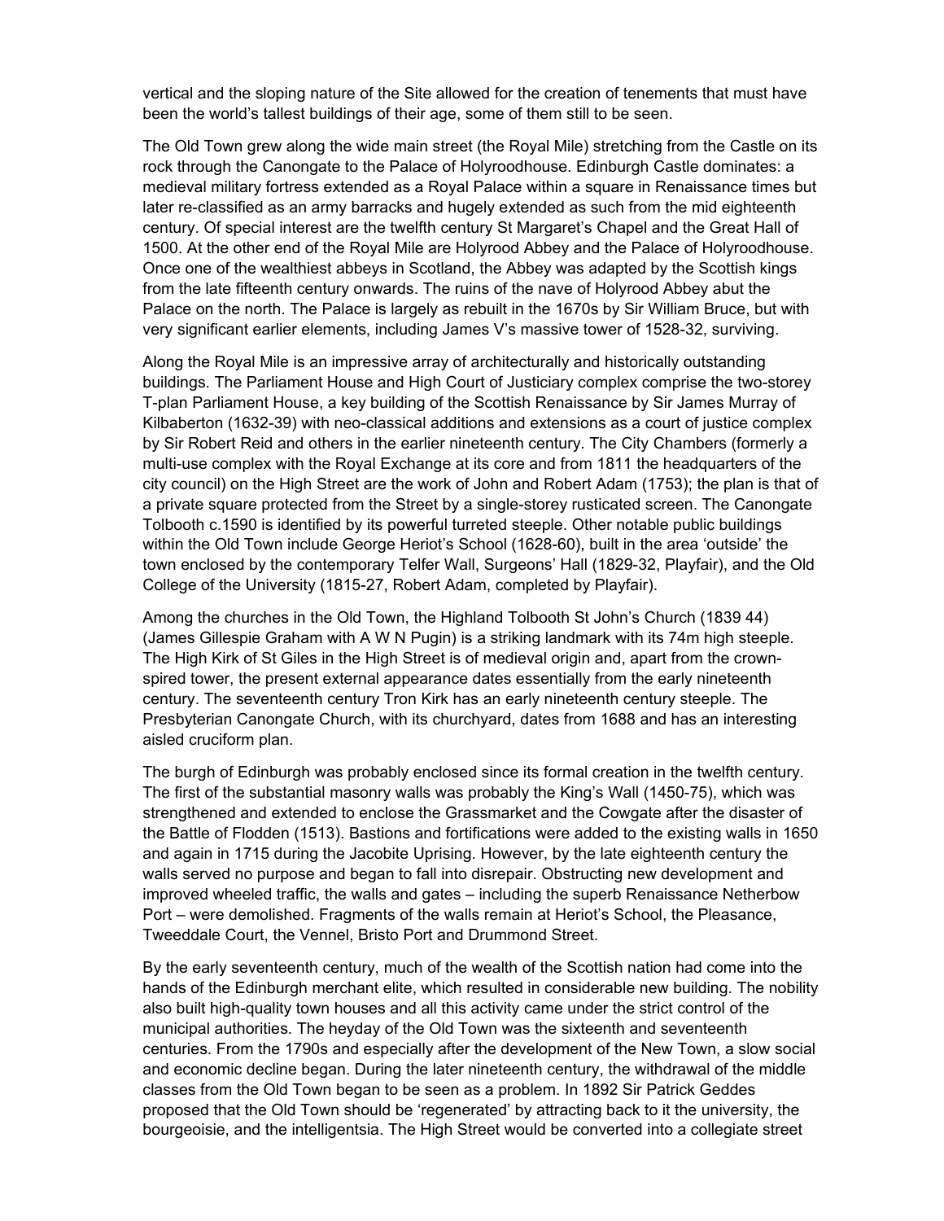vertical and the sloping nature of the Site allowed for the creation of tenements that must have been the world's tallest buildings of their age, some of them still to be seen.

The Old Town grew along the wide main street (the Royal Mile) stretching from the Castle on its rock through the Canongate to the Palace of Holyroodhouse. Edinburgh Castle dominates: a medieval military fortress extended as a Royal Palace within a square in Renaissance times but later re-classified as an army barracks and hugely extended as such from the mid eighteenth century. Of special interest are the twelfth century St Margaret's Chapel and the Great Hall of 1500. At the other end of the Royal Mile are Holyrood Abbey and the Palace of Holyroodhouse. Once one of the wealthiest abbeys in Scotland, the Abbey was adapted by the Scottish kings from the late fifteenth century onwards. The ruins of the nave of Holyrood Abbey abut the Palace on the north. The Palace is largely as rebuilt in the 1670s by Sir William Bruce, but with very significant earlier elements, including James V's massive tower of 1528-32, surviving.

Along the Royal Mile is an impressive array of architecturally and historically outstanding buildings. The Parliament House and High Court of Justiciary complex comprise the two-storey T-plan Parliament House, a key building of the Scottish Renaissance by Sir James Murray of Kilbaberton (1632-39) with neo-classical additions and extensions as a court of justice complex by Sir Robert Reid and others in the earlier nineteenth century. The City Chambers (formerly a multi-use complex with the Royal Exchange at its core and from 1811 the headquarters of the city council) on the High Street are the work of John and Robert Adam (1753); the plan is that of a private square protected from the Street by a single-storey rusticated screen. The Canongate Tolbooth c.1590 is identified by its powerful turreted steeple. Other notable public buildings within the Old Town include George Heriot's School (1628-60), built in the area 'outside' the town enclosed by the contemporary Telfer Wall, Surgeons' Hall (1829-32, Playfair), and the Old College of the University (1815-27, Robert Adam, completed by Playfair).

Among the churches in the Old Town, the Highland Tolbooth St John's Church (1839 44) (James Gillespie Graham with A W N Pugin) is a striking landmark with its 74m high steeple. The High Kirk of St Giles in the High Street is of medieval origin and, apart from the crown-spired tower, the present external appearance dates essentially from the early nineteenth century. The seventeenth century Tron Kirk has an early nineteenth century steeple. The Presbyterian Canongate Church, with its churchyard, dates from 1688 and has an interesting aisled cruciform plan.

The burgh of Edinburgh was probably enclosed since its formal creation in the twelfth century. The first of the substantial masonry walls was probably the King's Wall (1450-75), which was strengthened and extended to enclose the Grassmarket and the Cowgate after the disaster of the Battle of Flodden (1513). Bastions and fortifications were added to the existing walls in 1650 and again in 1715 during the Jacobite Uprising. However, by the late eighteenth century the walls served no purpose and began to fall into disrepair. Obstructing new development and improved wheeled traffic, the walls and gates – including the superb Renaissance Netherbow Port – were demolished. Fragments of the walls remain at Heriot's School, the Pleasance, Tweeddale Court, the Vennel, Bristo Port and Drummond Street.

By the early seventeenth century, much of the wealth of the Scottish nation had come into the hands of the Edinburgh merchant elite, which resulted in considerable new building. The nobility also built high-quality town houses and all this activity came under the strict control of the municipal authorities. The heyday of the Old Town was the sixteenth and seventeenth centuries. From the 1790s and especially after the development of the New Town, a slow social and economic decline began. During the later nineteenth century, the withdrawal of the middle classes from the Old Town began to be seen as a problem. In 1892 Sir Patrick Geddes proposed that the Old Town should be 'regenerated' by attracting back to it the university, the bourgeoisie, and the intelligentsia. The High Street would be converted into a collegiate street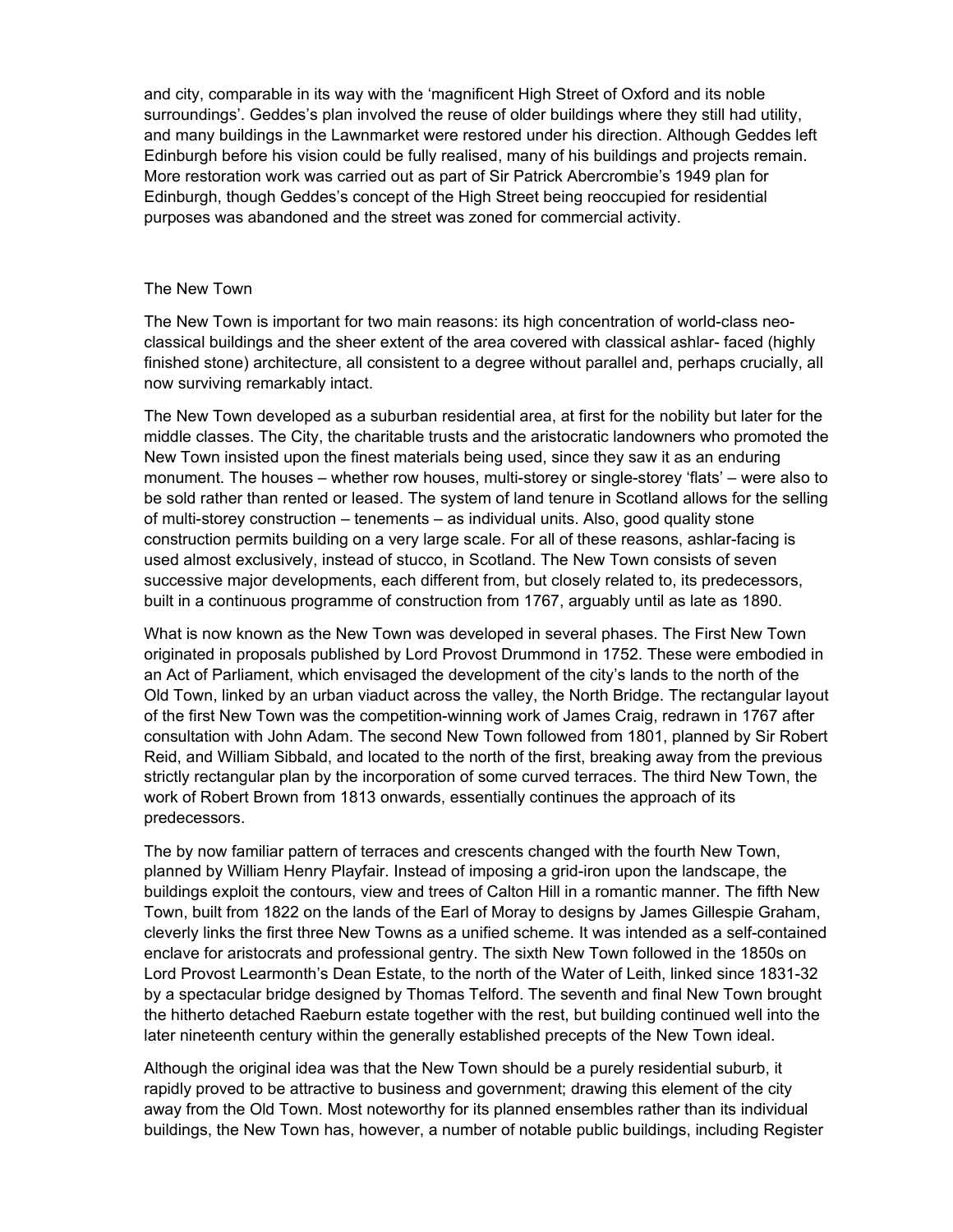and city, comparable in its way with the 'magnificent High Street of Oxford and its noble surroundings'. Geddes's plan involved the reuse of older buildings where they still had utility, and many buildings in the Lawnmarket were restored under his direction. Although Geddes left Edinburgh before his vision could be fully realised, many of his buildings and projects remain. More restoration work was carried out as part of Sir Patrick Abercrombie's 1949 plan for Edinburgh, though Geddes's concept of the High Street being reoccupied for residential purposes was abandoned and the street was zoned for commercial activity.

## The New Town

The New Town is important for two main reasons: its high concentration of world-class neo-classical buildings and the sheer extent of the area covered with classical ashlar- faced (highly finished stone) architecture, all consistent to a degree without parallel and, perhaps crucially, all now surviving remarkably intact.

The New Town developed as a suburban residential area, at first for the nobility but later for the middle classes. The City, the charitable trusts and the aristocratic landowners who promoted the New Town insisted upon the finest materials being used, since they saw it as an enduring monument. The houses – whether row houses, multi-storey or single-storey 'flats' – were also to be sold rather than rented or leased. The system of land tenure in Scotland allows for the selling of multi-storey construction – tenements – as individual units. Also, good quality stone construction permits building on a very large scale. For all of these reasons, ashlar-facing is used almost exclusively, instead of stucco, in Scotland. The New Town consists of seven successive major developments, each different from, but closely related to, its predecessors, built in a continuous programme of construction from 1767, arguably until as late as 1890.

What is now known as the New Town was developed in several phases. The First New Town originated in proposals published by Lord Provost Drummond in 1752. These were embodied in an Act of Parliament, which envisaged the development of the city's lands to the north of the Old Town, linked by an urban viaduct across the valley, the North Bridge. The rectangular layout of the first New Town was the competition-winning work of James Craig, redrawn in 1767 after consultation with John Adam. The second New Town followed from 1801, planned by Sir Robert Reid, and William Sibbald, and located to the north of the first, breaking away from the previous strictly rectangular plan by the incorporation of some curved terraces. The third New Town, the work of Robert Brown from 1813 onwards, essentially continues the approach of its predecessors.

The by now familiar pattern of terraces and crescents changed with the fourth New Town, planned by William Henry Playfair. Instead of imposing a grid-iron upon the landscape, the buildings exploit the contours, view and trees of Calton Hill in a romantic manner. The fifth New Town, built from 1822 on the lands of the Earl of Moray to designs by James Gillespie Graham, cleverly links the first three New Towns as a unified scheme. It was intended as a self-contained enclave for aristocrats and professional gentry. The sixth New Town followed in the 1850s on Lord Provost Learmonth's Dean Estate, to the north of the Water of Leith, linked since 1831-32 by a spectacular bridge designed by Thomas Telford. The seventh and final New Town brought the hitherto detached Raeburn estate together with the rest, but building continued well into the later nineteenth century within the generally established precepts of the New Town ideal.

Although the original idea was that the New Town should be a purely residential suburb, it rapidly proved to be attractive to business and government; drawing this element of the city away from the Old Town. Most noteworthy for its planned ensembles rather than its individual buildings, the New Town has, however, a number of notable public buildings, including Register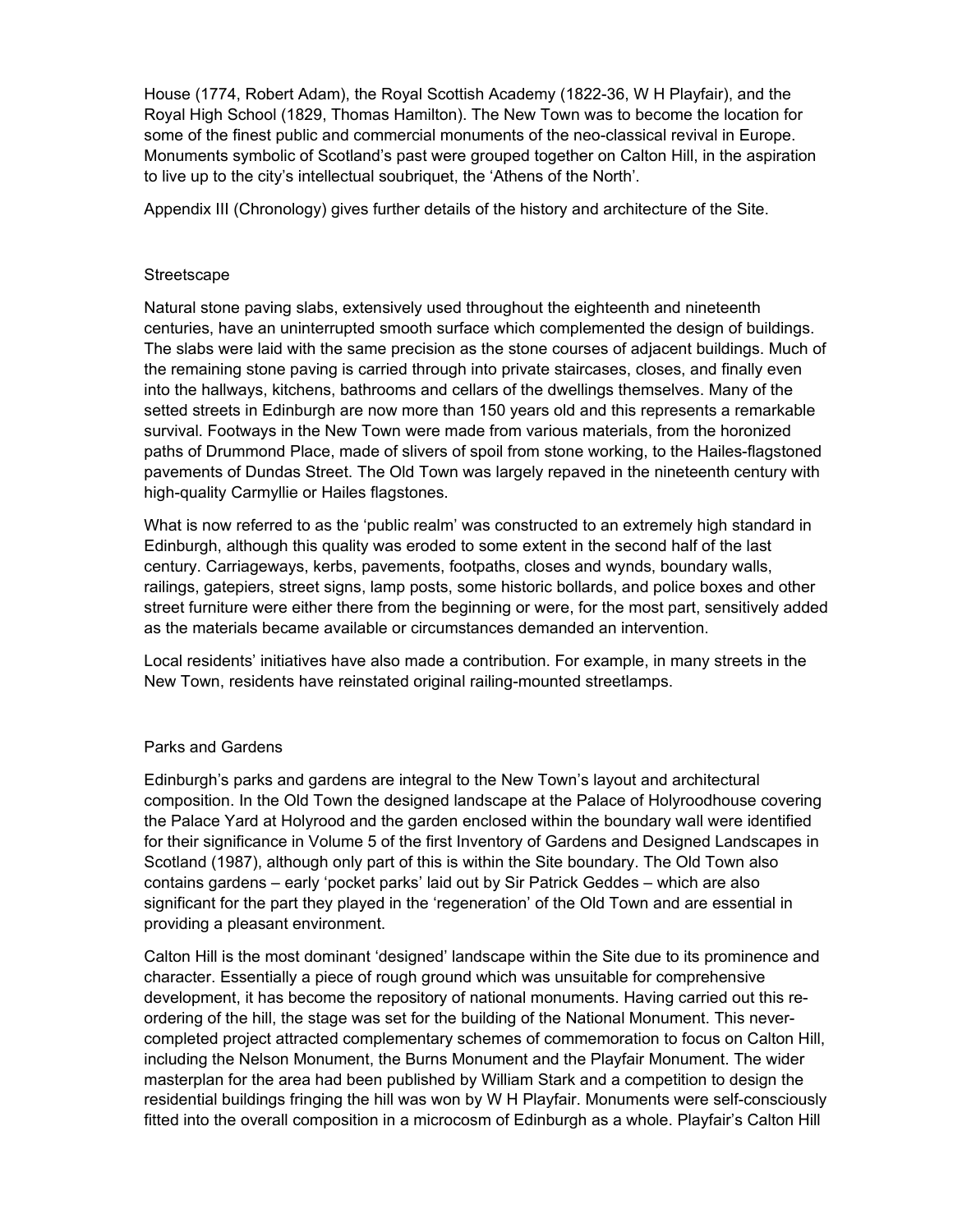House (1774, Robert Adam), the Royal Scottish Academy (1822-36, W H Playfair), and the Royal High School (1829, Thomas Hamilton). The New Town was to become the location for some of the finest public and commercial monuments of the neo-classical revival in Europe. Monuments symbolic of Scotland's past were grouped together on Calton Hill, in the aspiration to live up to the city's intellectual soubriquet, the 'Athens of the North'.

Appendix III (Chronology) gives further details of the history and architecture of the Site.

### Streetscape

Natural stone paving slabs, extensively used throughout the eighteenth and nineteenth centuries, have an uninterrupted smooth surface which complemented the design of buildings. The slabs were laid with the same precision as the stone courses of adjacent buildings. Much of the remaining stone paving is carried through into private staircases, closes, and finally even into the hallways, kitchens, bathrooms and cellars of the dwellings themselves. Many of the setted streets in Edinburgh are now more than 150 years old and this represents a remarkable survival. Footways in the New Town were made from various materials, from the horonized paths of Drummond Place, made of slivers of spoil from stone working, to the Hailes-flagstoned pavements of Dundas Street. The Old Town was largely repaved in the nineteenth century with high-quality Carmyllie or Hailes flagstones.

What is now referred to as the 'public realm' was constructed to an extremely high standard in Edinburgh, although this quality was eroded to some extent in the second half of the last century. Carriageways, kerbs, pavements, footpaths, closes and wynds, boundary walls, railings, gatepiers, street signs, lamp posts, some historic bollards, and police boxes and other street furniture were either there from the beginning or were, for the most part, sensitively added as the materials became available or circumstances demanded an intervention.

Local residents' initiatives have also made a contribution. For example, in many streets in the New Town, residents have reinstated original railing-mounted streetlamps.

### Parks and Gardens

Edinburgh's parks and gardens are integral to the New Town's layout and architectural composition. In the Old Town the designed landscape at the Palace of Holyroodhouse covering the Palace Yard at Holyrood and the garden enclosed within the boundary wall were identified for their significance in Volume 5 of the first Inventory of Gardens and Designed Landscapes in Scotland (1987), although only part of this is within the Site boundary. The Old Town also contains gardens – early 'pocket parks' laid out by Sir Patrick Geddes – which are also significant for the part they played in the 'regeneration' of the Old Town and are essential in providing a pleasant environment.

Calton Hill is the most dominant 'designed' landscape within the Site due to its prominence and character. Essentially a piece of rough ground which was unsuitable for comprehensive development, it has become the repository of national monuments. Having carried out this re-ordering of the hill, the stage was set for the building of the National Monument. This never-completed project attracted complementary schemes of commemoration to focus on Calton Hill, including the Nelson Monument, the Burns Monument and the Playfair Monument. The wider masterplan for the area had been published by William Stark and a competition to design the residential buildings fringing the hill was won by W H Playfair. Monuments were self-consciously fitted into the overall composition in a microcosm of Edinburgh as a whole. Playfair's Calton Hill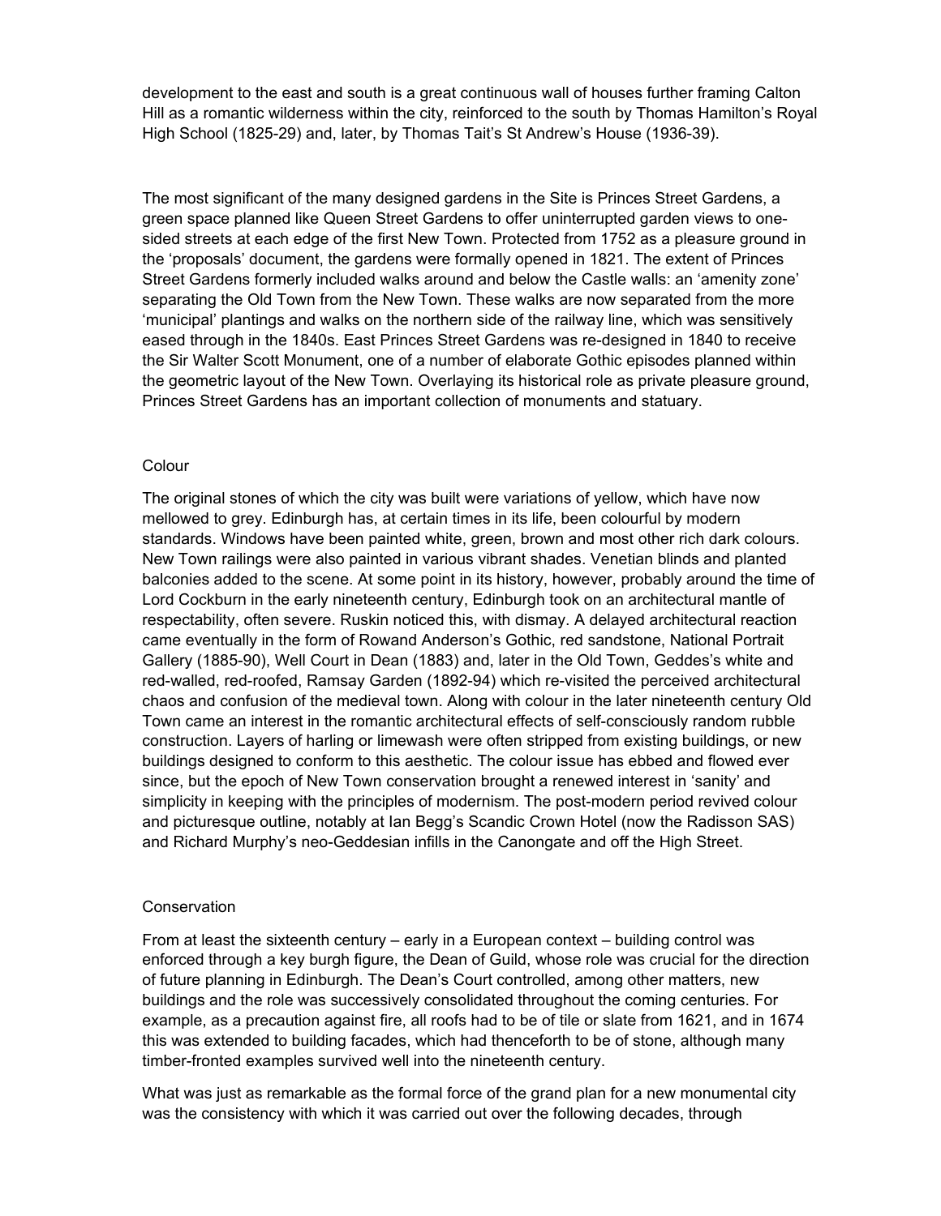development to the east and south is a great continuous wall of houses further framing Calton Hill as a romantic wilderness within the city, reinforced to the south by Thomas Hamilton's Royal High School (1825-29) and, later, by Thomas Tait's St Andrew's House (1936-39).

The most significant of the many designed gardens in the Site is Princes Street Gardens, a green space planned like Queen Street Gardens to offer uninterrupted garden views to one-sided streets at each edge of the first New Town. Protected from 1752 as a pleasure ground in the 'proposals' document, the gardens were formally opened in 1821. The extent of Princes Street Gardens formerly included walks around and below the Castle walls: an 'amenity zone' separating the Old Town from the New Town. These walks are now separated from the more 'municipal' plantings and walks on the northern side of the railway line, which was sensitively eased through in the 1840s. East Princes Street Gardens was re-designed in 1840 to receive the Sir Walter Scott Monument, one of a number of elaborate Gothic episodes planned within the geometric layout of the New Town. Overlaying its historical role as private pleasure ground, Princes Street Gardens has an important collection of monuments and statuary.

### Colour

The original stones of which the city was built were variations of yellow, which have now mellowed to grey. Edinburgh has, at certain times in its life, been colourful by modern standards. Windows have been painted white, green, brown and most other rich dark colours. New Town railings were also painted in various vibrant shades. Venetian blinds and planted balconies added to the scene. At some point in its history, however, probably around the time of Lord Cockburn in the early nineteenth century, Edinburgh took on an architectural mantle of respectability, often severe. Ruskin noticed this, with dismay. A delayed architectural reaction came eventually in the form of Rowand Anderson's Gothic, red sandstone, National Portrait Gallery (1885-90), Well Court in Dean (1883) and, later in the Old Town, Geddes's white and red-walled, red-roofed, Ramsay Garden (1892-94) which re-visited the perceived architectural chaos and confusion of the medieval town. Along with colour in the later nineteenth century Old Town came an interest in the romantic architectural effects of self-consciously random rubble construction. Layers of harling or limewash were often stripped from existing buildings, or new buildings designed to conform to this aesthetic. The colour issue has ebbed and flowed ever since, but the epoch of New Town conservation brought a renewed interest in 'sanity' and simplicity in keeping with the principles of modernism. The post-modern period revived colour and picturesque outline, notably at Ian Begg's Scandic Crown Hotel (now the Radisson SAS) and Richard Murphy's neo-Geddesian infills in the Canongate and off the High Street.

### Conservation

From at least the sixteenth century – early in a European context – building control was enforced through a key burgh figure, the Dean of Guild, whose role was crucial for the direction of future planning in Edinburgh. The Dean's Court controlled, among other matters, new buildings and the role was successively consolidated throughout the coming centuries. For example, as a precaution against fire, all roofs had to be of tile or slate from 1621, and in 1674 this was extended to building facades, which had thenceforth to be of stone, although many timber-fronted examples survived well into the nineteenth century.

What was just as remarkable as the formal force of the grand plan for a new monumental city was the consistency with which it was carried out over the following decades, through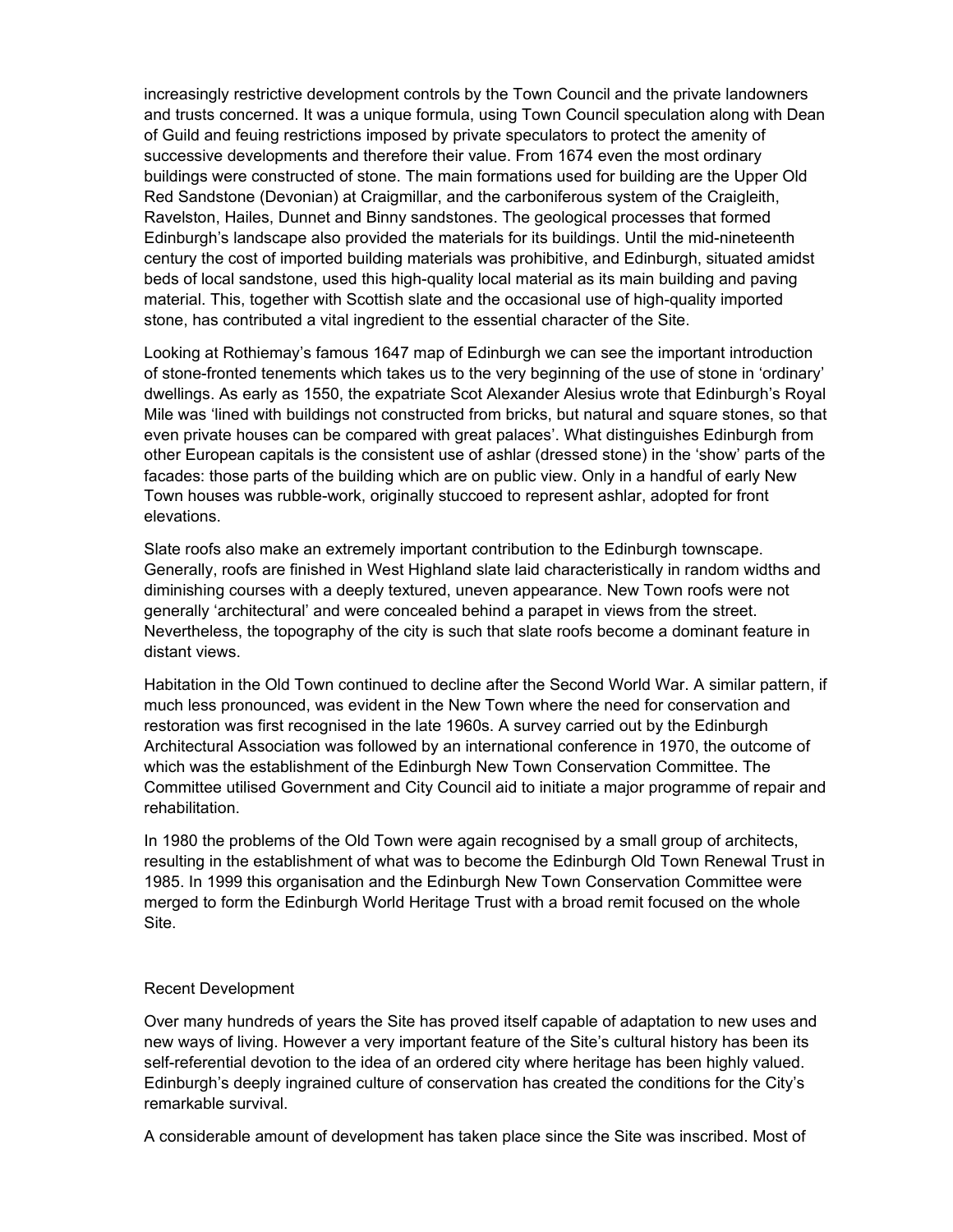increasingly restrictive development controls by the Town Council and the private landowners and trusts concerned. It was a unique formula, using Town Council speculation along with Dean of Guild and feuing restrictions imposed by private speculators to protect the amenity of successive developments and therefore their value. From 1674 even the most ordinary buildings were constructed of stone. The main formations used for building are the Upper Old Red Sandstone (Devonian) at Craigmillar, and the carboniferous system of the Craigleith, Ravelston, Hailes, Dunnet and Binny sandstones. The geological processes that formed Edinburgh's landscape also provided the materials for its buildings. Until the mid-nineteenth century the cost of imported building materials was prohibitive, and Edinburgh, situated amidst beds of local sandstone, used this high-quality local material as its main building and paving material. This, together with Scottish slate and the occasional use of high-quality imported stone, has contributed a vital ingredient to the essential character of the Site.

Looking at Rothiemay's famous 1647 map of Edinburgh we can see the important introduction of stone-fronted tenements which takes us to the very beginning of the use of stone in 'ordinary' dwellings. As early as 1550, the expatriate Scot Alexander Alesius wrote that Edinburgh's Royal Mile was 'lined with buildings not constructed from bricks, but natural and square stones, so that even private houses can be compared with great palaces'. What distinguishes Edinburgh from other European capitals is the consistent use of ashlar (dressed stone) in the 'show' parts of the facades: those parts of the building which are on public view. Only in a handful of early New Town houses was rubble-work, originally stuccoed to represent ashlar, adopted for front elevations.

Slate roofs also make an extremely important contribution to the Edinburgh townscape. Generally, roofs are finished in West Highland slate laid characteristically in random widths and diminishing courses with a deeply textured, uneven appearance. New Town roofs were not generally 'architectural' and were concealed behind a parapet in views from the street. Nevertheless, the topography of the city is such that slate roofs become a dominant feature in distant views.

Habitation in the Old Town continued to decline after the Second World War. A similar pattern, if much less pronounced, was evident in the New Town where the need for conservation and restoration was first recognised in the late 1960s. A survey carried out by the Edinburgh Architectural Association was followed by an international conference in 1970, the outcome of which was the establishment of the Edinburgh New Town Conservation Committee. The Committee utilised Government and City Council aid to initiate a major programme of repair and rehabilitation.

In 1980 the problems of the Old Town were again recognised by a small group of architects, resulting in the establishment of what was to become the Edinburgh Old Town Renewal Trust in 1985. In 1999 this organisation and the Edinburgh New Town Conservation Committee were merged to form the Edinburgh World Heritage Trust with a broad remit focused on the whole Site.

## Recent Development

Over many hundreds of years the Site has proved itself capable of adaptation to new uses and new ways of living. However a very important feature of the Site's cultural history has been its self-referential devotion to the idea of an ordered city where heritage has been highly valued. Edinburgh's deeply ingrained culture of conservation has created the conditions for the City's remarkable survival.

A considerable amount of development has taken place since the Site was inscribed. Most of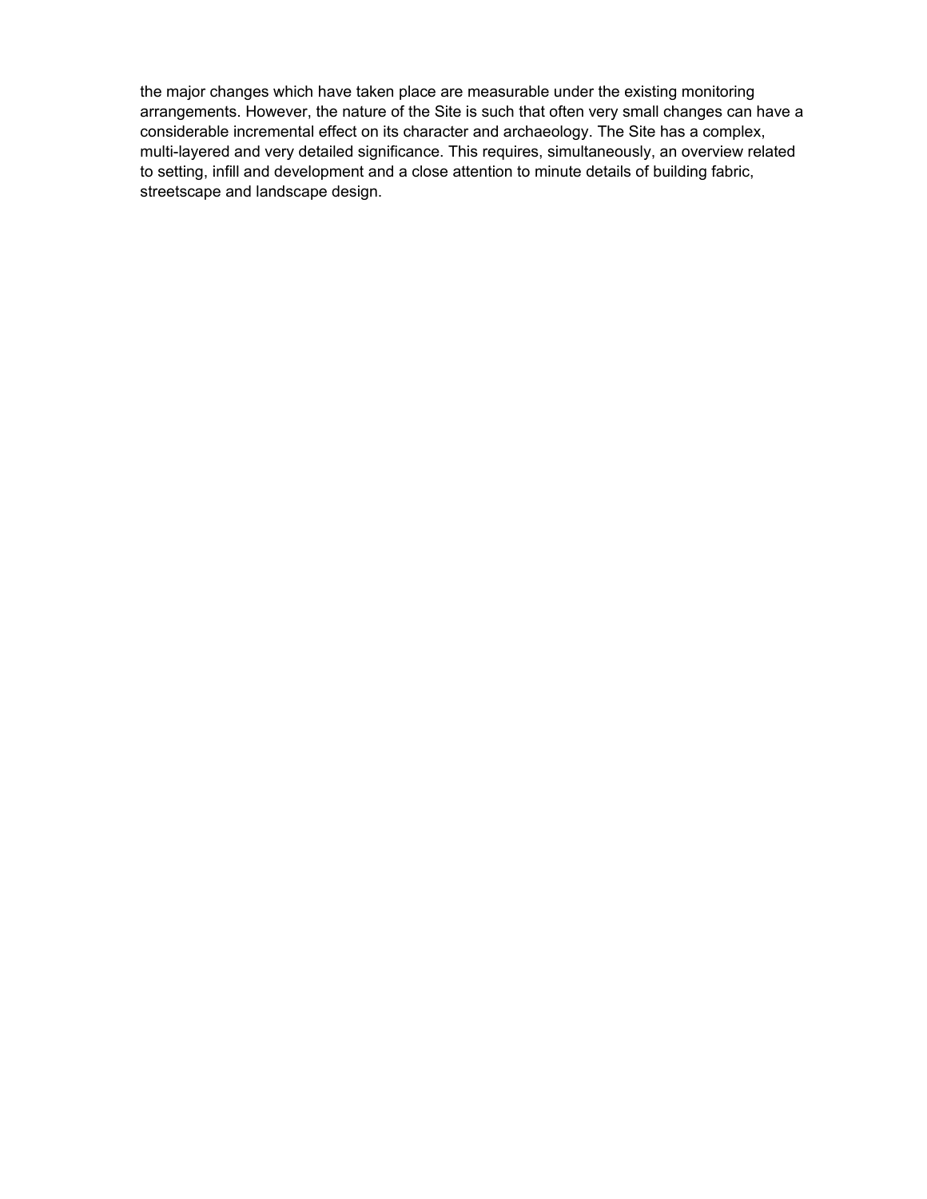the major changes which have taken place are measurable under the existing monitoring arrangements. However, the nature of the Site is such that often very small changes can have a considerable incremental effect on its character and archaeology. The Site has a complex, multi-layered and very detailed significance. This requires, simultaneously, an overview related to setting, infill and development and a close attention to minute details of building fabric, streetscape and landscape design.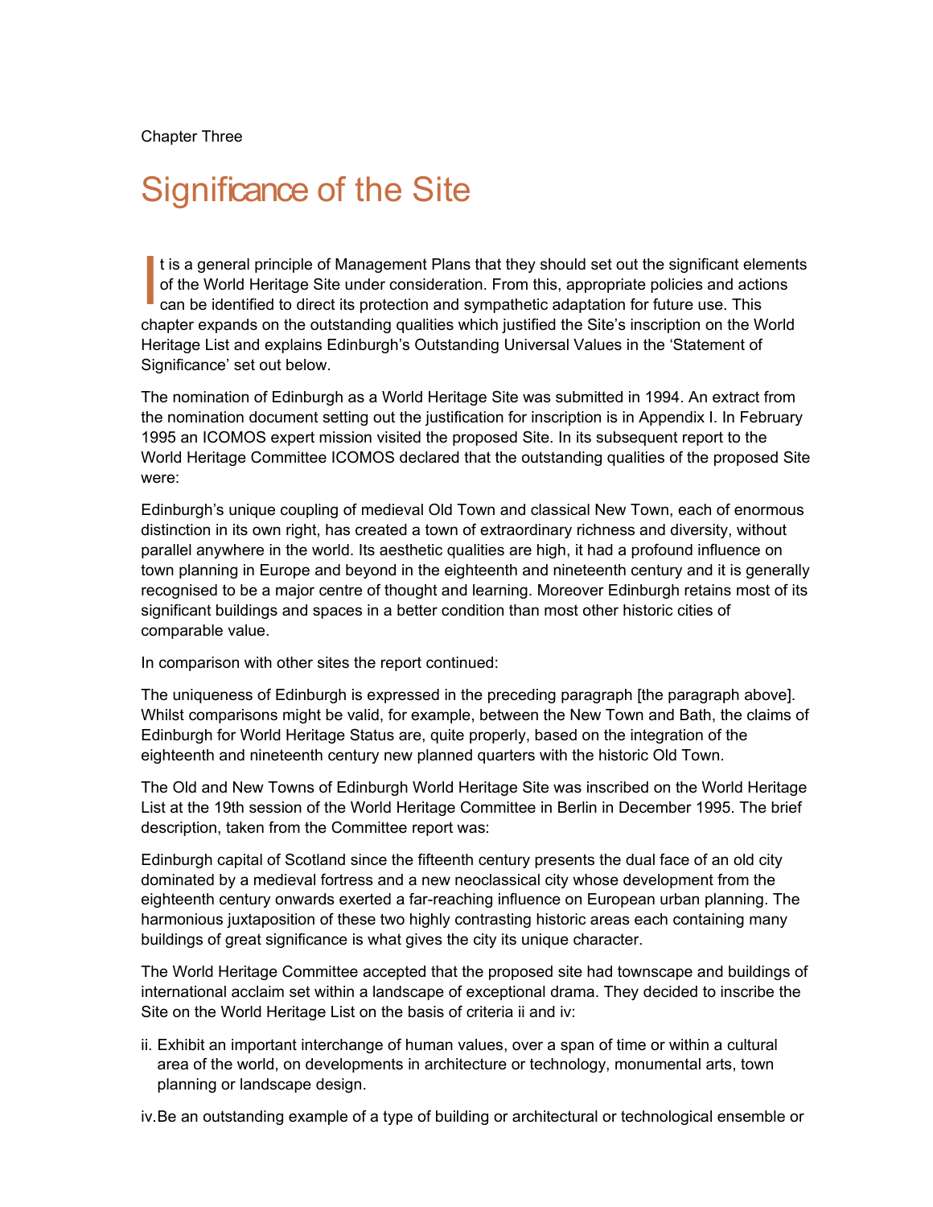Chapter Three

# Significance of the Site

It is a general principle of Management Plans that they should set out the significant elements of the World Heritage Site under consideration. From this, appropriate policies and actions can be identified to direct its protection and sympathetic adaptation for future use. This chapter expands on the outstanding qualities which justified the Site's inscription on the World Heritage List and explains Edinburgh's Outstanding Universal Values in the 'Statement of Significance' set out below.

The nomination of Edinburgh as a World Heritage Site was submitted in 1994. An extract from the nomination document setting out the justification for inscription is in Appendix I. In February 1995 an ICOMOS expert mission visited the proposed Site. In its subsequent report to the World Heritage Committee ICOMOS declared that the outstanding qualities of the proposed Site were:

Edinburgh's unique coupling of medieval Old Town and classical New Town, each of enormous distinction in its own right, has created a town of extraordinary richness and diversity, without parallel anywhere in the world. Its aesthetic qualities are high, it had a profound influence on town planning in Europe and beyond in the eighteenth and nineteenth century and it is generally recognised to be a major centre of thought and learning. Moreover Edinburgh retains most of its significant buildings and spaces in a better condition than most other historic cities of comparable value.

In comparison with other sites the report continued:

The uniqueness of Edinburgh is expressed in the preceding paragraph [the paragraph above]. Whilst comparisons might be valid, for example, between the New Town and Bath, the claims of Edinburgh for World Heritage Status are, quite properly, based on the integration of the eighteenth and nineteenth century new planned quarters with the historic Old Town.

The Old and New Towns of Edinburgh World Heritage Site was inscribed on the World Heritage List at the 19th session of the World Heritage Committee in Berlin in December 1995. The brief description, taken from the Committee report was:

Edinburgh capital of Scotland since the fifteenth century presents the dual face of an old city dominated by a medieval fortress and a new neoclassical city whose development from the eighteenth century onwards exerted a far-reaching influence on European urban planning. The harmonious juxtaposition of these two highly contrasting historic areas each containing many buildings of great significance is what gives the city its unique character.

The World Heritage Committee accepted that the proposed site had townscape and buildings of international acclaim set within a landscape of exceptional drama. They decided to inscribe the Site on the World Heritage List on the basis of criteria ii and iv:

ii. Exhibit an important interchange of human values, over a span of time or within a cultural area of the world, on developments in architecture or technology, monumental arts, town planning or landscape design.

iv. Be an outstanding example of a type of building or architectural or technological ensemble or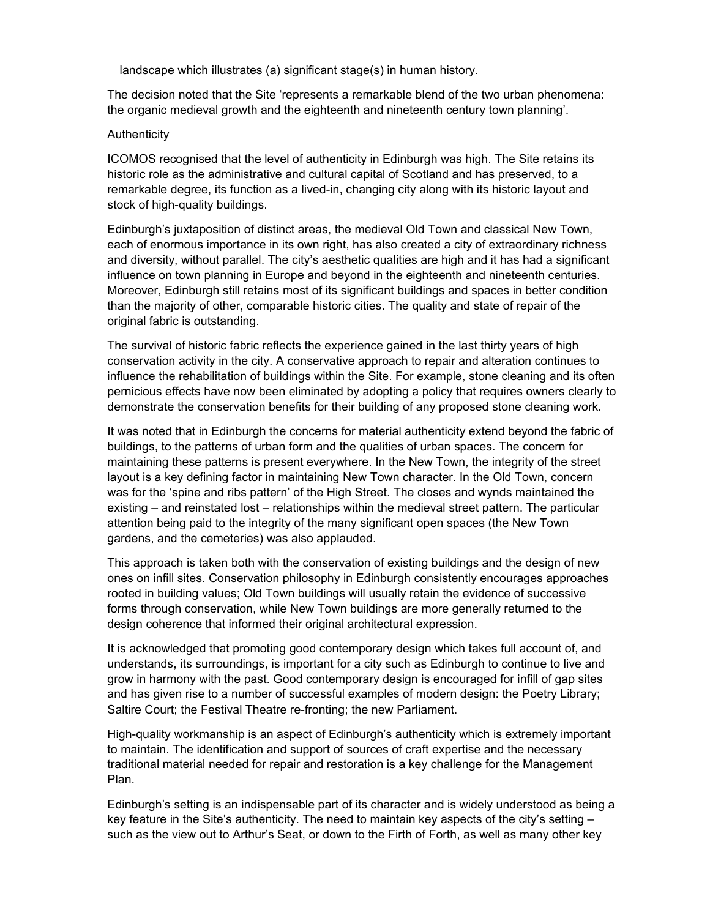landscape which illustrates (a) significant stage(s) in human history.

The decision noted that the Site 'represents a remarkable blend of the two urban phenomena: the organic medieval growth and the eighteenth and nineteenth century town planning'.

Authenticity

ICOMOS recognised that the level of authenticity in Edinburgh was high. The Site retains its historic role as the administrative and cultural capital of Scotland and has preserved, to a remarkable degree, its function as a lived-in, changing city along with its historic layout and stock of high-quality buildings.

Edinburgh's juxtaposition of distinct areas, the medieval Old Town and classical New Town, each of enormous importance in its own right, has also created a city of extraordinary richness and diversity, without parallel. The city's aesthetic qualities are high and it has had a significant influence on town planning in Europe and beyond in the eighteenth and nineteenth centuries. Moreover, Edinburgh still retains most of its significant buildings and spaces in better condition than the majority of other, comparable historic cities. The quality and state of repair of the original fabric is outstanding.

The survival of historic fabric reflects the experience gained in the last thirty years of high conservation activity in the city. A conservative approach to repair and alteration continues to influence the rehabilitation of buildings within the Site. For example, stone cleaning and its often pernicious effects have now been eliminated by adopting a policy that requires owners clearly to demonstrate the conservation benefits for their building of any proposed stone cleaning work.

It was noted that in Edinburgh the concerns for material authenticity extend beyond the fabric of buildings, to the patterns of urban form and the qualities of urban spaces. The concern for maintaining these patterns is present everywhere. In the New Town, the integrity of the street layout is a key defining factor in maintaining New Town character. In the Old Town, concern was for the 'spine and ribs pattern' of the High Street. The closes and wynds maintained the existing – and reinstated lost – relationships within the medieval street pattern. The particular attention being paid to the integrity of the many significant open spaces (the New Town gardens, and the cemeteries) was also applauded.

This approach is taken both with the conservation of existing buildings and the design of new ones on infill sites. Conservation philosophy in Edinburgh consistently encourages approaches rooted in building values; Old Town buildings will usually retain the evidence of successive forms through conservation, while New Town buildings are more generally returned to the design coherence that informed their original architectural expression.

It is acknowledged that promoting good contemporary design which takes full account of, and understands, its surroundings, is important for a city such as Edinburgh to continue to live and grow in harmony with the past. Good contemporary design is encouraged for infill of gap sites and has given rise to a number of successful examples of modern design: the Poetry Library; Saltire Court; the Festival Theatre re-fronting; the new Parliament.

High-quality workmanship is an aspect of Edinburgh's authenticity which is extremely important to maintain. The identification and support of sources of craft expertise and the necessary traditional material needed for repair and restoration is a key challenge for the Management Plan.

Edinburgh's setting is an indispensable part of its character and is widely understood as being a key feature in the Site's authenticity. The need to maintain key aspects of the city's setting – such as the view out to Arthur's Seat, or down to the Firth of Forth, as well as many other key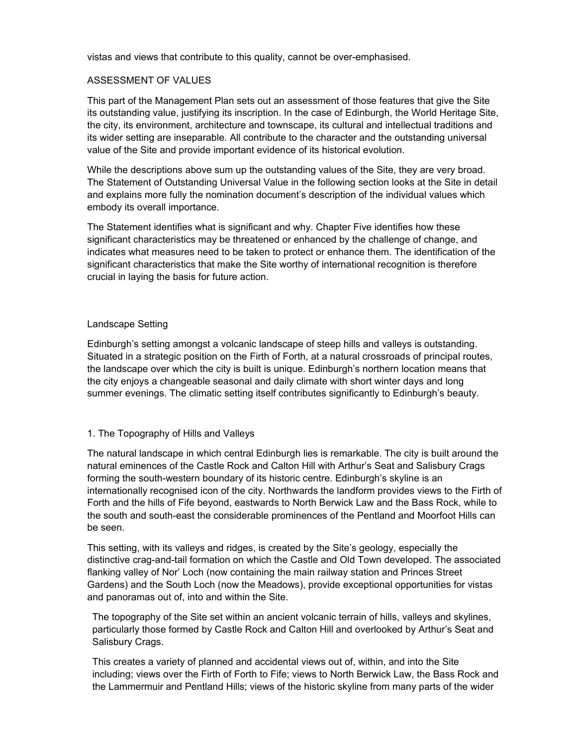vistas and views that contribute to this quality, cannot be over-emphasised.

## ASSESSMENT OF VALUES

This part of the Management Plan sets out an assessment of those features that give the Site its outstanding value, justifying its inscription. In the case of Edinburgh, the World Heritage Site, the city, its environment, architecture and townscape, its cultural and intellectual traditions and its wider setting are inseparable. All contribute to the character and the outstanding universal value of the Site and provide important evidence of its historical evolution.

While the descriptions above sum up the outstanding values of the Site, they are very broad. The Statement of Outstanding Universal Value in the following section looks at the Site in detail and explains more fully the nomination document's description of the individual values which embody its overall importance.

The Statement identifies what is significant and why. Chapter Five identifies how these significant characteristics may be threatened or enhanced by the challenge of change, and indicates what measures need to be taken to protect or enhance them. The identification of the significant characteristics that make the Site worthy of international recognition is therefore crucial in laying the basis for future action.

### Landscape Setting

Edinburgh's setting amongst a volcanic landscape of steep hills and valleys is outstanding. Situated in a strategic position on the Firth of Forth, at a natural crossroads of principal routes, the landscape over which the city is built is unique. Edinburgh's northern location means that the city enjoys a changeable seasonal and daily climate with short winter days and long summer evenings. The climatic setting itself contributes significantly to Edinburgh's beauty.

#### 1. The Topography of Hills and Valleys

The natural landscape in which central Edinburgh lies is remarkable. The city is built around the natural eminences of the Castle Rock and Calton Hill with Arthur's Seat and Salisbury Crags forming the south-western boundary of its historic centre. Edinburgh's skyline is an internationally recognised icon of the city. Northwards the landform provides views to the Firth of Forth and the hills of Fife beyond, eastwards to North Berwick Law and the Bass Rock, while to the south and south-east the considerable prominences of the Pentland and Moorfoot Hills can be seen.

This setting, with its valleys and ridges, is created by the Site's geology, especially the distinctive crag-and-tail formation on which the Castle and Old Town developed. The associated flanking valley of Nor' Loch (now containing the main railway station and Princes Street Gardens) and the South Loch (now the Meadows), provide exceptional opportunities for vistas and panoramas out of, into and within the Site.

> The topography of the Site set within an ancient volcanic terrain of hills, valleys and skylines, particularly those formed by Castle Rock and Calton Hill and overlooked by Arthur's Seat and Salisbury Crags.
>
> This creates a variety of planned and accidental views out of, within, and into the Site including; views over the Firth of Forth to Fife; views to North Berwick Law, the Bass Rock and the Lammermuir and Pentland Hills; views of the historic skyline from many parts of the wider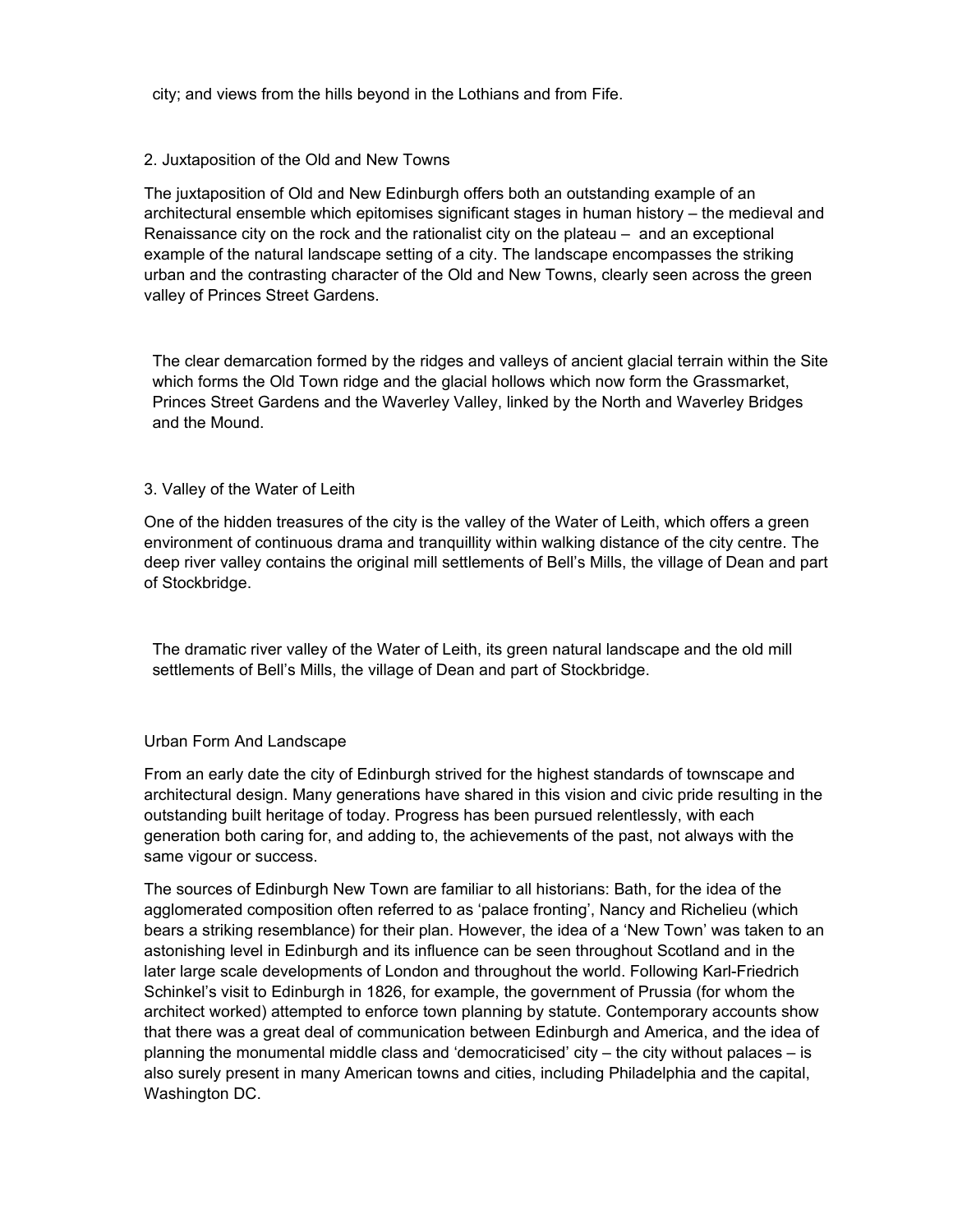city; and views from the hills beyond in the Lothians and from Fife.

2. Juxtaposition of the Old and New Towns

The juxtaposition of Old and New Edinburgh offers both an outstanding example of an architectural ensemble which epitomises significant stages in human history – the medieval and Renaissance city on the rock and the rationalist city on the plateau – and an exceptional example of the natural landscape setting of a city. The landscape encompasses the striking urban and the contrasting character of the Old and New Towns, clearly seen across the green valley of Princes Street Gardens.

The clear demarcation formed by the ridges and valleys of ancient glacial terrain within the Site which forms the Old Town ridge and the glacial hollows which now form the Grassmarket, Princes Street Gardens and the Waverley Valley, linked by the North and Waverley Bridges and the Mound.

3. Valley of the Water of Leith

One of the hidden treasures of the city is the valley of the Water of Leith, which offers a green environment of continuous drama and tranquillity within walking distance of the city centre. The deep river valley contains the original mill settlements of Bell's Mills, the village of Dean and part of Stockbridge.

The dramatic river valley of the Water of Leith, its green natural landscape and the old mill settlements of Bell's Mills, the village of Dean and part of Stockbridge.

## Urban Form And Landscape

From an early date the city of Edinburgh strived for the highest standards of townscape and architectural design. Many generations have shared in this vision and civic pride resulting in the outstanding built heritage of today. Progress has been pursued relentlessly, with each generation both caring for, and adding to, the achievements of the past, not always with the same vigour or success.

The sources of Edinburgh New Town are familiar to all historians: Bath, for the idea of the agglomerated composition often referred to as 'palace fronting', Nancy and Richelieu (which bears a striking resemblance) for their plan. However, the idea of a 'New Town' was taken to an astonishing level in Edinburgh and its influence can be seen throughout Scotland and in the later large scale developments of London and throughout the world. Following Karl-Friedrich Schinkel's visit to Edinburgh in 1826, for example, the government of Prussia (for whom the architect worked) attempted to enforce town planning by statute. Contemporary accounts show that there was a great deal of communication between Edinburgh and America, and the idea of planning the monumental middle class and 'democraticised' city – the city without palaces – is also surely present in many American towns and cities, including Philadelphia and the capital, Washington DC.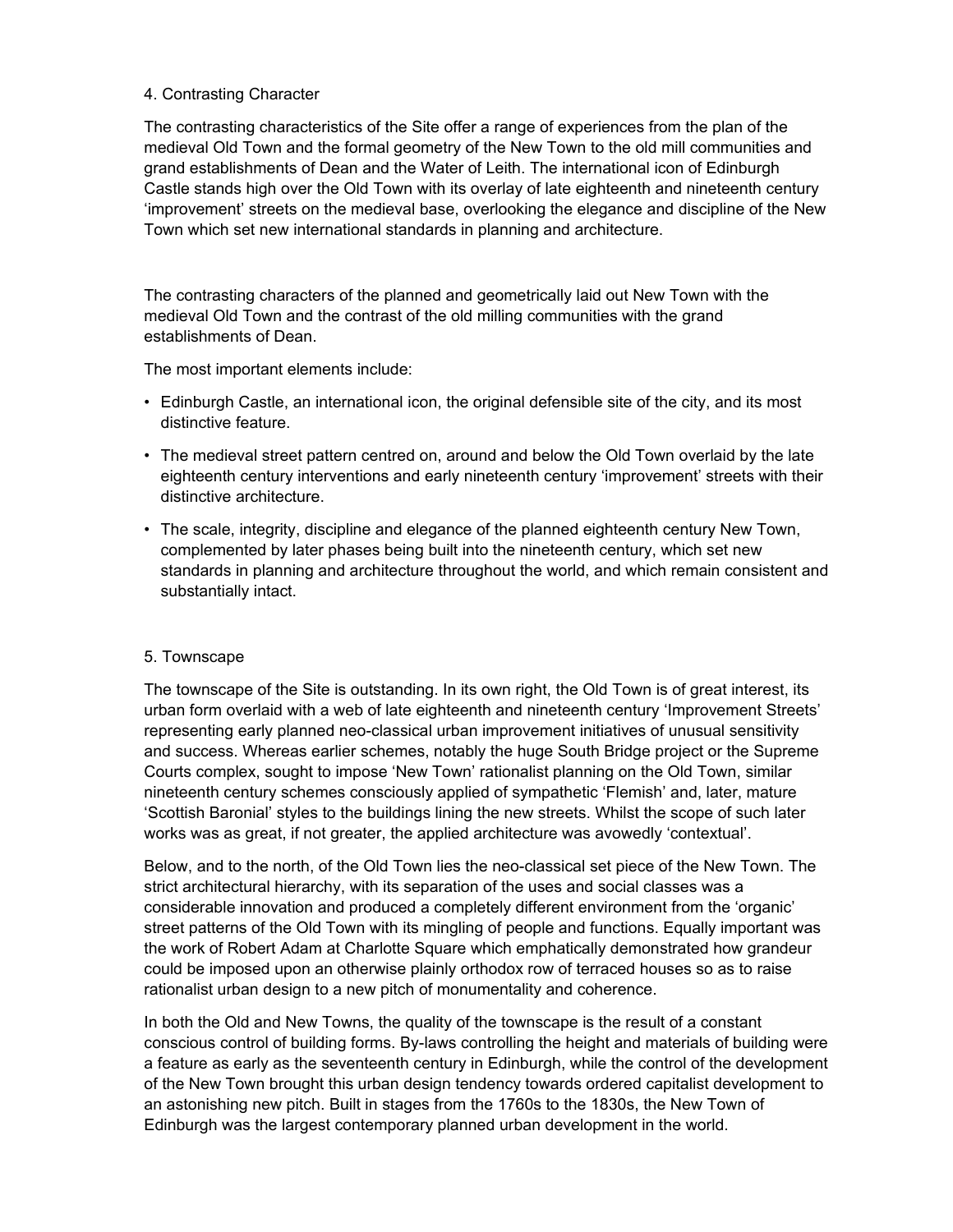## 4. Contrasting Character

The contrasting characteristics of the Site offer a range of experiences from the plan of the medieval Old Town and the formal geometry of the New Town to the old mill communities and grand establishments of Dean and the Water of Leith. The international icon of Edinburgh Castle stands high over the Old Town with its overlay of late eighteenth and nineteenth century 'improvement' streets on the medieval base, overlooking the elegance and discipline of the New Town which set new international standards in planning and architecture.

The contrasting characters of the planned and geometrically laid out New Town with the medieval Old Town and the contrast of the old milling communities with the grand establishments of Dean.

The most important elements include:

- Edinburgh Castle, an international icon, the original defensible site of the city, and its most distinctive feature.
- The medieval street pattern centred on, around and below the Old Town overlaid by the late eighteenth century interventions and early nineteenth century 'improvement' streets with their distinctive architecture.
- The scale, integrity, discipline and elegance of the planned eighteenth century New Town, complemented by later phases being built into the nineteenth century, which set new standards in planning and architecture throughout the world, and which remain consistent and substantially intact.

## 5. Townscape

The townscape of the Site is outstanding. In its own right, the Old Town is of great interest, its urban form overlaid with a web of late eighteenth and nineteenth century 'Improvement Streets' representing early planned neo-classical urban improvement initiatives of unusual sensitivity and success. Whereas earlier schemes, notably the huge South Bridge project or the Supreme Courts complex, sought to impose 'New Town' rationalist planning on the Old Town, similar nineteenth century schemes consciously applied of sympathetic 'Flemish' and, later, mature 'Scottish Baronial' styles to the buildings lining the new streets. Whilst the scope of such later works was as great, if not greater, the applied architecture was avowedly 'contextual'.

Below, and to the north, of the Old Town lies the neo-classical set piece of the New Town. The strict architectural hierarchy, with its separation of the uses and social classes was a considerable innovation and produced a completely different environment from the 'organic' street patterns of the Old Town with its mingling of people and functions. Equally important was the work of Robert Adam at Charlotte Square which emphatically demonstrated how grandeur could be imposed upon an otherwise plainly orthodox row of terraced houses so as to raise rationalist urban design to a new pitch of monumentality and coherence.

In both the Old and New Towns, the quality of the townscape is the result of a constant conscious control of building forms. By-laws controlling the height and materials of building were a feature as early as the seventeenth century in Edinburgh, while the control of the development of the New Town brought this urban design tendency towards ordered capitalist development to an astonishing new pitch. Built in stages from the 1760s to the 1830s, the New Town of Edinburgh was the largest contemporary planned urban development in the world.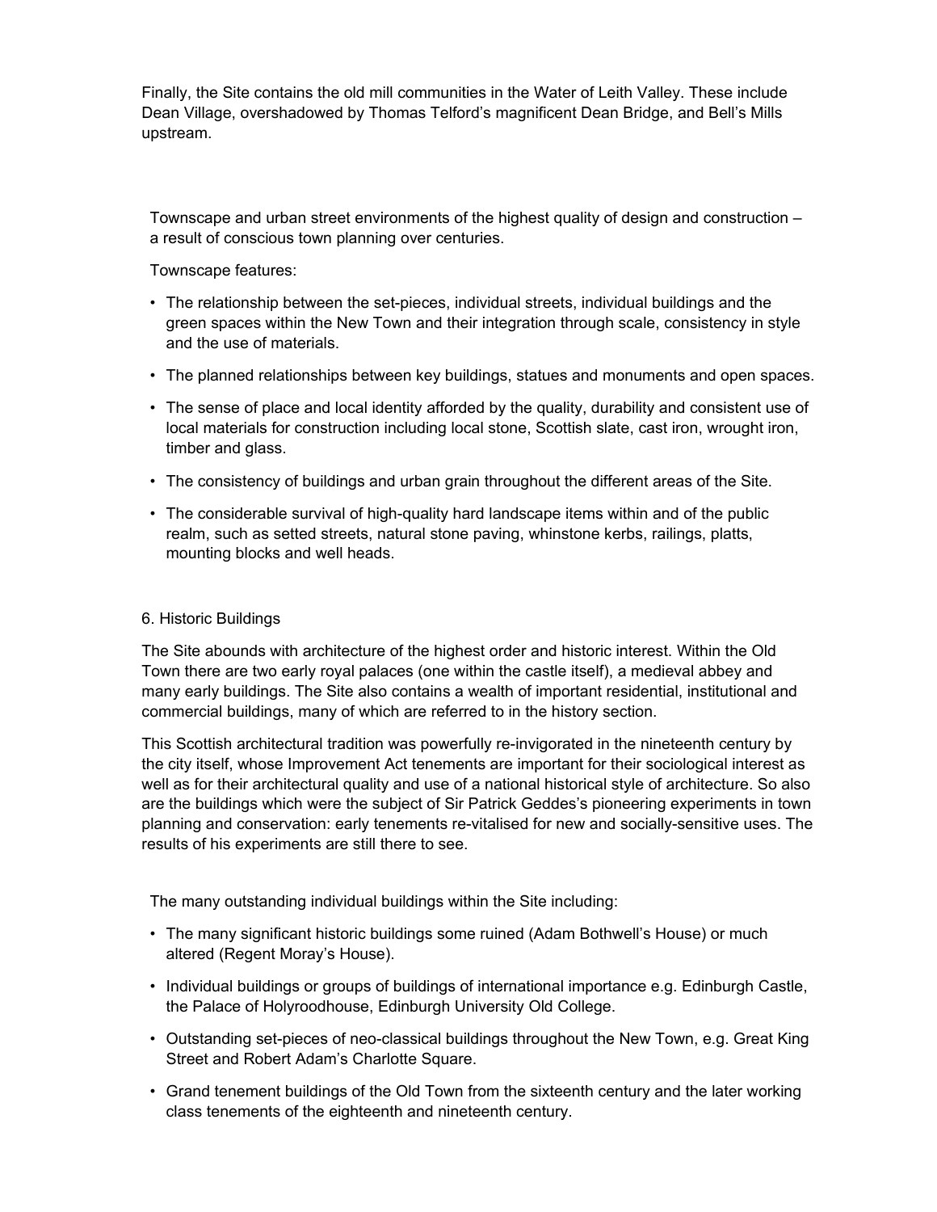Finally, the Site contains the old mill communities in the Water of Leith Valley. These include Dean Village, overshadowed by Thomas Telford's magnificent Dean Bridge, and Bell's Mills upstream.

Townscape and urban street environments of the highest quality of design and construction – a result of conscious town planning over centuries.

Townscape features:

- The relationship between the set-pieces, individual streets, individual buildings and the green spaces within the New Town and their integration through scale, consistency in style and the use of materials.
- The planned relationships between key buildings, statues and monuments and open spaces.
- The sense of place and local identity afforded by the quality, durability and consistent use of local materials for construction including local stone, Scottish slate, cast iron, wrought iron, timber and glass.
- The consistency of buildings and urban grain throughout the different areas of the Site.
- The considerable survival of high-quality hard landscape items within and of the public realm, such as setted streets, natural stone paving, whinstone kerbs, railings, platts, mounting blocks and well heads.

## 6. Historic Buildings

The Site abounds with architecture of the highest order and historic interest. Within the Old Town there are two early royal palaces (one within the castle itself), a medieval abbey and many early buildings. The Site also contains a wealth of important residential, institutional and commercial buildings, many of which are referred to in the history section.

This Scottish architectural tradition was powerfully re-invigorated in the nineteenth century by the city itself, whose Improvement Act tenements are important for their sociological interest as well as for their architectural quality and use of a national historical style of architecture. So also are the buildings which were the subject of Sir Patrick Geddes's pioneering experiments in town planning and conservation: early tenements re-vitalised for new and socially-sensitive uses. The results of his experiments are still there to see.

The many outstanding individual buildings within the Site including:

- The many significant historic buildings some ruined (Adam Bothwell's House) or much altered (Regent Moray's House).
- Individual buildings or groups of buildings of international importance e.g. Edinburgh Castle, the Palace of Holyroodhouse, Edinburgh University Old College.
- Outstanding set-pieces of neo-classical buildings throughout the New Town, e.g. Great King Street and Robert Adam's Charlotte Square.
- Grand tenement buildings of the Old Town from the sixteenth century and the later working class tenements of the eighteenth and nineteenth century.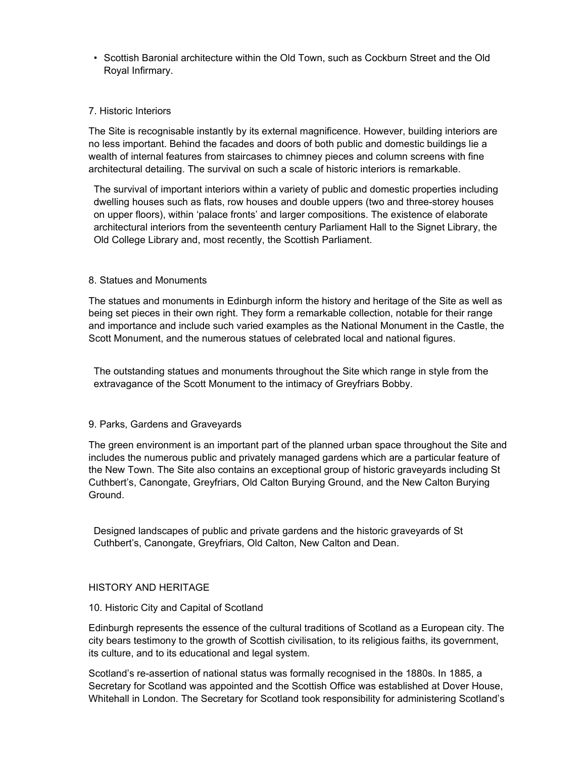- Scottish Baronial architecture within the Old Town, such as Cockburn Street and the Old Royal Infirmary.

7. Historic Interiors

The Site is recognisable instantly by its external magnificence. However, building interiors are no less important. Behind the facades and doors of both public and domestic buildings lie a wealth of internal features from staircases to chimney pieces and column screens with fine architectural detailing. The survival on such a scale of historic interiors is remarkable.

> The survival of important interiors within a variety of public and domestic properties including dwelling houses such as flats, row houses and double uppers (two and three-storey houses on upper floors), within 'palace fronts' and larger compositions. The existence of elaborate architectural interiors from the seventeenth century Parliament Hall to the Signet Library, the Old College Library and, most recently, the Scottish Parliament.

8. Statues and Monuments

The statues and monuments in Edinburgh inform the history and heritage of the Site as well as being set pieces in their own right. They form a remarkable collection, notable for their range and importance and include such varied examples as the National Monument in the Castle, the Scott Monument, and the numerous statues of celebrated local and national figures.

> The outstanding statues and monuments throughout the Site which range in style from the extravagance of the Scott Monument to the intimacy of Greyfriars Bobby.

9. Parks, Gardens and Graveyards

The green environment is an important part of the planned urban space throughout the Site and includes the numerous public and privately managed gardens which are a particular feature of the New Town. The Site also contains an exceptional group of historic graveyards including St Cuthbert's, Canongate, Greyfriars, Old Calton Burying Ground, and the New Calton Burying Ground.

> Designed landscapes of public and private gardens and the historic graveyards of St Cuthbert's, Canongate, Greyfriars, Old Calton, New Calton and Dean.

HISTORY AND HERITAGE

10. Historic City and Capital of Scotland

Edinburgh represents the essence of the cultural traditions of Scotland as a European city. The city bears testimony to the growth of Scottish civilisation, to its religious faiths, its government, its culture, and to its educational and legal system.

Scotland's re-assertion of national status was formally recognised in the 1880s. In 1885, a Secretary for Scotland was appointed and the Scottish Office was established at Dover House, Whitehall in London. The Secretary for Scotland took responsibility for administering Scotland's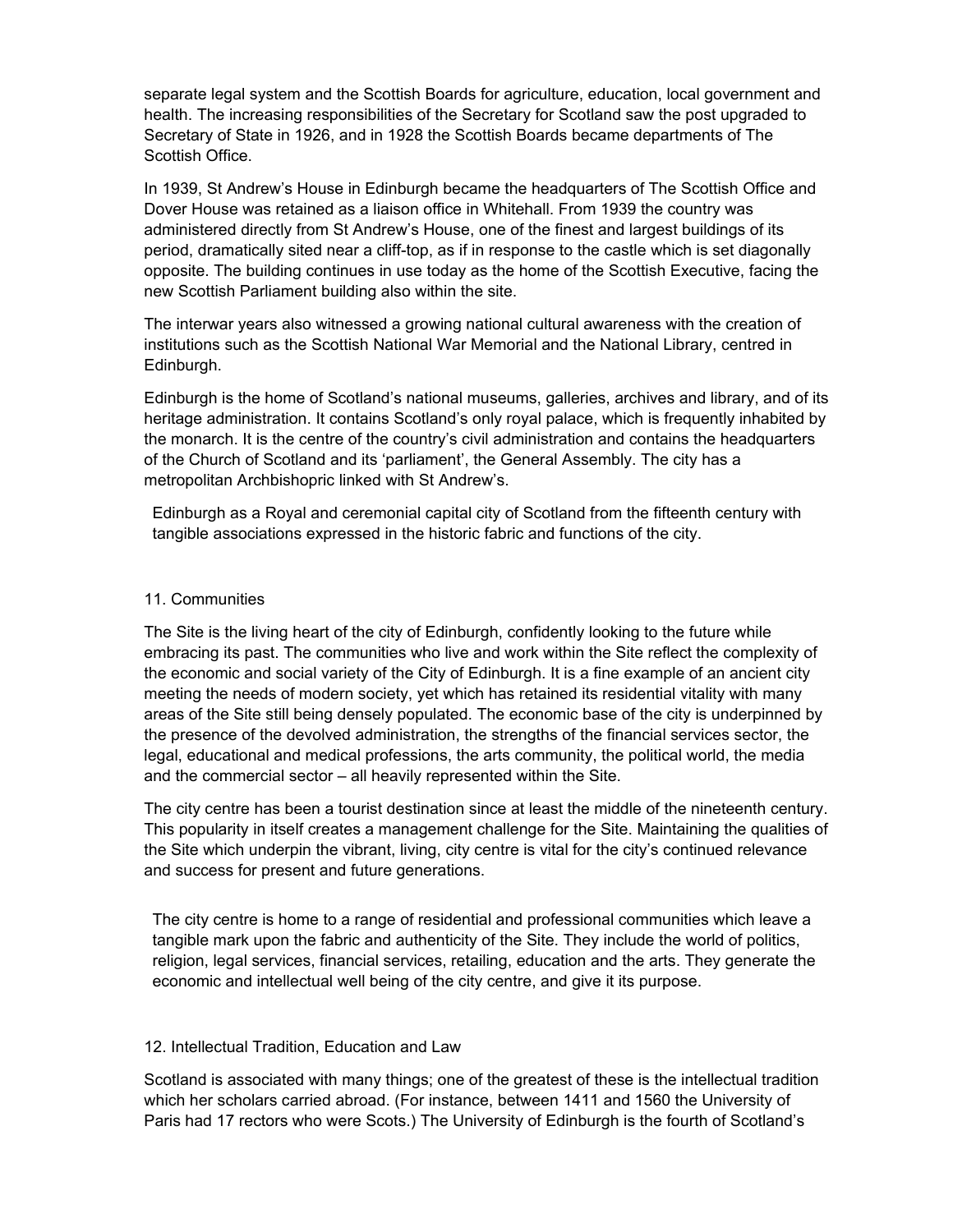separate legal system and the Scottish Boards for agriculture, education, local government and health. The increasing responsibilities of the Secretary for Scotland saw the post upgraded to Secretary of State in 1926, and in 1928 the Scottish Boards became departments of The Scottish Office.

In 1939, St Andrew's House in Edinburgh became the headquarters of The Scottish Office and Dover House was retained as a liaison office in Whitehall. From 1939 the country was administered directly from St Andrew's House, one of the finest and largest buildings of its period, dramatically sited near a cliff-top, as if in response to the castle which is set diagonally opposite. The building continues in use today as the home of the Scottish Executive, facing the new Scottish Parliament building also within the site.

The interwar years also witnessed a growing national cultural awareness with the creation of institutions such as the Scottish National War Memorial and the National Library, centred in Edinburgh.

Edinburgh is the home of Scotland's national museums, galleries, archives and library, and of its heritage administration. It contains Scotland's only royal palace, which is frequently inhabited by the monarch. It is the centre of the country's civil administration and contains the headquarters of the Church of Scotland and its 'parliament', the General Assembly. The city has a metropolitan Archbishopric linked with St Andrew's.

> Edinburgh as a Royal and ceremonial capital city of Scotland from the fifteenth century with tangible associations expressed in the historic fabric and functions of the city.

## 11. Communities

The Site is the living heart of the city of Edinburgh, confidently looking to the future while embracing its past. The communities who live and work within the Site reflect the complexity of the economic and social variety of the City of Edinburgh. It is a fine example of an ancient city meeting the needs of modern society, yet which has retained its residential vitality with many areas of the Site still being densely populated. The economic base of the city is underpinned by the presence of the devolved administration, the strengths of the financial services sector, the legal, educational and medical professions, the arts community, the political world, the media and the commercial sector – all heavily represented within the Site.

The city centre has been a tourist destination since at least the middle of the nineteenth century. This popularity in itself creates a management challenge for the Site. Maintaining the qualities of the Site which underpin the vibrant, living, city centre is vital for the city's continued relevance and success for present and future generations.

> The city centre is home to a range of residential and professional communities which leave a tangible mark upon the fabric and authenticity of the Site. They include the world of politics, religion, legal services, financial services, retailing, education and the arts. They generate the economic and intellectual well being of the city centre, and give it its purpose.

## 12. Intellectual Tradition, Education and Law

Scotland is associated with many things; one of the greatest of these is the intellectual tradition which her scholars carried abroad. (For instance, between 1411 and 1560 the University of Paris had 17 rectors who were Scots.) The University of Edinburgh is the fourth of Scotland's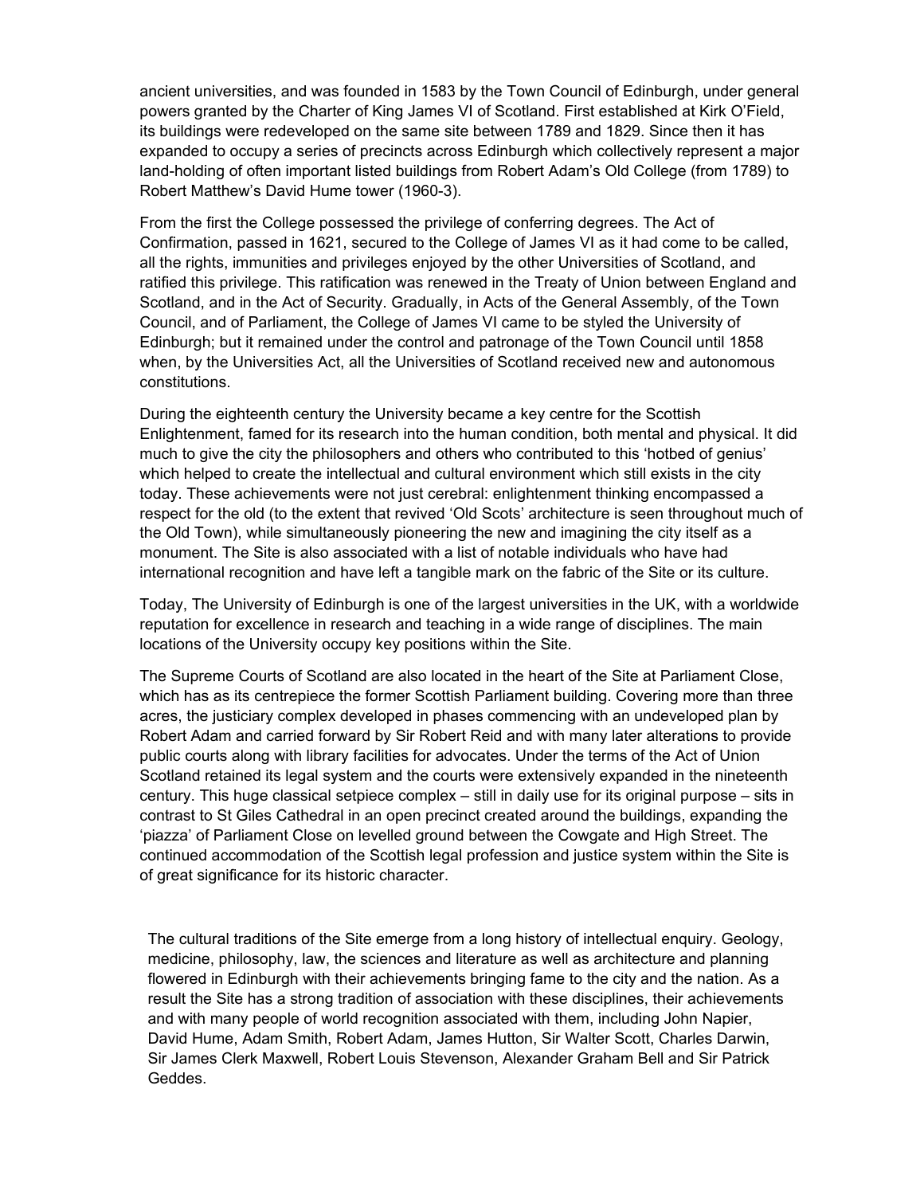ancient universities, and was founded in 1583 by the Town Council of Edinburgh, under general powers granted by the Charter of King James VI of Scotland. First established at Kirk O'Field, its buildings were redeveloped on the same site between 1789 and 1829. Since then it has expanded to occupy a series of precincts across Edinburgh which collectively represent a major land-holding of often important listed buildings from Robert Adam's Old College (from 1789) to Robert Matthew's David Hume tower (1960-3).

From the first the College possessed the privilege of conferring degrees. The Act of Confirmation, passed in 1621, secured to the College of James VI as it had come to be called, all the rights, immunities and privileges enjoyed by the other Universities of Scotland, and ratified this privilege. This ratification was renewed in the Treaty of Union between England and Scotland, and in the Act of Security. Gradually, in Acts of the General Assembly, of the Town Council, and of Parliament, the College of James VI came to be styled the University of Edinburgh; but it remained under the control and patronage of the Town Council until 1858 when, by the Universities Act, all the Universities of Scotland received new and autonomous constitutions.

During the eighteenth century the University became a key centre for the Scottish Enlightenment, famed for its research into the human condition, both mental and physical. It did much to give the city the philosophers and others who contributed to this 'hotbed of genius' which helped to create the intellectual and cultural environment which still exists in the city today. These achievements were not just cerebral: enlightenment thinking encompassed a respect for the old (to the extent that revived 'Old Scots' architecture is seen throughout much of the Old Town), while simultaneously pioneering the new and imagining the city itself as a monument. The Site is also associated with a list of notable individuals who have had international recognition and have left a tangible mark on the fabric of the Site or its culture.

Today, The University of Edinburgh is one of the largest universities in the UK, with a worldwide reputation for excellence in research and teaching in a wide range of disciplines. The main locations of the University occupy key positions within the Site.

The Supreme Courts of Scotland are also located in the heart of the Site at Parliament Close, which has as its centrepiece the former Scottish Parliament building. Covering more than three acres, the justiciary complex developed in phases commencing with an undeveloped plan by Robert Adam and carried forward by Sir Robert Reid and with many later alterations to provide public courts along with library facilities for advocates. Under the terms of the Act of Union Scotland retained its legal system and the courts were extensively expanded in the nineteenth century. This huge classical setpiece complex – still in daily use for its original purpose – sits in contrast to St Giles Cathedral in an open precinct created around the buildings, expanding the 'piazza' of Parliament Close on levelled ground between the Cowgate and High Street. The continued accommodation of the Scottish legal profession and justice system within the Site is of great significance for its historic character.

The cultural traditions of the Site emerge from a long history of intellectual enquiry. Geology, medicine, philosophy, law, the sciences and literature as well as architecture and planning flowered in Edinburgh with their achievements bringing fame to the city and the nation. As a result the Site has a strong tradition of association with these disciplines, their achievements and with many people of world recognition associated with them, including John Napier, David Hume, Adam Smith, Robert Adam, James Hutton, Sir Walter Scott, Charles Darwin, Sir James Clerk Maxwell, Robert Louis Stevenson, Alexander Graham Bell and Sir Patrick Geddes.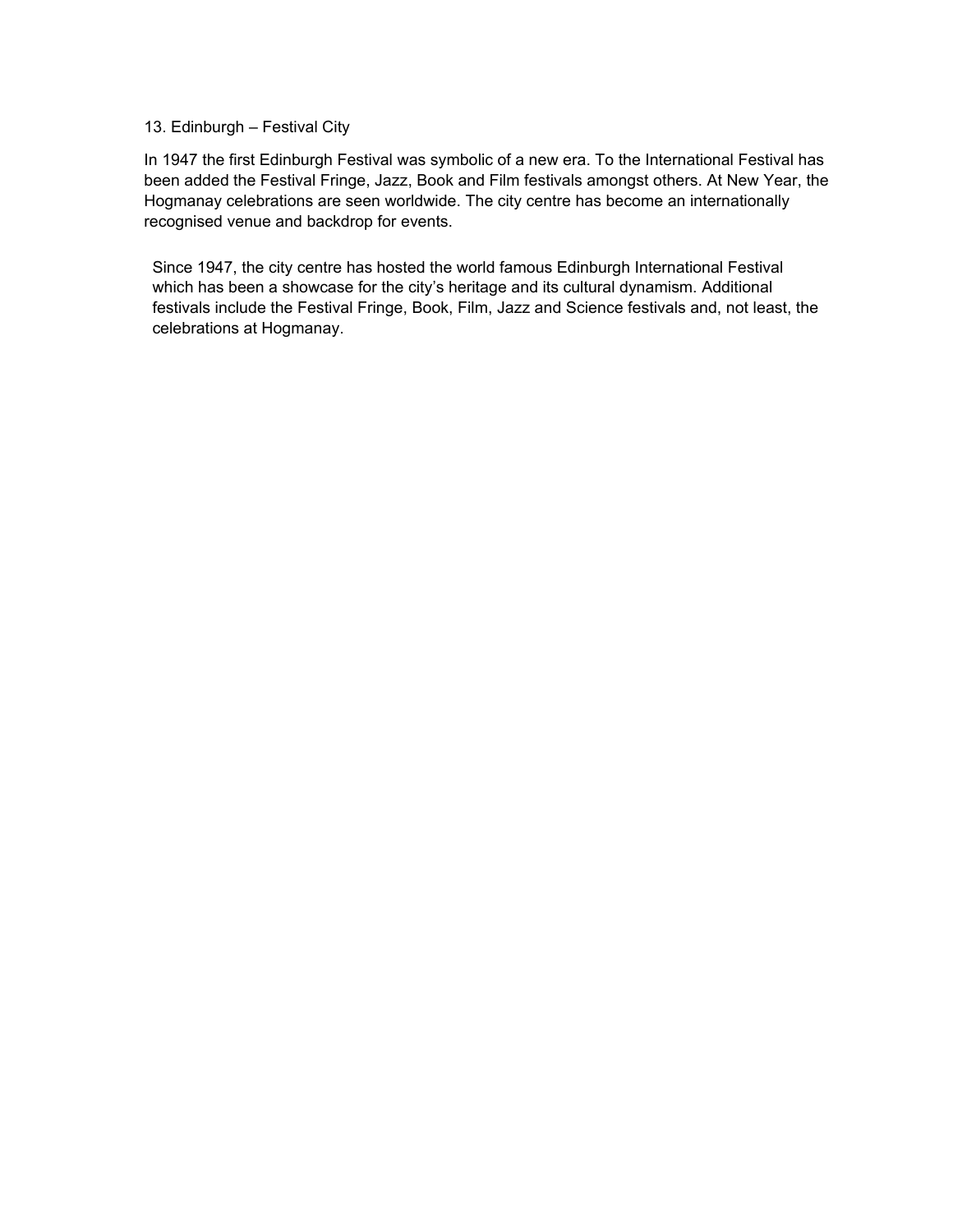13. Edinburgh – Festival City

In 1947 the first Edinburgh Festival was symbolic of a new era. To the International Festival has been added the Festival Fringe, Jazz, Book and Film festivals amongst others. At New Year, the Hogmanay celebrations are seen worldwide. The city centre has become an internationally recognised venue and backdrop for events.

Since 1947, the city centre has hosted the world famous Edinburgh International Festival which has been a showcase for the city's heritage and its cultural dynamism. Additional festivals include the Festival Fringe, Book, Film, Jazz and Science festivals and, not least, the celebrations at Hogmanay.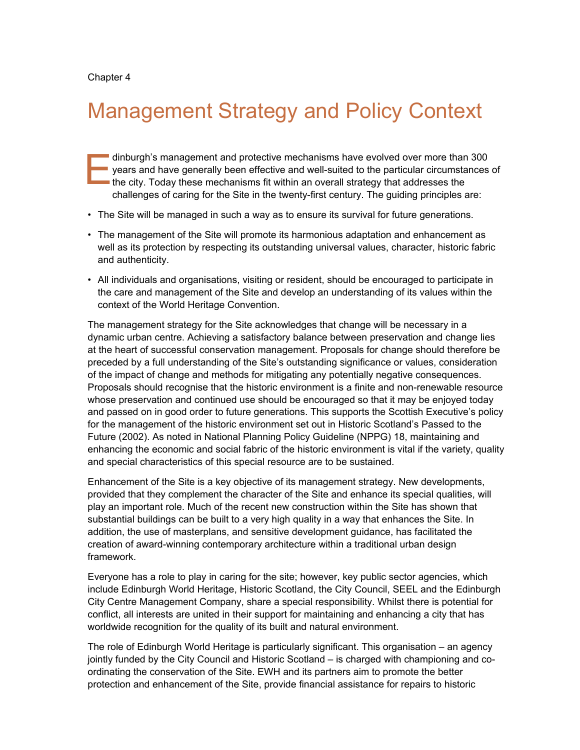Chapter 4

# Management Strategy and Policy Context

Edinburgh's management and protective mechanisms have evolved over more than 300 years and have generally been effective and well-suited to the particular circumstances of the city. Today these mechanisms fit within an overall strategy that addresses the challenges of caring for the Site in the twenty-first century. The guiding principles are:

- The Site will be managed in such a way as to ensure its survival for future generations.
- The management of the Site will promote its harmonious adaptation and enhancement as well as its protection by respecting its outstanding universal values, character, historic fabric and authenticity.
- All individuals and organisations, visiting or resident, should be encouraged to participate in the care and management of the Site and develop an understanding of its values within the context of the World Heritage Convention.

The management strategy for the Site acknowledges that change will be necessary in a dynamic urban centre. Achieving a satisfactory balance between preservation and change lies at the heart of successful conservation management. Proposals for change should therefore be preceded by a full understanding of the Site's outstanding significance or values, consideration of the impact of change and methods for mitigating any potentially negative consequences. Proposals should recognise that the historic environment is a finite and non-renewable resource whose preservation and continued use should be encouraged so that it may be enjoyed today and passed on in good order to future generations. This supports the Scottish Executive's policy for the management of the historic environment set out in Historic Scotland's Passed to the Future (2002). As noted in National Planning Policy Guideline (NPPG) 18, maintaining and enhancing the economic and social fabric of the historic environment is vital if the variety, quality and special characteristics of this special resource are to be sustained.

Enhancement of the Site is a key objective of its management strategy. New developments, provided that they complement the character of the Site and enhance its special qualities, will play an important role. Much of the recent new construction within the Site has shown that substantial buildings can be built to a very high quality in a way that enhances the Site. In addition, the use of masterplans, and sensitive development guidance, has facilitated the creation of award-winning contemporary architecture within a traditional urban design framework.

Everyone has a role to play in caring for the site; however, key public sector agencies, which include Edinburgh World Heritage, Historic Scotland, the City Council, SEEL and the Edinburgh City Centre Management Company, share a special responsibility. Whilst there is potential for conflict, all interests are united in their support for maintaining and enhancing a city that has worldwide recognition for the quality of its built and natural environment.

The role of Edinburgh World Heritage is particularly significant. This organisation – an agency jointly funded by the City Council and Historic Scotland – is charged with championing and co-ordinating the conservation of the Site. EWH and its partners aim to promote the better protection and enhancement of the Site, provide financial assistance for repairs to historic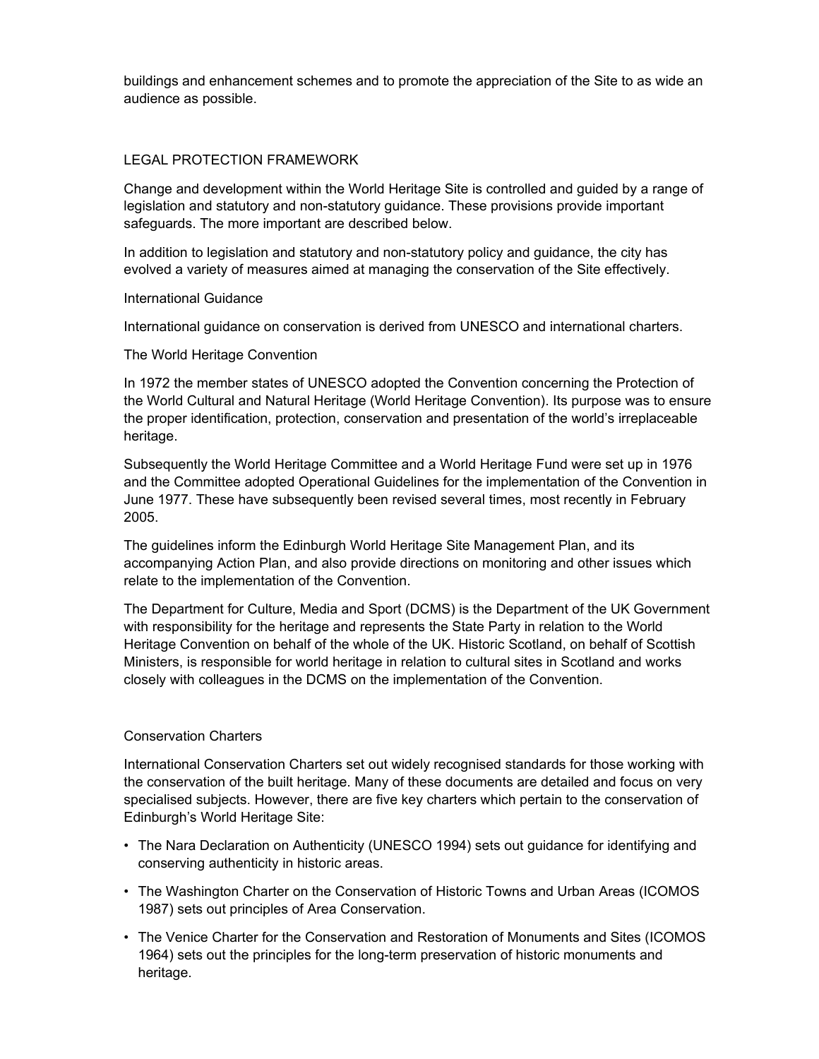buildings and enhancement schemes and to promote the appreciation of the Site to as wide an audience as possible.

## LEGAL PROTECTION FRAMEWORK

Change and development within the World Heritage Site is controlled and guided by a range of legislation and statutory and non-statutory guidance. These provisions provide important safeguards. The more important are described below.

In addition to legislation and statutory and non-statutory policy and guidance, the city has evolved a variety of measures aimed at managing the conservation of the Site effectively.

### International Guidance

International guidance on conservation is derived from UNESCO and international charters.

#### The World Heritage Convention

In 1972 the member states of UNESCO adopted the Convention concerning the Protection of the World Cultural and Natural Heritage (World Heritage Convention). Its purpose was to ensure the proper identification, protection, conservation and presentation of the world's irreplaceable heritage.

Subsequently the World Heritage Committee and a World Heritage Fund were set up in 1976 and the Committee adopted Operational Guidelines for the implementation of the Convention in June 1977. These have subsequently been revised several times, most recently in February 2005.

The guidelines inform the Edinburgh World Heritage Site Management Plan, and its accompanying Action Plan, and also provide directions on monitoring and other issues which relate to the implementation of the Convention.

The Department for Culture, Media and Sport (DCMS) is the Department of the UK Government with responsibility for the heritage and represents the State Party in relation to the World Heritage Convention on behalf of the whole of the UK. Historic Scotland, on behalf of Scottish Ministers, is responsible for world heritage in relation to cultural sites in Scotland and works closely with colleagues in the DCMS on the implementation of the Convention.

#### Conservation Charters

International Conservation Charters set out widely recognised standards for those working with the conservation of the built heritage. Many of these documents are detailed and focus on very specialised subjects. However, there are five key charters which pertain to the conservation of Edinburgh's World Heritage Site:

- The Nara Declaration on Authenticity (UNESCO 1994) sets out guidance for identifying and conserving authenticity in historic areas.
- The Washington Charter on the Conservation of Historic Towns and Urban Areas (ICOMOS 1987) sets out principles of Area Conservation.
- The Venice Charter for the Conservation and Restoration of Monuments and Sites (ICOMOS 1964) sets out the principles for the long-term preservation of historic monuments and heritage.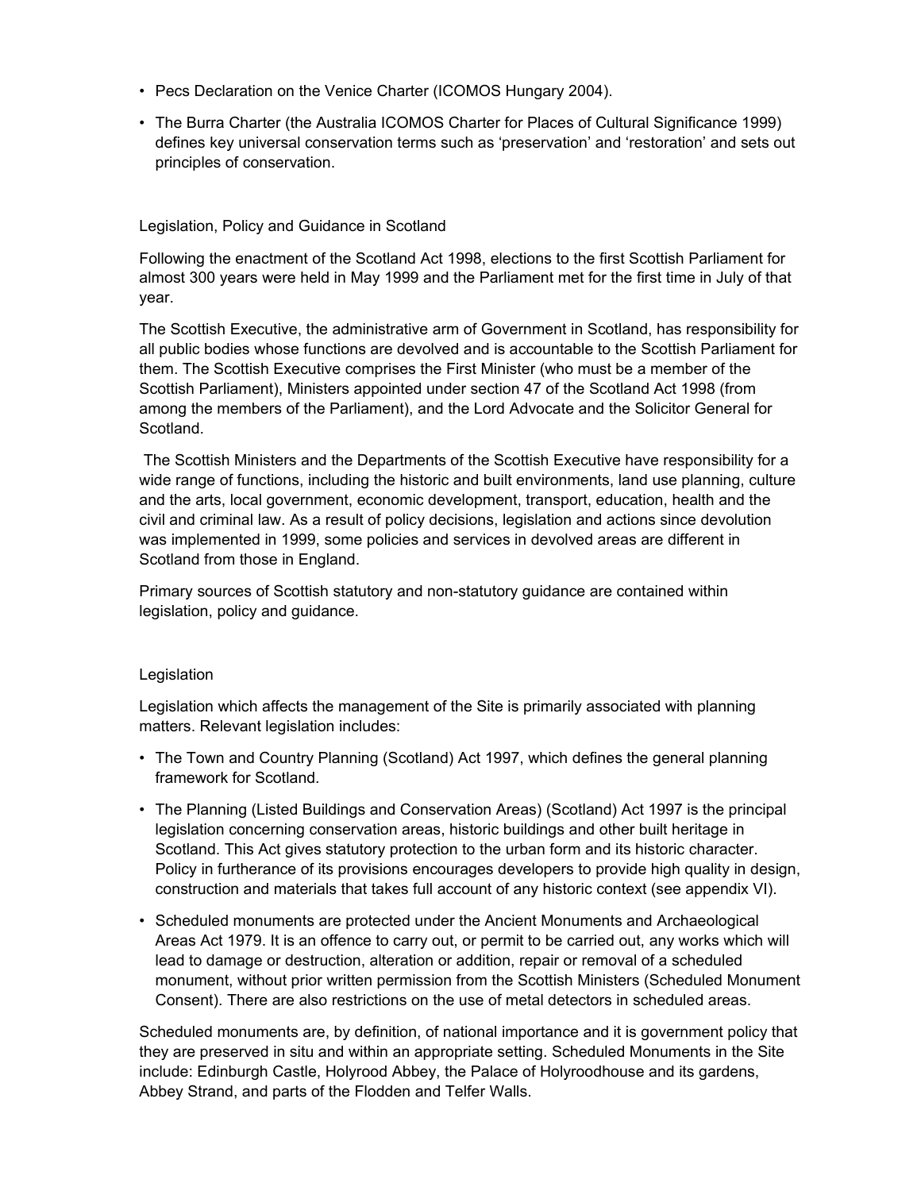- Pecs Declaration on the Venice Charter (ICOMOS Hungary 2004).
- The Burra Charter (the Australia ICOMOS Charter for Places of Cultural Significance 1999) defines key universal conservation terms such as 'preservation' and 'restoration' and sets out principles of conservation.

## Legislation, Policy and Guidance in Scotland

Following the enactment of the Scotland Act 1998, elections to the first Scottish Parliament for almost 300 years were held in May 1999 and the Parliament met for the first time in July of that year.

The Scottish Executive, the administrative arm of Government in Scotland, has responsibility for all public bodies whose functions are devolved and is accountable to the Scottish Parliament for them. The Scottish Executive comprises the First Minister (who must be a member of the Scottish Parliament), Ministers appointed under section 47 of the Scotland Act 1998 (from among the members of the Parliament), and the Lord Advocate and the Solicitor General for Scotland.

The Scottish Ministers and the Departments of the Scottish Executive have responsibility for a wide range of functions, including the historic and built environments, land use planning, culture and the arts, local government, economic development, transport, education, health and the civil and criminal law. As a result of policy decisions, legislation and actions since devolution was implemented in 1999, some policies and services in devolved areas are different in Scotland from those in England.

Primary sources of Scottish statutory and non-statutory guidance are contained within legislation, policy and guidance.

### Legislation

Legislation which affects the management of the Site is primarily associated with planning matters. Relevant legislation includes:

- The Town and Country Planning (Scotland) Act 1997, which defines the general planning framework for Scotland.
- The Planning (Listed Buildings and Conservation Areas) (Scotland) Act 1997 is the principal legislation concerning conservation areas, historic buildings and other built heritage in Scotland. This Act gives statutory protection to the urban form and its historic character. Policy in furtherance of its provisions encourages developers to provide high quality in design, construction and materials that takes full account of any historic context (see appendix VI).
- Scheduled monuments are protected under the Ancient Monuments and Archaeological Areas Act 1979. It is an offence to carry out, or permit to be carried out, any works which will lead to damage or destruction, alteration or addition, repair or removal of a scheduled monument, without prior written permission from the Scottish Ministers (Scheduled Monument Consent). There are also restrictions on the use of metal detectors in scheduled areas.

Scheduled monuments are, by definition, of national importance and it is government policy that they are preserved in situ and within an appropriate setting. Scheduled Monuments in the Site include: Edinburgh Castle, Holyrood Abbey, the Palace of Holyroodhouse and its gardens, Abbey Strand, and parts of the Flodden and Telfer Walls.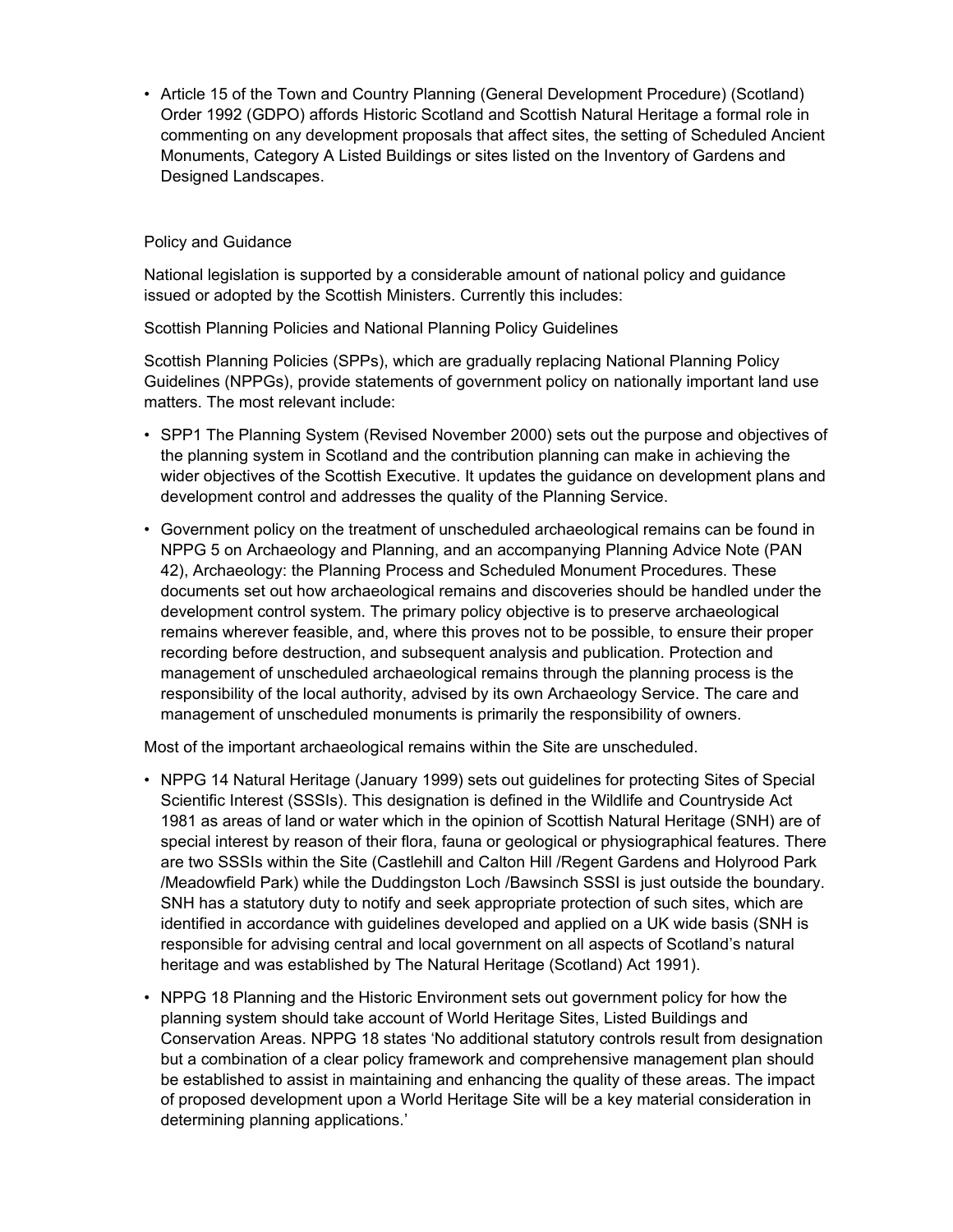- Article 15 of the Town and Country Planning (General Development Procedure) (Scotland) Order 1992 (GDPO) affords Historic Scotland and Scottish Natural Heritage a formal role in commenting on any development proposals that affect sites, the setting of Scheduled Ancient Monuments, Category A Listed Buildings or sites listed on the Inventory of Gardens and Designed Landscapes.

### Policy and Guidance

National legislation is supported by a considerable amount of national policy and guidance issued or adopted by the Scottish Ministers. Currently this includes:

#### Scottish Planning Policies and National Planning Policy Guidelines

Scottish Planning Policies (SPPs), which are gradually replacing National Planning Policy Guidelines (NPPGs), provide statements of government policy on nationally important land use matters. The most relevant include:

- SPP1 The Planning System (Revised November 2000) sets out the purpose and objectives of the planning system in Scotland and the contribution planning can make in achieving the wider objectives of the Scottish Executive. It updates the guidance on development plans and development control and addresses the quality of the Planning Service.
- Government policy on the treatment of unscheduled archaeological remains can be found in NPPG 5 on Archaeology and Planning, and an accompanying Planning Advice Note (PAN 42), Archaeology: the Planning Process and Scheduled Monument Procedures. These documents set out how archaeological remains and discoveries should be handled under the development control system. The primary policy objective is to preserve archaeological remains wherever feasible, and, where this proves not to be possible, to ensure their proper recording before destruction, and subsequent analysis and publication. Protection and management of unscheduled archaeological remains through the planning process is the responsibility of the local authority, advised by its own Archaeology Service. The care and management of unscheduled monuments is primarily the responsibility of owners.

Most of the important archaeological remains within the Site are unscheduled.

- NPPG 14 Natural Heritage (January 1999) sets out guidelines for protecting Sites of Special Scientific Interest (SSSIs). This designation is defined in the Wildlife and Countryside Act 1981 as areas of land or water which in the opinion of Scottish Natural Heritage (SNH) are of special interest by reason of their flora, fauna or geological or physiographical features. There are two SSSIs within the Site (Castlehill and Calton Hill /Regent Gardens and Holyrood Park /Meadowfield Park) while the Duddingston Loch /Bawsinch SSSI is just outside the boundary. SNH has a statutory duty to notify and seek appropriate protection of such sites, which are identified in accordance with guidelines developed and applied on a UK wide basis (SNH is responsible for advising central and local government on all aspects of Scotland's natural heritage and was established by The Natural Heritage (Scotland) Act 1991).
- NPPG 18 Planning and the Historic Environment sets out government policy for how the planning system should take account of World Heritage Sites, Listed Buildings and Conservation Areas. NPPG 18 states 'No additional statutory controls result from designation but a combination of a clear policy framework and comprehensive management plan should be established to assist in maintaining and enhancing the quality of these areas. The impact of proposed development upon a World Heritage Site will be a key material consideration in determining planning applications.'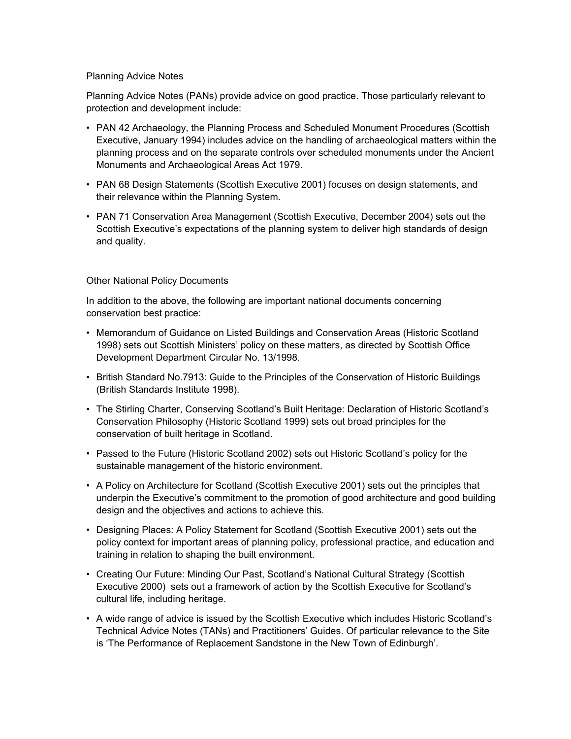### Planning Advice Notes

Planning Advice Notes (PANs) provide advice on good practice. Those particularly relevant to protection and development include:

- PAN 42 Archaeology, the Planning Process and Scheduled Monument Procedures (Scottish Executive, January 1994) includes advice on the handling of archaeological matters within the planning process and on the separate controls over scheduled monuments under the Ancient Monuments and Archaeological Areas Act 1979.
- PAN 68 Design Statements (Scottish Executive 2001) focuses on design statements, and their relevance within the Planning System.
- PAN 71 Conservation Area Management (Scottish Executive, December 2004) sets out the Scottish Executive's expectations of the planning system to deliver high standards of design and quality.

### Other National Policy Documents

In addition to the above, the following are important national documents concerning conservation best practice:

- Memorandum of Guidance on Listed Buildings and Conservation Areas (Historic Scotland 1998) sets out Scottish Ministers' policy on these matters, as directed by Scottish Office Development Department Circular No. 13/1998.
- British Standard No.7913: Guide to the Principles of the Conservation of Historic Buildings (British Standards Institute 1998).
- The Stirling Charter, Conserving Scotland's Built Heritage: Declaration of Historic Scotland's Conservation Philosophy (Historic Scotland 1999) sets out broad principles for the conservation of built heritage in Scotland.
- Passed to the Future (Historic Scotland 2002) sets out Historic Scotland's policy for the sustainable management of the historic environment.
- A Policy on Architecture for Scotland (Scottish Executive 2001) sets out the principles that underpin the Executive's commitment to the promotion of good architecture and good building design and the objectives and actions to achieve this.
- Designing Places: A Policy Statement for Scotland (Scottish Executive 2001) sets out the policy context for important areas of planning policy, professional practice, and education and training in relation to shaping the built environment.
- Creating Our Future: Minding Our Past, Scotland's National Cultural Strategy (Scottish Executive 2000) sets out a framework of action by the Scottish Executive for Scotland's cultural life, including heritage.
- A wide range of advice is issued by the Scottish Executive which includes Historic Scotland's Technical Advice Notes (TANs) and Practitioners' Guides. Of particular relevance to the Site is 'The Performance of Replacement Sandstone in the New Town of Edinburgh'.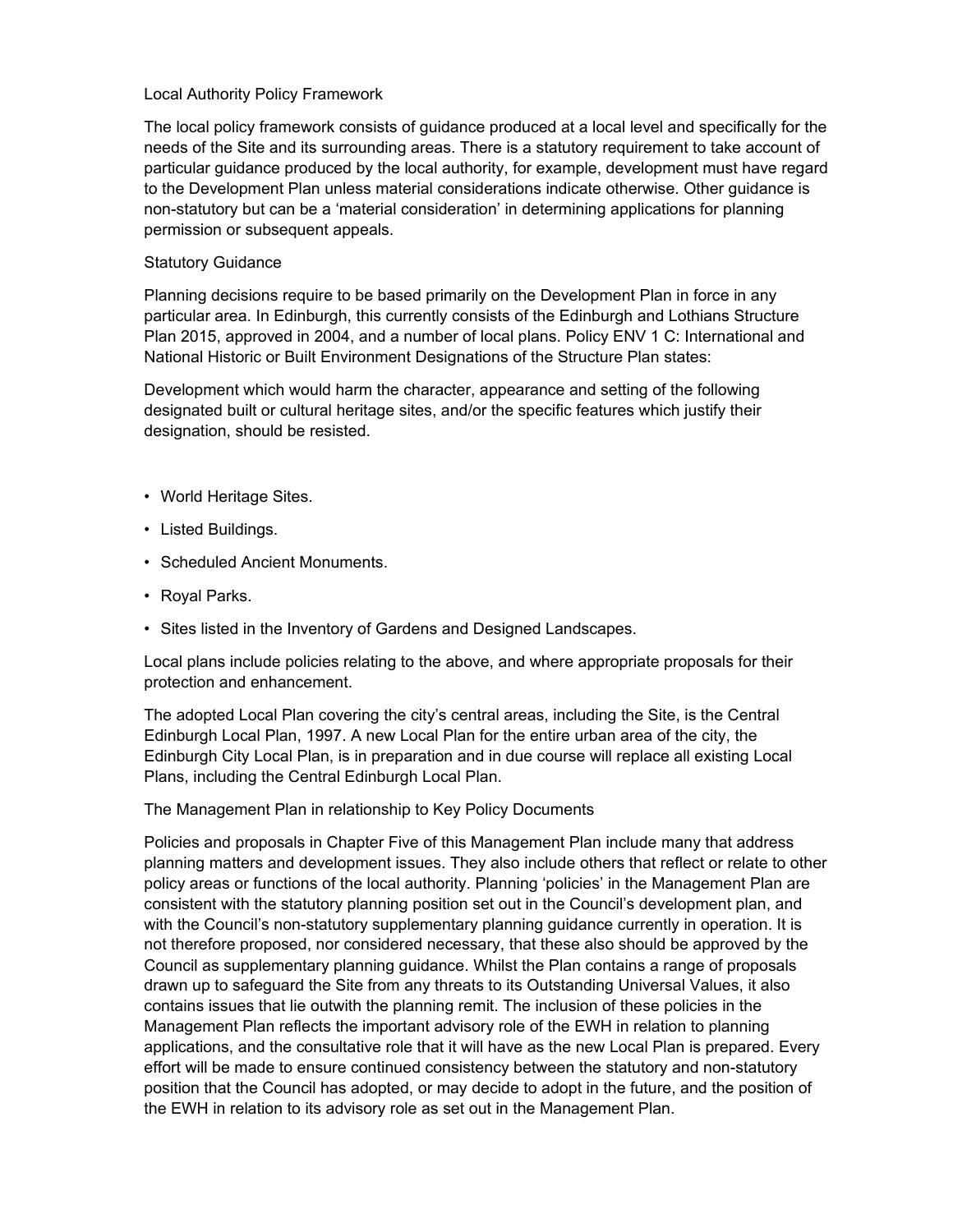## Local Authority Policy Framework

The local policy framework consists of guidance produced at a local level and specifically for the needs of the Site and its surrounding areas. There is a statutory requirement to take account of particular guidance produced by the local authority, for example, development must have regard to the Development Plan unless material considerations indicate otherwise. Other guidance is non-statutory but can be a 'material consideration' in determining applications for planning permission or subsequent appeals.

### Statutory Guidance

Planning decisions require to be based primarily on the Development Plan in force in any particular area. In Edinburgh, this currently consists of the Edinburgh and Lothians Structure Plan 2015, approved in 2004, and a number of local plans. Policy ENV 1 C: International and National Historic or Built Environment Designations of the Structure Plan states:

Development which would harm the character, appearance and setting of the following designated built or cultural heritage sites, and/or the specific features which justify their designation, should be resisted.

- World Heritage Sites.
- Listed Buildings.
- Scheduled Ancient Monuments.
- Royal Parks.
- Sites listed in the Inventory of Gardens and Designed Landscapes.

Local plans include policies relating to the above, and where appropriate proposals for their protection and enhancement.

The adopted Local Plan covering the city's central areas, including the Site, is the Central Edinburgh Local Plan, 1997. A new Local Plan for the entire urban area of the city, the Edinburgh City Local Plan, is in preparation and in due course will replace all existing Local Plans, including the Central Edinburgh Local Plan.

### The Management Plan in relationship to Key Policy Documents

Policies and proposals in Chapter Five of this Management Plan include many that address planning matters and development issues. They also include others that reflect or relate to other policy areas or functions of the local authority. Planning 'policies' in the Management Plan are consistent with the statutory planning position set out in the Council's development plan, and with the Council's non-statutory supplementary planning guidance currently in operation. It is not therefore proposed, nor considered necessary, that these also should be approved by the Council as supplementary planning guidance. Whilst the Plan contains a range of proposals drawn up to safeguard the Site from any threats to its Outstanding Universal Values, it also contains issues that lie outwith the planning remit. The inclusion of these policies in the Management Plan reflects the important advisory role of the EWH in relation to planning applications, and the consultative role that it will have as the new Local Plan is prepared. Every effort will be made to ensure continued consistency between the statutory and non-statutory position that the Council has adopted, or may decide to adopt in the future, and the position of the EWH in relation to its advisory role as set out in the Management Plan.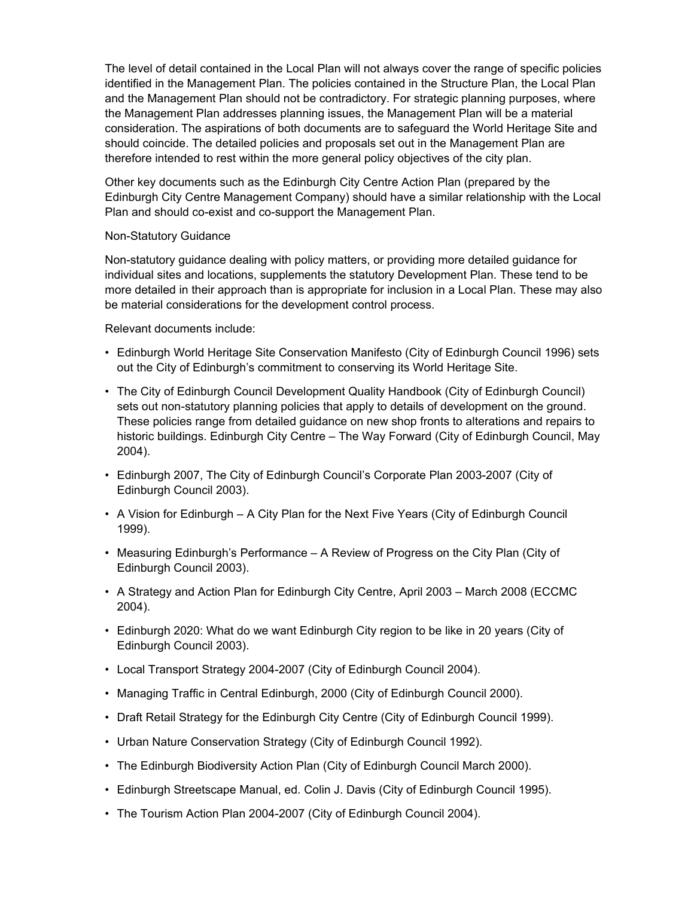The level of detail contained in the Local Plan will not always cover the range of specific policies identified in the Management Plan. The policies contained in the Structure Plan, the Local Plan and the Management Plan should not be contradictory. For strategic planning purposes, where the Management Plan addresses planning issues, the Management Plan will be a material consideration. The aspirations of both documents are to safeguard the World Heritage Site and should coincide. The detailed policies and proposals set out in the Management Plan are therefore intended to rest within the more general policy objectives of the city plan.

Other key documents such as the Edinburgh City Centre Action Plan (prepared by the Edinburgh City Centre Management Company) should have a similar relationship with the Local Plan and should co-exist and co-support the Management Plan.

Non-Statutory Guidance

Non-statutory guidance dealing with policy matters, or providing more detailed guidance for individual sites and locations, supplements the statutory Development Plan. These tend to be more detailed in their approach than is appropriate for inclusion in a Local Plan. These may also be material considerations for the development control process.

Relevant documents include:

- Edinburgh World Heritage Site Conservation Manifesto (City of Edinburgh Council 1996) sets out the City of Edinburgh's commitment to conserving its World Heritage Site.
- The City of Edinburgh Council Development Quality Handbook (City of Edinburgh Council) sets out non-statutory planning policies that apply to details of development on the ground. These policies range from detailed guidance on new shop fronts to alterations and repairs to historic buildings. Edinburgh City Centre – The Way Forward (City of Edinburgh Council, May 2004).
- Edinburgh 2007, The City of Edinburgh Council's Corporate Plan 2003-2007 (City of Edinburgh Council 2003).
- A Vision for Edinburgh – A City Plan for the Next Five Years (City of Edinburgh Council 1999).
- Measuring Edinburgh's Performance – A Review of Progress on the City Plan (City of Edinburgh Council 2003).
- A Strategy and Action Plan for Edinburgh City Centre, April 2003 – March 2008 (ECCMC 2004).
- Edinburgh 2020: What do we want Edinburgh City region to be like in 20 years (City of Edinburgh Council 2003).
- Local Transport Strategy 2004-2007 (City of Edinburgh Council 2004).
- Managing Traffic in Central Edinburgh, 2000 (City of Edinburgh Council 2000).
- Draft Retail Strategy for the Edinburgh City Centre (City of Edinburgh Council 1999).
- Urban Nature Conservation Strategy (City of Edinburgh Council 1992).
- The Edinburgh Biodiversity Action Plan (City of Edinburgh Council March 2000).
- Edinburgh Streetscape Manual, ed. Colin J. Davis (City of Edinburgh Council 1995).
- The Tourism Action Plan 2004-2007 (City of Edinburgh Council 2004).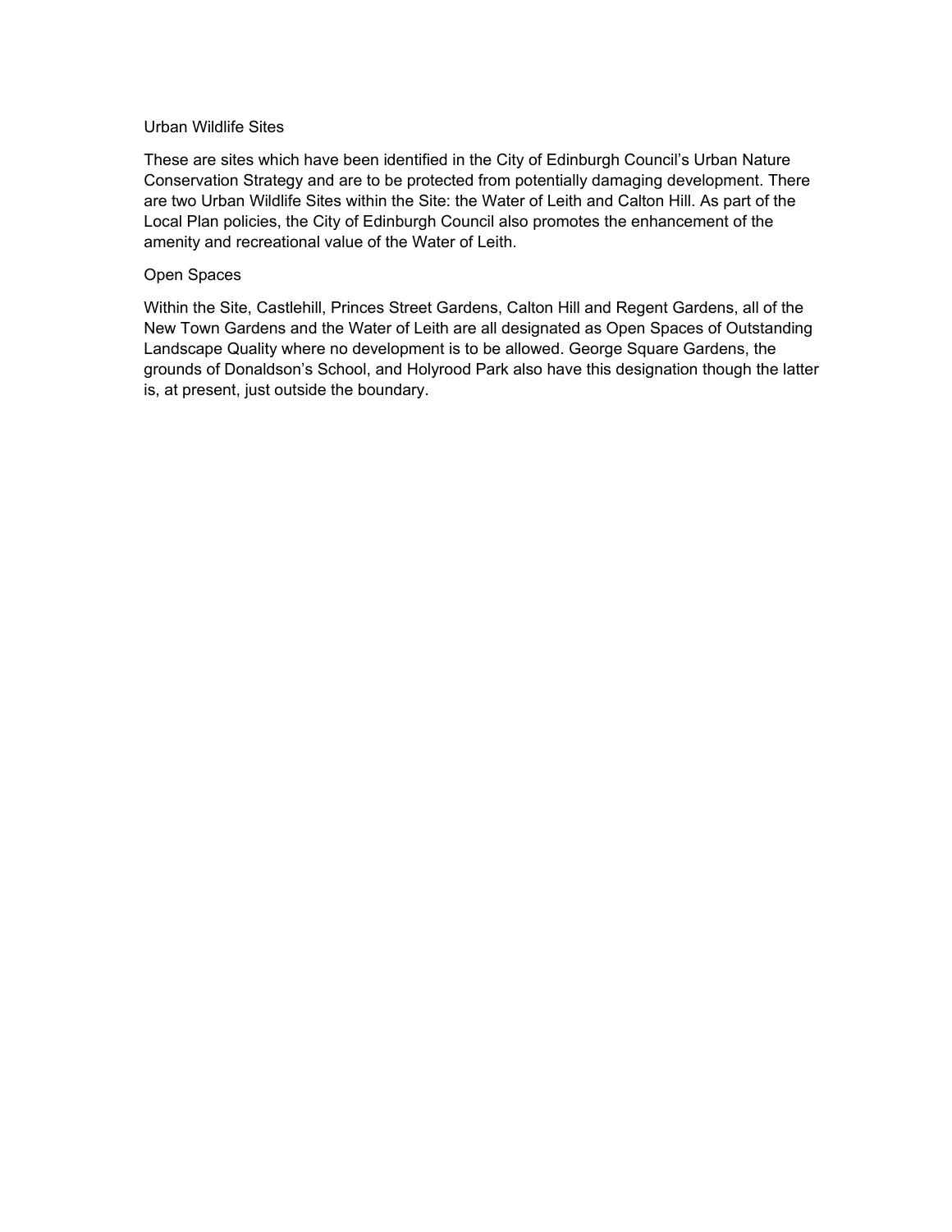Urban Wildlife Sites

These are sites which have been identified in the City of Edinburgh Council's Urban Nature Conservation Strategy and are to be protected from potentially damaging development. There are two Urban Wildlife Sites within the Site: the Water of Leith and Calton Hill. As part of the Local Plan policies, the City of Edinburgh Council also promotes the enhancement of the amenity and recreational value of the Water of Leith.

Open Spaces

Within the Site, Castlehill, Princes Street Gardens, Calton Hill and Regent Gardens, all of the New Town Gardens and the Water of Leith are all designated as Open Spaces of Outstanding Landscape Quality where no development is to be allowed. George Square Gardens, the grounds of Donaldson's School, and Holyrood Park also have this designation though the latter is, at present, just outside the boundary.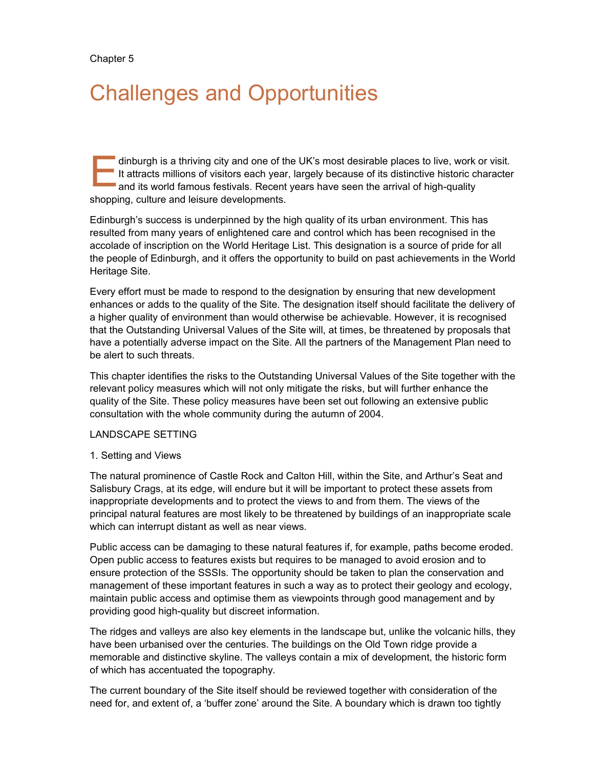Chapter 5

# Challenges and Opportunities

Edinburgh is a thriving city and one of the UK's most desirable places to live, work or visit. It attracts millions of visitors each year, largely because of its distinctive historic character and its world famous festivals. Recent years have seen the arrival of high-quality shopping, culture and leisure developments.

Edinburgh's success is underpinned by the high quality of its urban environment. This has resulted from many years of enlightened care and control which has been recognised in the accolade of inscription on the World Heritage List. This designation is a source of pride for all the people of Edinburgh, and it offers the opportunity to build on past achievements in the World Heritage Site.

Every effort must be made to respond to the designation by ensuring that new development enhances or adds to the quality of the Site. The designation itself should facilitate the delivery of a higher quality of environment than would otherwise be achievable. However, it is recognised that the Outstanding Universal Values of the Site will, at times, be threatened by proposals that have a potentially adverse impact on the Site. All the partners of the Management Plan need to be alert to such threats.

This chapter identifies the risks to the Outstanding Universal Values of the Site together with the relevant policy measures which will not only mitigate the risks, but will further enhance the quality of the Site. These policy measures have been set out following an extensive public consultation with the whole community during the autumn of 2004.

## LANDSCAPE SETTING

### 1. Setting and Views

The natural prominence of Castle Rock and Calton Hill, within the Site, and Arthur's Seat and Salisbury Crags, at its edge, will endure but it will be important to protect these assets from inappropriate developments and to protect the views to and from them. The views of the principal natural features are most likely to be threatened by buildings of an inappropriate scale which can interrupt distant as well as near views.

Public access can be damaging to these natural features if, for example, paths become eroded. Open public access to features exists but requires to be managed to avoid erosion and to ensure protection of the SSSIs. The opportunity should be taken to plan the conservation and management of these important features in such a way as to protect their geology and ecology, maintain public access and optimise them as viewpoints through good management and by providing good high-quality but discreet information.

The ridges and valleys are also key elements in the landscape but, unlike the volcanic hills, they have been urbanised over the centuries. The buildings on the Old Town ridge provide a memorable and distinctive skyline. The valleys contain a mix of development, the historic form of which has accentuated the topography.

The current boundary of the Site itself should be reviewed together with consideration of the need for, and extent of, a 'buffer zone' around the Site. A boundary which is drawn too tightly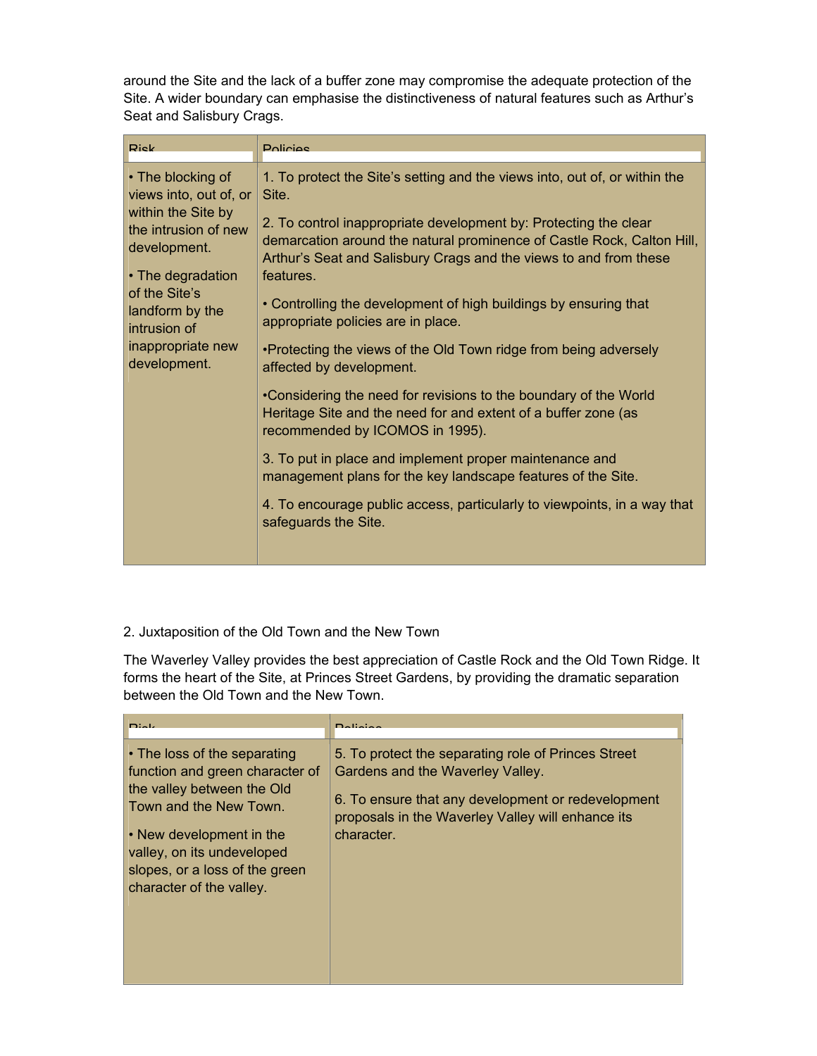around the Site and the lack of a buffer zone may compromise the adequate protection of the Site. A wider boundary can emphasise the distinctiveness of natural features such as Arthur's Seat and Salisbury Crags.

| Risk | Policies |
| --- | --- |
| • The blocking of views into, out of, or within the Site by the intrusion of new development.<br><br>• The degradation of the Site's landform by the intrusion of inappropriate new development. | 1. To protect the Site's setting and the views into, out of, or within the Site.<br><br>2. To control inappropriate development by: Protecting the clear demarcation around the natural prominence of Castle Rock, Calton Hill, Arthur's Seat and Salisbury Crags and the views to and from these features.<br><br>• Controlling the development of high buildings by ensuring that appropriate policies are in place.<br><br>•Protecting the views of the Old Town ridge from being adversely affected by development.<br><br>•Considering the need for revisions to the boundary of the World Heritage Site and the need for and extent of a buffer zone (as recommended by ICOMOS in 1995).<br><br>3. To put in place and implement proper maintenance and management plans for the key landscape features of the Site.<br><br>4. To encourage public access, particularly to viewpoints, in a way that safeguards the Site. |

2. Juxtaposition of the Old Town and the New Town

The Waverley Valley provides the best appreciation of Castle Rock and the Old Town Ridge. It forms the heart of the Site, at Princes Street Gardens, by providing the dramatic separation between the Old Town and the New Town.

| Risk | Policies |
| --- | --- |
| • The loss of the separating function and green character of the valley between the Old Town and the New Town.<br><br>• New development in the valley, on its undeveloped slopes, or a loss of the green character of the valley. | 5. To protect the separating role of Princes Street Gardens and the Waverley Valley.<br><br>6. To ensure that any development or redevelopment proposals in the Waverley Valley will enhance its character. |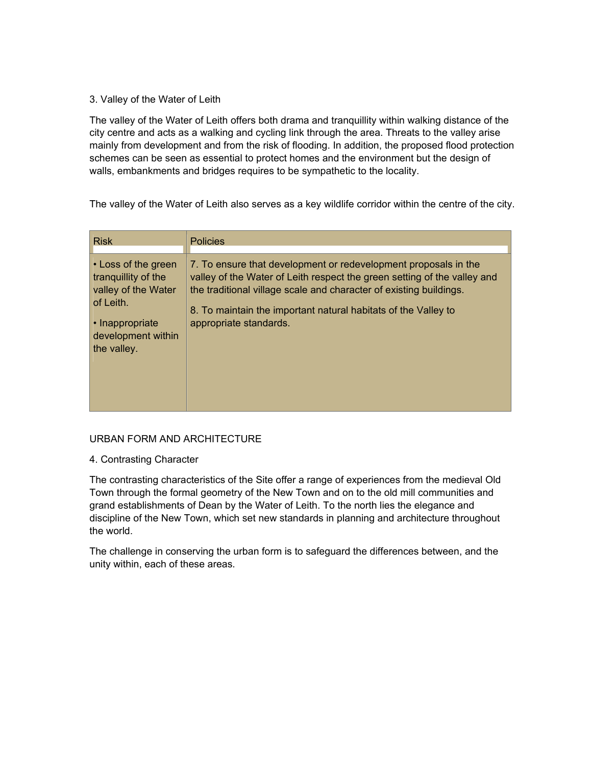### 3. Valley of the Water of Leith

The valley of the Water of Leith offers both drama and tranquillity within walking distance of the city centre and acts as a walking and cycling link through the area. Threats to the valley arise mainly from development and from the risk of flooding. In addition, the proposed flood protection schemes can be seen as essential to protect homes and the environment but the design of walls, embankments and bridges requires to be sympathetic to the locality.

The valley of the Water of Leith also serves as a key wildlife corridor within the centre of the city.

| Risk | Policies |
|---|---|
| • Loss of the green tranquillity of the valley of the Water of Leith.<br>• Inappropriate development within the valley. | 7. To ensure that development or redevelopment proposals in the valley of the Water of Leith respect the green setting of the valley and the traditional village scale and character of existing buildings.<br>8. To maintain the important natural habitats of the Valley to appropriate standards. |

## URBAN FORM AND ARCHITECTURE

### 4. Contrasting Character

The contrasting characteristics of the Site offer a range of experiences from the medieval Old Town through the formal geometry of the New Town and on to the old mill communities and grand establishments of Dean by the Water of Leith. To the north lies the elegance and discipline of the New Town, which set new standards in planning and architecture throughout the world.

The challenge in conserving the urban form is to safeguard the differences between, and the unity within, each of these areas.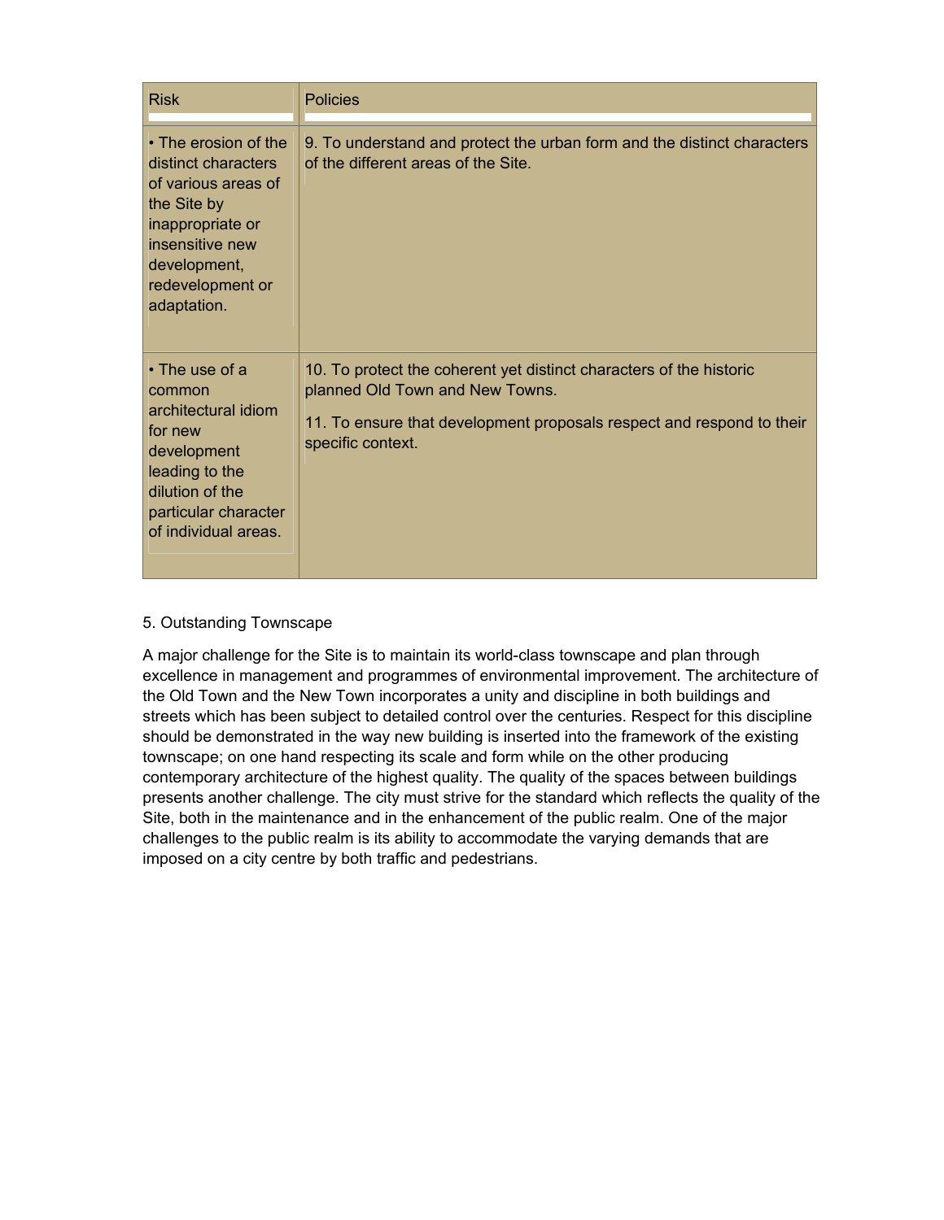| Risk | Policies |
| --- | --- |
| • The erosion of the distinct characters of various areas of the Site by inappropriate or insensitive new development, redevelopment or adaptation. | 9. To understand and protect the urban form and the distinct characters of the different areas of the Site. |
| • The use of a common architectural idiom for new development leading to the dilution of the particular character of individual areas. | 10. To protect the coherent yet distinct characters of the historic planned Old Town and New Towns.<br><br>11. To ensure that development proposals respect and respond to their specific context. |

5. Outstanding Townscape

A major challenge for the Site is to maintain its world-class townscape and plan through excellence in management and programmes of environmental improvement. The architecture of the Old Town and the New Town incorporates a unity and discipline in both buildings and streets which has been subject to detailed control over the centuries. Respect for this discipline should be demonstrated in the way new building is inserted into the framework of the existing townscape; on one hand respecting its scale and form while on the other producing contemporary architecture of the highest quality. The quality of the spaces between buildings presents another challenge. The city must strive for the standard which reflects the quality of the Site, both in the maintenance and in the enhancement of the public realm. One of the major challenges to the public realm is its ability to accommodate the varying demands that are imposed on a city centre by both traffic and pedestrians.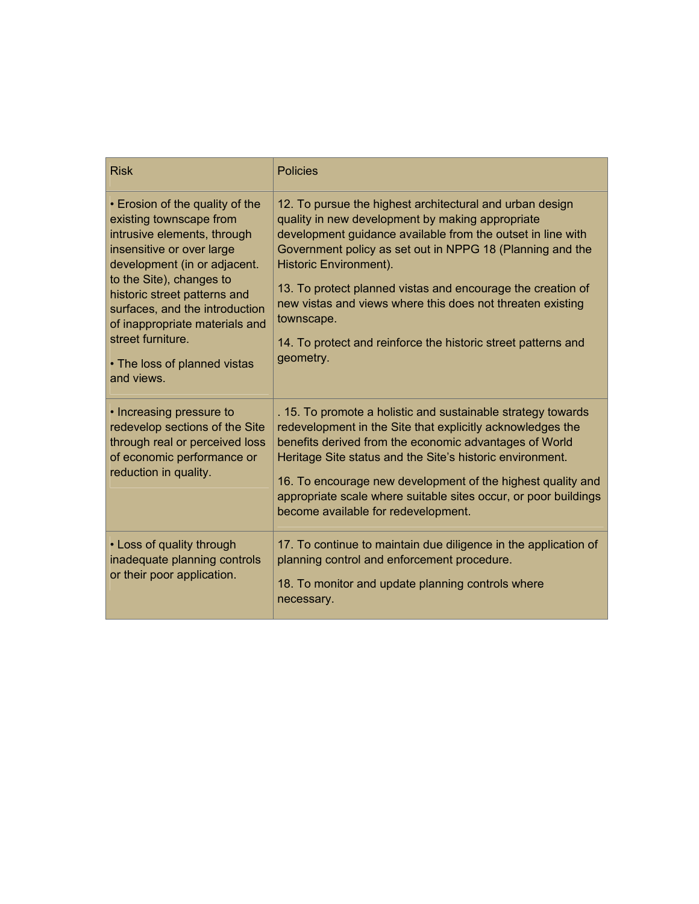| Risk | Policies |
| --- | --- |
| • Erosion of the quality of the existing townscape from intrusive elements, through insensitive or over large development (in or adjacent. to the Site), changes to historic street patterns and surfaces, and the introduction of inappropriate materials and street furniture.<br><br>• The loss of planned vistas and views. | 12. To pursue the highest architectural and urban design quality in new development by making appropriate development guidance available from the outset in line with Government policy as set out in NPPG 18 (Planning and the Historic Environment).<br><br>13. To protect planned vistas and encourage the creation of new vistas and views where this does not threaten existing townscape.<br><br>14. To protect and reinforce the historic street patterns and geometry. |
| • Increasing pressure to redevelop sections of the Site through real or perceived loss of economic performance or reduction in quality. | . 15. To promote a holistic and sustainable strategy towards redevelopment in the Site that explicitly acknowledges the benefits derived from the economic advantages of World Heritage Site status and the Site's historic environment.<br><br>16. To encourage new development of the highest quality and appropriate scale where suitable sites occur, or poor buildings become available for redevelopment. |
| • Loss of quality through inadequate planning controls or their poor application. | 17. To continue to maintain due diligence in the application of planning control and enforcement procedure.<br><br>18. To monitor and update planning controls where necessary. |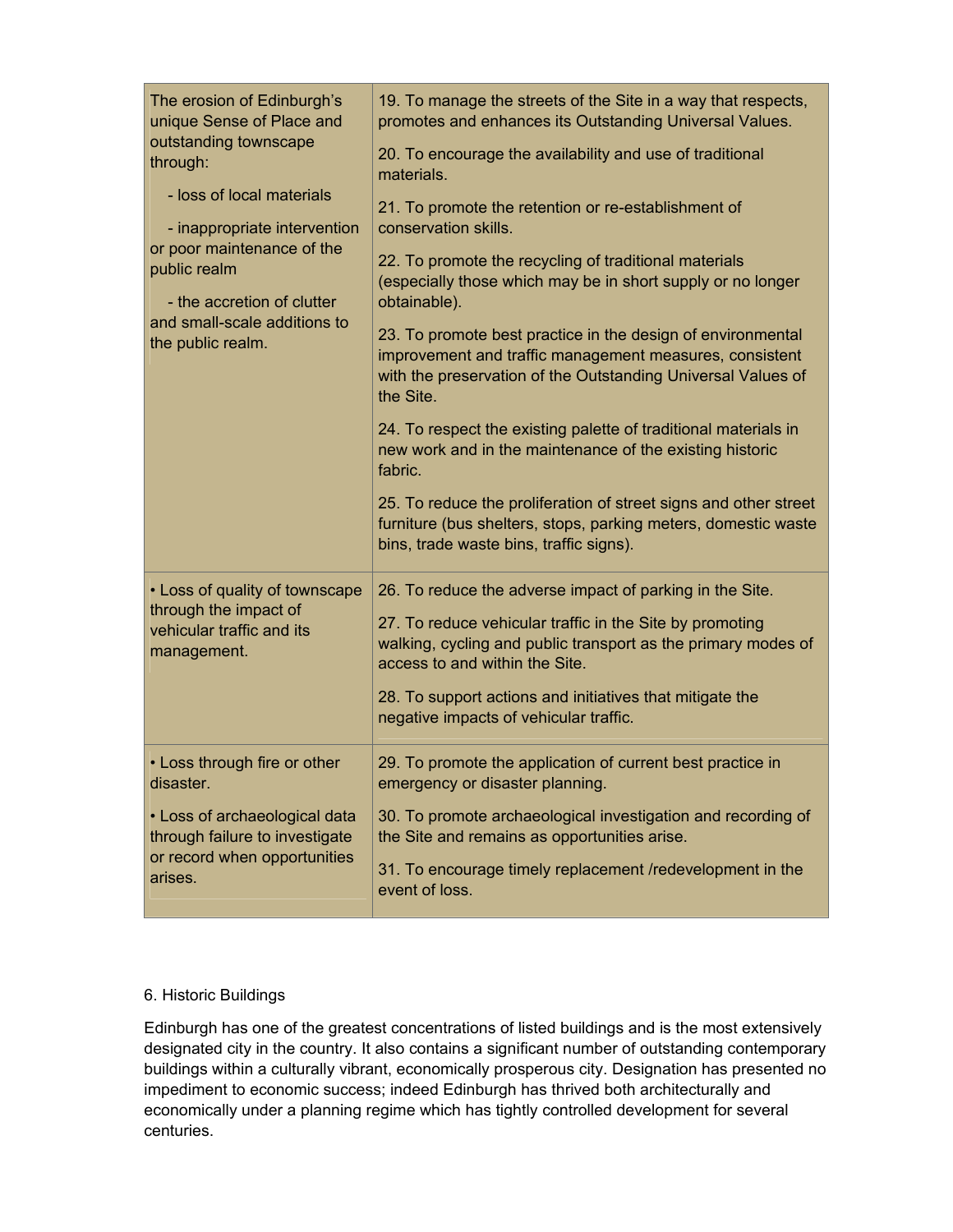| | |
|---|---|
| The erosion of Edinburgh's unique Sense of Place and outstanding townscape through:<br>- loss of local materials<br>- inappropriate intervention or poor maintenance of the public realm<br>- the accretion of clutter and small-scale additions to the public realm. | 19. To manage the streets of the Site in a way that respects, promotes and enhances its Outstanding Universal Values.<br>20. To encourage the availability and use of traditional materials.<br>21. To promote the retention or re-establishment of conservation skills.<br>22. To promote the recycling of traditional materials (especially those which may be in short supply or no longer obtainable).<br>23. To promote best practice in the design of environmental improvement and traffic management measures, consistent with the preservation of the Outstanding Universal Values of the Site.<br>24. To respect the existing palette of traditional materials in new work and in the maintenance of the existing historic fabric.<br>25. To reduce the proliferation of street signs and other street furniture (bus shelters, stops, parking meters, domestic waste bins, trade waste bins, traffic signs). |
| • Loss of quality of townscape through the impact of vehicular traffic and its management. | 26. To reduce the adverse impact of parking in the Site.<br>27. To reduce vehicular traffic in the Site by promoting walking, cycling and public transport as the primary modes of access to and within the Site.<br>28. To support actions and initiatives that mitigate the negative impacts of vehicular traffic. |
| • Loss through fire or other disaster.<br>• Loss of archaeological data through failure to investigate or record when opportunities arises. | 29. To promote the application of current best practice in emergency or disaster planning.<br>30. To promote archaeological investigation and recording of the Site and remains as opportunities arise.<br>31. To encourage timely replacement /redevelopment in the event of loss. |

## 6. Historic Buildings

Edinburgh has one of the greatest concentrations of listed buildings and is the most extensively designated city in the country. It also contains a significant number of outstanding contemporary buildings within a culturally vibrant, economically prosperous city. Designation has presented no impediment to economic success; indeed Edinburgh has thrived both architecturally and economically under a planning regime which has tightly controlled development for several centuries.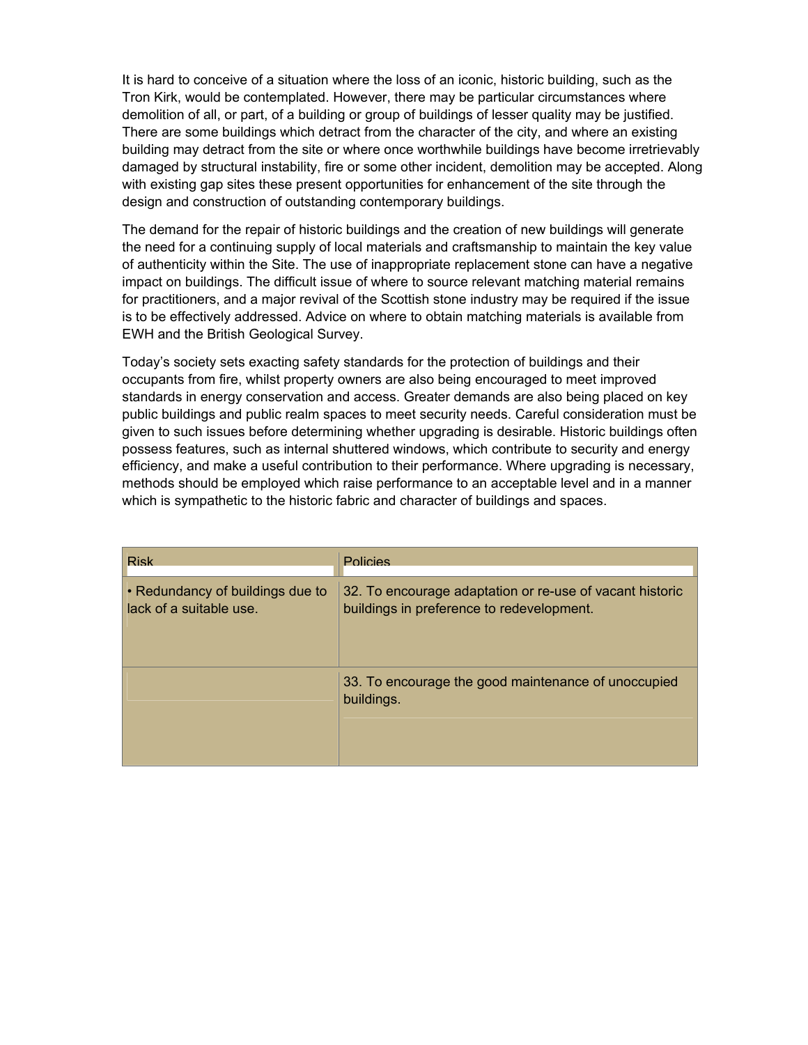It is hard to conceive of a situation where the loss of an iconic, historic building, such as the Tron Kirk, would be contemplated. However, there may be particular circumstances where demolition of all, or part, of a building or group of buildings of lesser quality may be justified. There are some buildings which detract from the character of the city, and where an existing building may detract from the site or where once worthwhile buildings have become irretrievably damaged by structural instability, fire or some other incident, demolition may be accepted. Along with existing gap sites these present opportunities for enhancement of the site through the design and construction of outstanding contemporary buildings.

The demand for the repair of historic buildings and the creation of new buildings will generate the need for a continuing supply of local materials and craftsmanship to maintain the key value of authenticity within the Site. The use of inappropriate replacement stone can have a negative impact on buildings. The difficult issue of where to source relevant matching material remains for practitioners, and a major revival of the Scottish stone industry may be required if the issue is to be effectively addressed. Advice on where to obtain matching materials is available from EWH and the British Geological Survey.

Today's society sets exacting safety standards for the protection of buildings and their occupants from fire, whilst property owners are also being encouraged to meet improved standards in energy conservation and access. Greater demands are also being placed on key public buildings and public realm spaces to meet security needs. Careful consideration must be given to such issues before determining whether upgrading is desirable. Historic buildings often possess features, such as internal shuttered windows, which contribute to security and energy efficiency, and make a useful contribution to their performance. Where upgrading is necessary, methods should be employed which raise performance to an acceptable level and in a manner which is sympathetic to the historic fabric and character of buildings and spaces.

| Risk | Policies |
| --- | --- |
| • Redundancy of buildings due to lack of a suitable use. | 32. To encourage adaptation or re-use of vacant historic buildings in preference to redevelopment. |
| | 33. To encourage the good maintenance of unoccupied buildings. |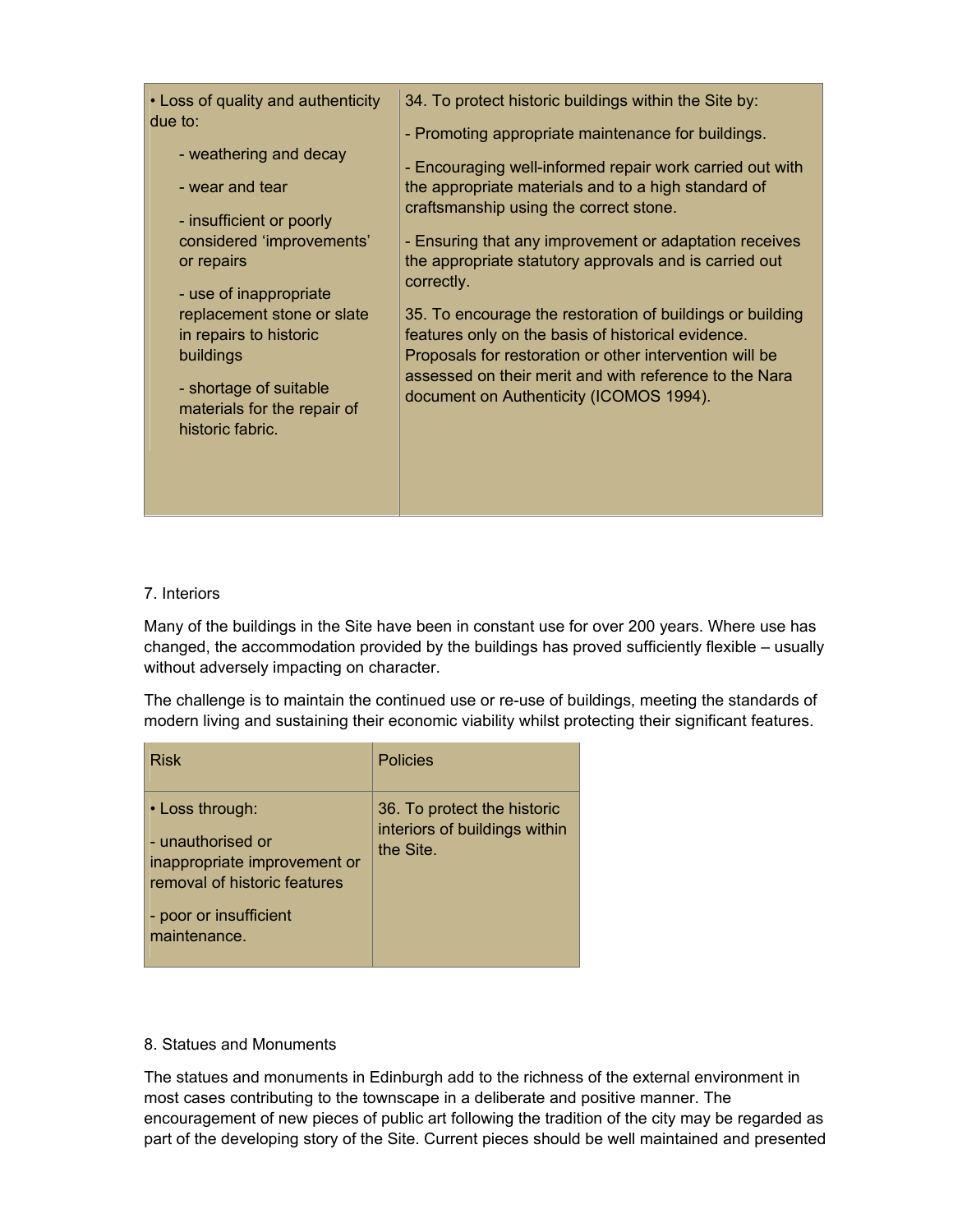| | |
|---|---|
| • Loss of quality and authenticity due to:<br>- weathering and decay<br>- wear and tear<br>- insufficient or poorly considered 'improvements' or repairs<br>- use of inappropriate replacement stone or slate in repairs to historic buildings<br>- shortage of suitable materials for the repair of historic fabric. | 34. To protect historic buildings within the Site by:<br>- Promoting appropriate maintenance for buildings.<br>- Encouraging well-informed repair work carried out with the appropriate materials and to a high standard of craftsmanship using the correct stone.<br>- Ensuring that any improvement or adaptation receives the appropriate statutory approvals and is carried out correctly.<br>35. To encourage the restoration of buildings or building features only on the basis of historical evidence. Proposals for restoration or other intervention will be assessed on their merit and with reference to the Nara document on Authenticity (ICOMOS 1994). |

7. Interiors

Many of the buildings in the Site have been in constant use for over 200 years. Where use has changed, the accommodation provided by the buildings has proved sufficiently flexible – usually without adversely impacting on character.

The challenge is to maintain the continued use or re-use of buildings, meeting the standards of modern living and sustaining their economic viability whilst protecting their significant features.

| Risk | Policies |
|---|---|
| • Loss through:<br>- unauthorised or inappropriate improvement or removal of historic features<br>- poor or insufficient maintenance. | 36. To protect the historic interiors of buildings within the Site. |

8. Statues and Monuments

The statues and monuments in Edinburgh add to the richness of the external environment in most cases contributing to the townscape in a deliberate and positive manner. The encouragement of new pieces of public art following the tradition of the city may be regarded as part of the developing story of the Site. Current pieces should be well maintained and presented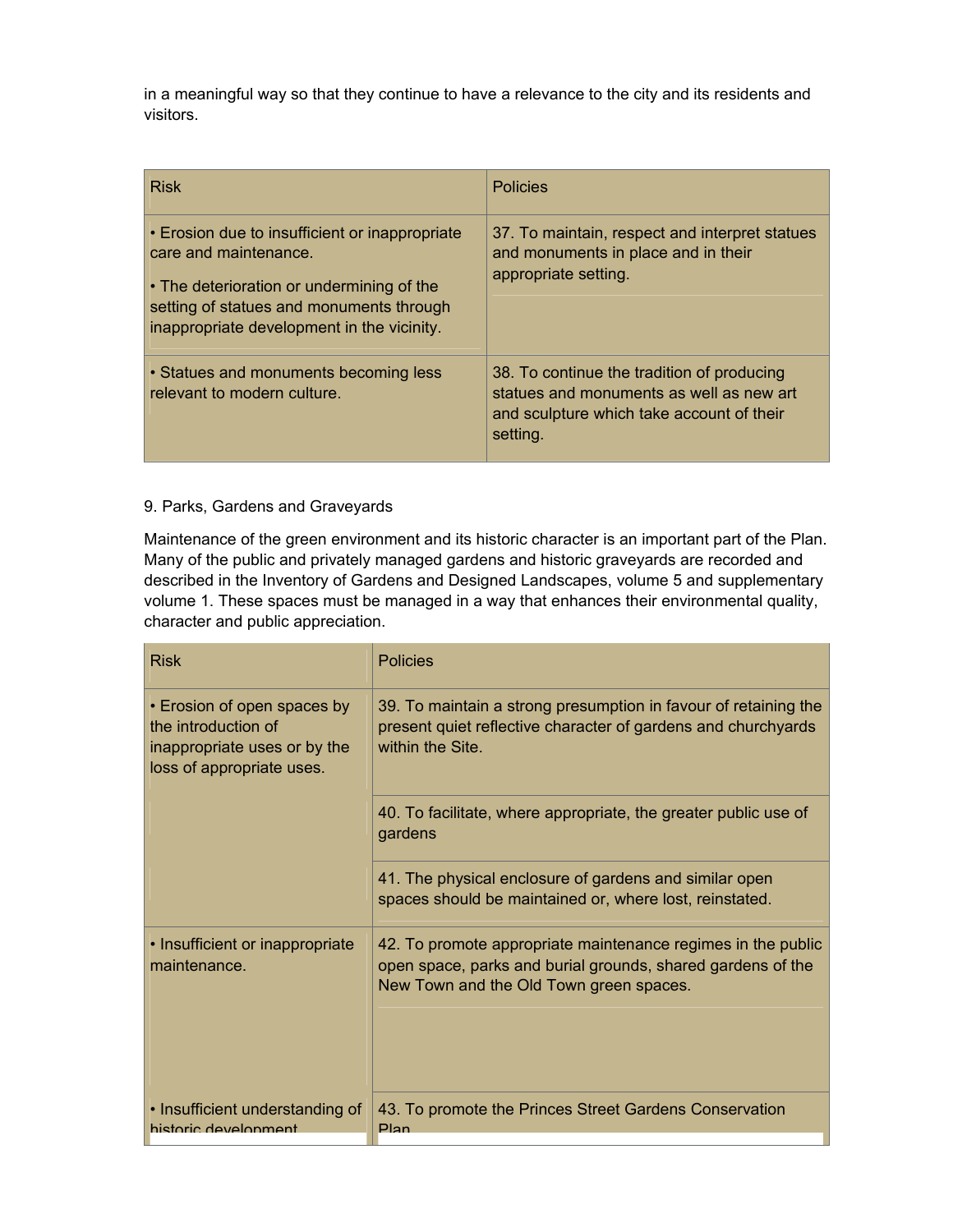in a meaningful way so that they continue to have a relevance to the city and its residents and visitors.

| Risk | Policies |
|---|---|
| • Erosion due to insufficient or inappropriate care and maintenance.<br>• The deterioration or undermining of the setting of statues and monuments through inappropriate development in the vicinity. | 37. To maintain, respect and interpret statues and monuments in place and in their appropriate setting. |
| • Statues and monuments becoming less relevant to modern culture. | 38. To continue the tradition of producing statues and monuments as well as new art and sculpture which take account of their setting. |

9. Parks, Gardens and Graveyards

Maintenance of the green environment and its historic character is an important part of the Plan. Many of the public and privately managed gardens and historic graveyards are recorded and described in the Inventory of Gardens and Designed Landscapes, volume 5 and supplementary volume 1. These spaces must be managed in a way that enhances their environmental quality, character and public appreciation.

| Risk | Policies |
|---|---|
| • Erosion of open spaces by the introduction of inappropriate uses or by the loss of appropriate uses. | 39. To maintain a strong presumption in favour of retaining the present quiet reflective character of gardens and churchyards within the Site. |
| | 40. To facilitate, where appropriate, the greater public use of gardens |
| | 41. The physical enclosure of gardens and similar open spaces should be maintained or, where lost, reinstated. |
| • Insufficient or inappropriate maintenance. | 42. To promote appropriate maintenance regimes in the public open space, parks and burial grounds, shared gardens of the New Town and the Old Town green spaces. |
| • Insufficient understanding of historic development | 43. To promote the Princes Street Gardens Conservation Plan |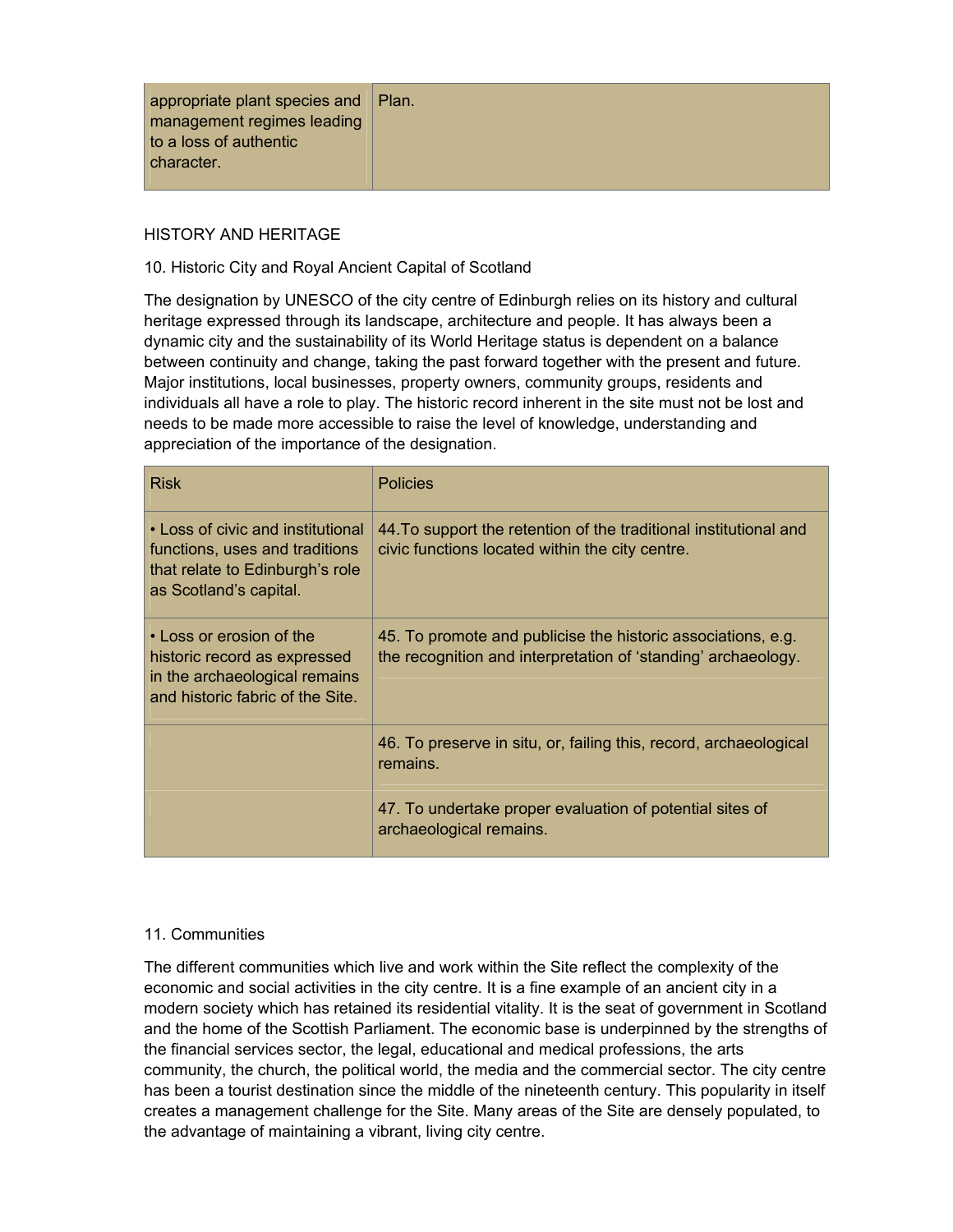| | |
|---|---|
| appropriate plant species and management regimes leading to a loss of authentic character. | Plan. |

HISTORY AND HERITAGE

10. Historic City and Royal Ancient Capital of Scotland

The designation by UNESCO of the city centre of Edinburgh relies on its history and cultural heritage expressed through its landscape, architecture and people. It has always been a dynamic city and the sustainability of its World Heritage status is dependent on a balance between continuity and change, taking the past forward together with the present and future. Major institutions, local businesses, property owners, community groups, residents and individuals all have a role to play. The historic record inherent in the site must not be lost and needs to be made more accessible to raise the level of knowledge, understanding and appreciation of the importance of the designation.

| Risk | Policies |
|---|---|
| • Loss of civic and institutional functions, uses and traditions that relate to Edinburgh's role as Scotland's capital. | 44.To support the retention of the traditional institutional and civic functions located within the city centre. |
| • Loss or erosion of the historic record as expressed in the archaeological remains and historic fabric of the Site. | 45. To promote and publicise the historic associations, e.g. the recognition and interpretation of 'standing' archaeology. |
| | 46. To preserve in situ, or, failing this, record, archaeological remains. |
| | 47. To undertake proper evaluation of potential sites of archaeological remains. |

11. Communities

The different communities which live and work within the Site reflect the complexity of the economic and social activities in the city centre. It is a fine example of an ancient city in a modern society which has retained its residential vitality. It is the seat of government in Scotland and the home of the Scottish Parliament. The economic base is underpinned by the strengths of the financial services sector, the legal, educational and medical professions, the arts community, the church, the political world, the media and the commercial sector. The city centre has been a tourist destination since the middle of the nineteenth century. This popularity in itself creates a management challenge for the Site. Many areas of the Site are densely populated, to the advantage of maintaining a vibrant, living city centre.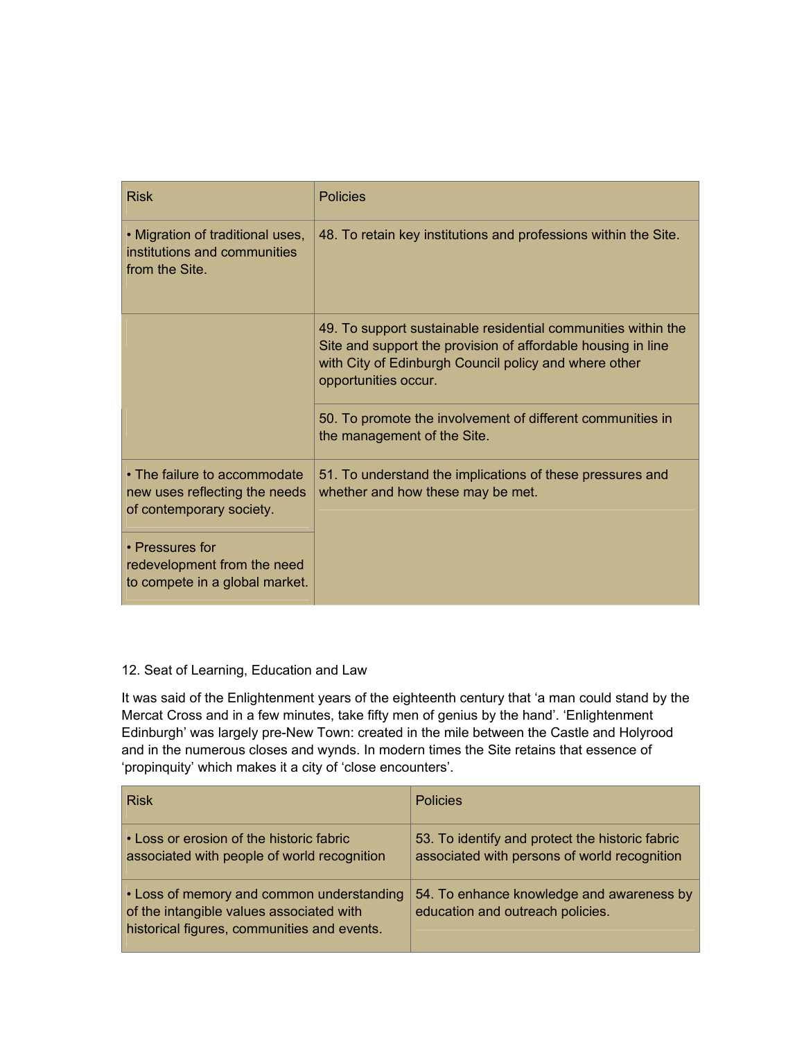| Risk | Policies |
| --- | --- |
| • Migration of traditional uses, institutions and communities from the Site. | 48. To retain key institutions and professions within the Site. |
| | 49. To support sustainable residential communities within the Site and support the provision of affordable housing in line with City of Edinburgh Council policy and where other opportunities occur. |
| | 50. To promote the involvement of different communities in the management of the Site. |
| • The failure to accommodate new uses reflecting the needs of contemporary society. | 51. To understand the implications of these pressures and whether and how these may be met. |
| • Pressures for redevelopment from the need to compete in a global market. | |

12. Seat of Learning, Education and Law

It was said of the Enlightenment years of the eighteenth century that 'a man could stand by the Mercat Cross and in a few minutes, take fifty men of genius by the hand'. 'Enlightenment Edinburgh' was largely pre-New Town: created in the mile between the Castle and Holyrood and in the numerous closes and wynds. In modern times the Site retains that essence of 'propinquity' which makes it a city of 'close encounters'.

| Risk | Policies |
| --- | --- |
| • Loss or erosion of the historic fabric associated with people of world recognition | 53. To identify and protect the historic fabric associated with persons of world recognition |
| • Loss of memory and common understanding of the intangible values associated with historical figures, communities and events. | 54. To enhance knowledge and awareness by education and outreach policies. |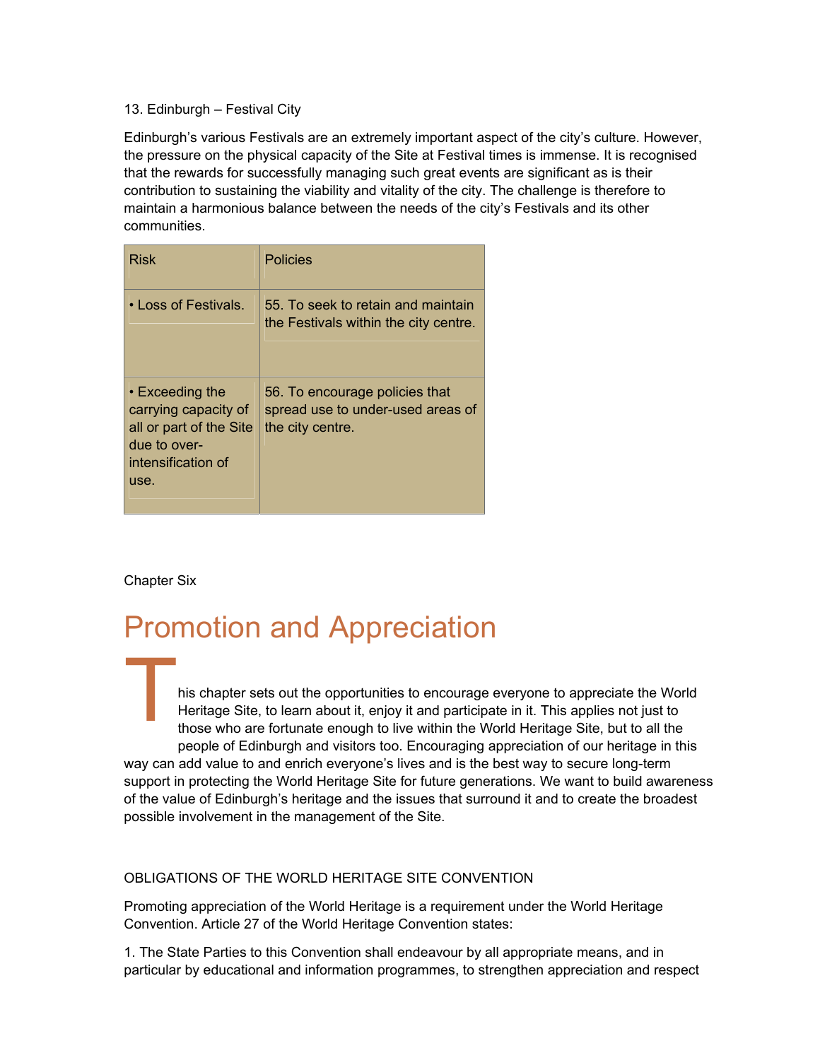13. Edinburgh – Festival City

Edinburgh's various Festivals are an extremely important aspect of the city's culture. However, the pressure on the physical capacity of the Site at Festival times is immense. It is recognised that the rewards for successfully managing such great events are significant as is their contribution to sustaining the viability and vitality of the city. The challenge is therefore to maintain a harmonious balance between the needs of the city's Festivals and its other communities.

| Risk | Policies |
|---|---|
| • Loss of Festivals. | 55. To seek to retain and maintain the Festivals within the city centre. |
| • Exceeding the carrying capacity of all or part of the Site due to over-intensification of use. | 56. To encourage policies that spread use to under-used areas of the city centre. |

Chapter Six

# Promotion and Appreciation

This chapter sets out the opportunities to encourage everyone to appreciate the World Heritage Site, to learn about it, enjoy it and participate in it. This applies not just to those who are fortunate enough to live within the World Heritage Site, but to all the people of Edinburgh and visitors too. Encouraging appreciation of our heritage in this way can add value to and enrich everyone's lives and is the best way to secure long-term support in protecting the World Heritage Site for future generations. We want to build awareness of the value of Edinburgh's heritage and the issues that surround it and to create the broadest possible involvement in the management of the Site.

OBLIGATIONS OF THE WORLD HERITAGE SITE CONVENTION

Promoting appreciation of the World Heritage is a requirement under the World Heritage Convention. Article 27 of the World Heritage Convention states:

1. The State Parties to this Convention shall endeavour by all appropriate means, and in particular by educational and information programmes, to strengthen appreciation and respect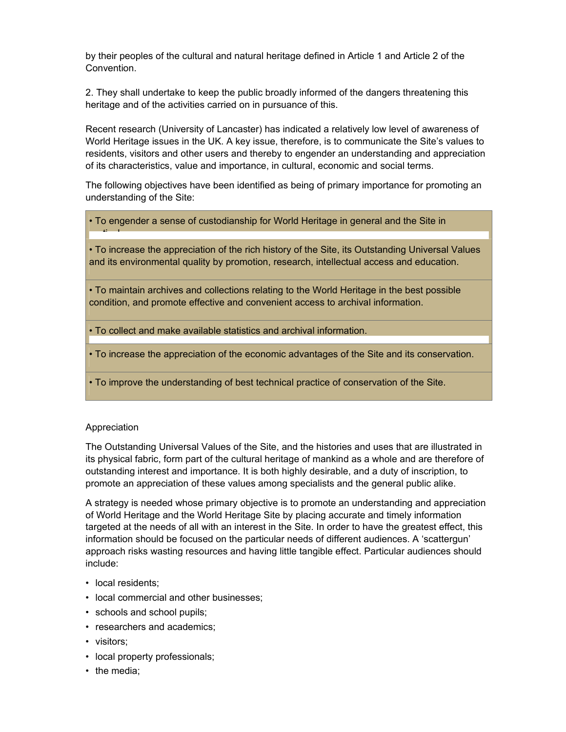by their peoples of the cultural and natural heritage defined in Article 1 and Article 2 of the Convention.

2. They shall undertake to keep the public broadly informed of the dangers threatening this heritage and of the activities carried on in pursuance of this.

Recent research (University of Lancaster) has indicated a relatively low level of awareness of World Heritage issues in the UK. A key issue, therefore, is to communicate the Site's values to residents, visitors and other users and thereby to engender an understanding and appreciation of its characteristics, value and importance, in cultural, economic and social terms.

The following objectives have been identified as being of primary importance for promoting an understanding of the Site:

- To engender a sense of custodianship for World Heritage in general and the Site in particular.
- To increase the appreciation of the rich history of the Site, its Outstanding Universal Values and its environmental quality by promotion, research, intellectual access and education.
- To maintain archives and collections relating to the World Heritage in the best possible condition, and promote effective and convenient access to archival information.
- To collect and make available statistics and archival information.
- To increase the appreciation of the economic advantages of the Site and its conservation.
- To improve the understanding of best technical practice of conservation of the Site.

## Appreciation

The Outstanding Universal Values of the Site, and the histories and uses that are illustrated in its physical fabric, form part of the cultural heritage of mankind as a whole and are therefore of outstanding interest and importance. It is both highly desirable, and a duty of inscription, to promote an appreciation of these values among specialists and the general public alike.

A strategy is needed whose primary objective is to promote an understanding and appreciation of World Heritage and the World Heritage Site by placing accurate and timely information targeted at the needs of all with an interest in the Site. In order to have the greatest effect, this information should be focused on the particular needs of different audiences. A 'scattergun' approach risks wasting resources and having little tangible effect. Particular audiences should include:

- local residents;
- local commercial and other businesses;
- schools and school pupils;
- researchers and academics;
- visitors;
- local property professionals;
- the media;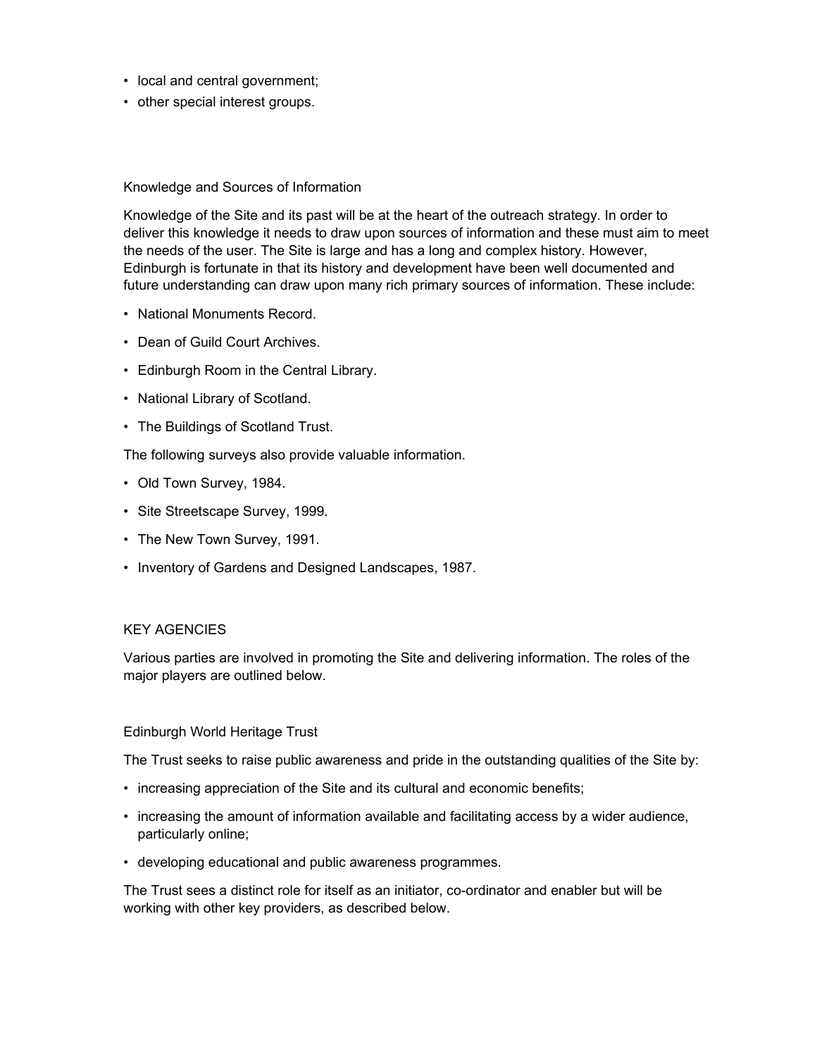- local and central government;
- other special interest groups.

### Knowledge and Sources of Information

Knowledge of the Site and its past will be at the heart of the outreach strategy. In order to deliver this knowledge it needs to draw upon sources of information and these must aim to meet the needs of the user. The Site is large and has a long and complex history. However, Edinburgh is fortunate in that its history and development have been well documented and future understanding can draw upon many rich primary sources of information. These include:

- National Monuments Record.
- Dean of Guild Court Archives.
- Edinburgh Room in the Central Library.
- National Library of Scotland.
- The Buildings of Scotland Trust.

The following surveys also provide valuable information.

- Old Town Survey, 1984.
- Site Streetscape Survey, 1999.
- The New Town Survey, 1991.
- Inventory of Gardens and Designed Landscapes, 1987.

## KEY AGENCIES

Various parties are involved in promoting the Site and delivering information. The roles of the major players are outlined below.

### Edinburgh World Heritage Trust

The Trust seeks to raise public awareness and pride in the outstanding qualities of the Site by:

- increasing appreciation of the Site and its cultural and economic benefits;
- increasing the amount of information available and facilitating access by a wider audience, particularly online;
- developing educational and public awareness programmes.

The Trust sees a distinct role for itself as an initiator, co-ordinator and enabler but will be working with other key providers, as described below.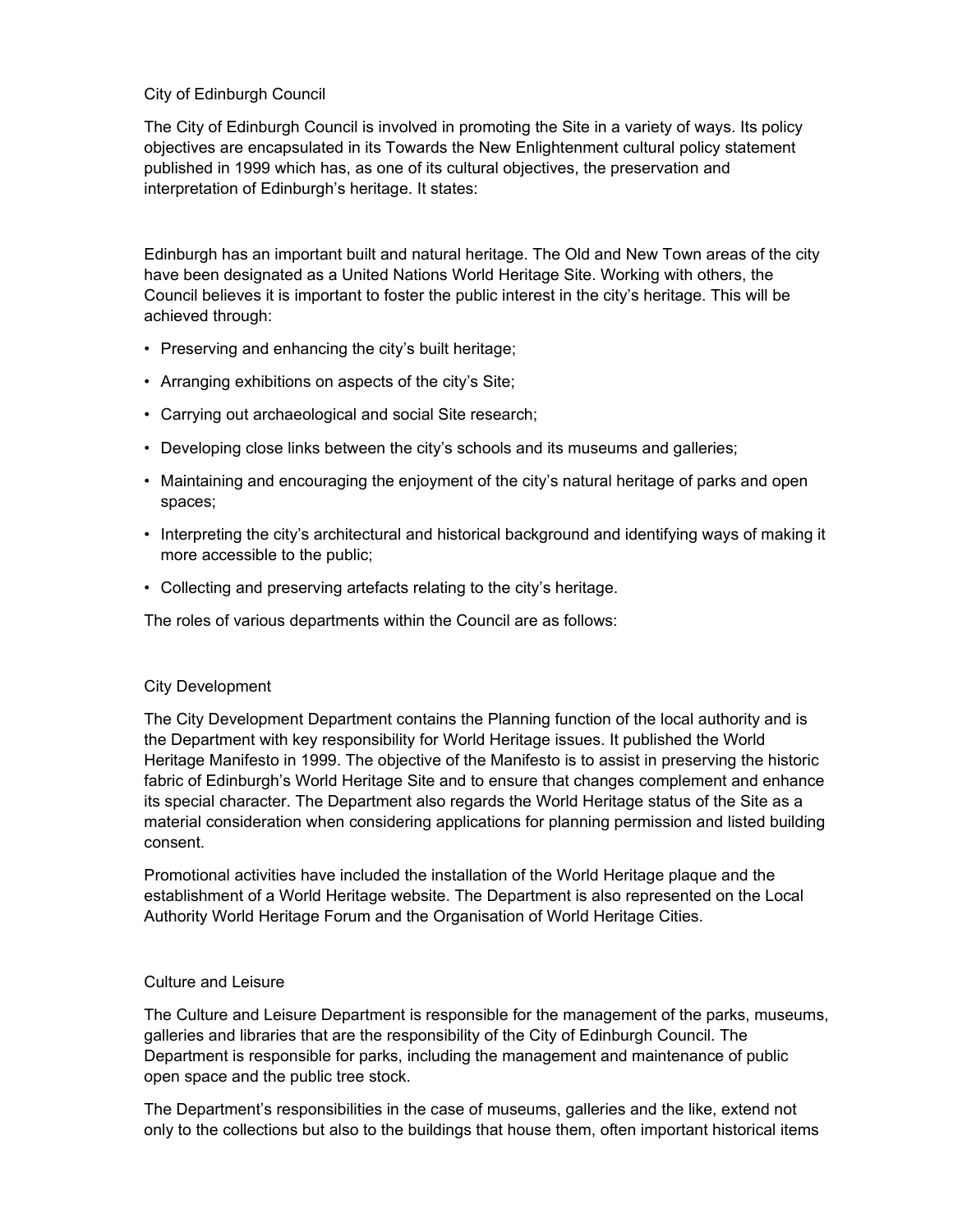## City of Edinburgh Council

The City of Edinburgh Council is involved in promoting the Site in a variety of ways. Its policy objectives are encapsulated in its Towards the New Enlightenment cultural policy statement published in 1999 which has, as one of its cultural objectives, the preservation and interpretation of Edinburgh's heritage. It states:

Edinburgh has an important built and natural heritage. The Old and New Town areas of the city have been designated as a United Nations World Heritage Site. Working with others, the Council believes it is important to foster the public interest in the city's heritage. This will be achieved through:

- Preserving and enhancing the city's built heritage;
- Arranging exhibitions on aspects of the city's Site;
- Carrying out archaeological and social Site research;
- Developing close links between the city's schools and its museums and galleries;
- Maintaining and encouraging the enjoyment of the city's natural heritage of parks and open spaces;
- Interpreting the city's architectural and historical background and identifying ways of making it more accessible to the public;
- Collecting and preserving artefacts relating to the city's heritage.

The roles of various departments within the Council are as follows:

### City Development

The City Development Department contains the Planning function of the local authority and is the Department with key responsibility for World Heritage issues. It published the World Heritage Manifesto in 1999. The objective of the Manifesto is to assist in preserving the historic fabric of Edinburgh's World Heritage Site and to ensure that changes complement and enhance its special character. The Department also regards the World Heritage status of the Site as a material consideration when considering applications for planning permission and listed building consent.

Promotional activities have included the installation of the World Heritage plaque and the establishment of a World Heritage website. The Department is also represented on the Local Authority World Heritage Forum and the Organisation of World Heritage Cities.

### Culture and Leisure

The Culture and Leisure Department is responsible for the management of the parks, museums, galleries and libraries that are the responsibility of the City of Edinburgh Council. The Department is responsible for parks, including the management and maintenance of public open space and the public tree stock.

The Department's responsibilities in the case of museums, galleries and the like, extend not only to the collections but also to the buildings that house them, often important historical items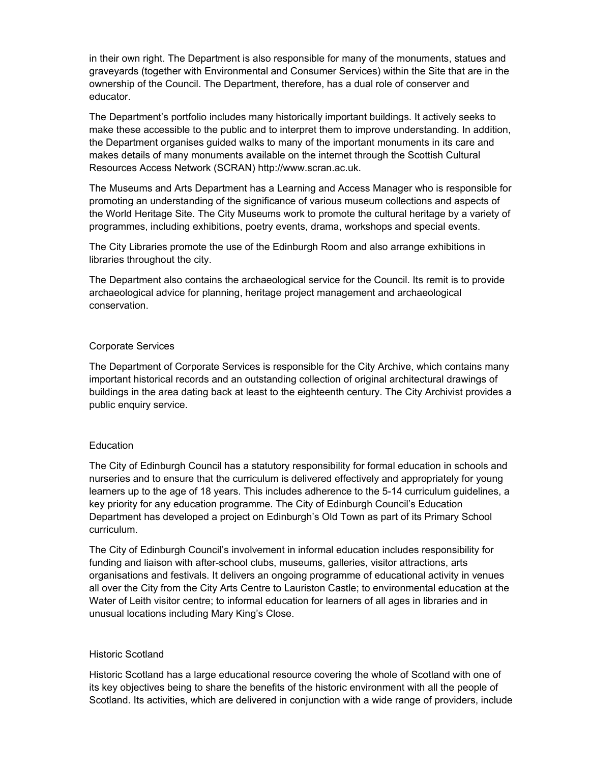in their own right. The Department is also responsible for many of the monuments, statues and graveyards (together with Environmental and Consumer Services) within the Site that are in the ownership of the Council. The Department, therefore, has a dual role of conserver and educator.

The Department's portfolio includes many historically important buildings. It actively seeks to make these accessible to the public and to interpret them to improve understanding. In addition, the Department organises guided walks to many of the important monuments in its care and makes details of many monuments available on the internet through the Scottish Cultural Resources Access Network (SCRAN) http://www.scran.ac.uk.

The Museums and Arts Department has a Learning and Access Manager who is responsible for promoting an understanding of the significance of various museum collections and aspects of the World Heritage Site. The City Museums work to promote the cultural heritage by a variety of programmes, including exhibitions, poetry events, drama, workshops and special events.

The City Libraries promote the use of the Edinburgh Room and also arrange exhibitions in libraries throughout the city.

The Department also contains the archaeological service for the Council. Its remit is to provide archaeological advice for planning, heritage project management and archaeological conservation.

### Corporate Services

The Department of Corporate Services is responsible for the City Archive, which contains many important historical records and an outstanding collection of original architectural drawings of buildings in the area dating back at least to the eighteenth century. The City Archivist provides a public enquiry service.

### Education

The City of Edinburgh Council has a statutory responsibility for formal education in schools and nurseries and to ensure that the curriculum is delivered effectively and appropriately for young learners up to the age of 18 years. This includes adherence to the 5-14 curriculum guidelines, a key priority for any education programme. The City of Edinburgh Council's Education Department has developed a project on Edinburgh's Old Town as part of its Primary School curriculum.

The City of Edinburgh Council's involvement in informal education includes responsibility for funding and liaison with after-school clubs, museums, galleries, visitor attractions, arts organisations and festivals. It delivers an ongoing programme of educational activity in venues all over the City from the City Arts Centre to Lauriston Castle; to environmental education at the Water of Leith visitor centre; to informal education for learners of all ages in libraries and in unusual locations including Mary King's Close.

### Historic Scotland

Historic Scotland has a large educational resource covering the whole of Scotland with one of its key objectives being to share the benefits of the historic environment with all the people of Scotland. Its activities, which are delivered in conjunction with a wide range of providers, include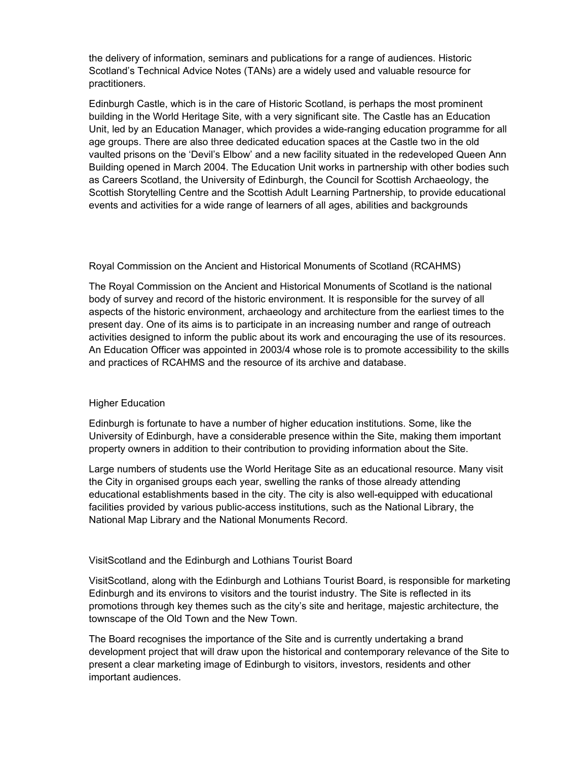the delivery of information, seminars and publications for a range of audiences. Historic Scotland's Technical Advice Notes (TANs) are a widely used and valuable resource for practitioners.

Edinburgh Castle, which is in the care of Historic Scotland, is perhaps the most prominent building in the World Heritage Site, with a very significant site. The Castle has an Education Unit, led by an Education Manager, which provides a wide-ranging education programme for all age groups. There are also three dedicated education spaces at the Castle two in the old vaulted prisons on the 'Devil's Elbow' and a new facility situated in the redeveloped Queen Ann Building opened in March 2004. The Education Unit works in partnership with other bodies such as Careers Scotland, the University of Edinburgh, the Council for Scottish Archaeology, the Scottish Storytelling Centre and the Scottish Adult Learning Partnership, to provide educational events and activities for a wide range of learners of all ages, abilities and backgrounds

### Royal Commission on the Ancient and Historical Monuments of Scotland (RCAHMS)

The Royal Commission on the Ancient and Historical Monuments of Scotland is the national body of survey and record of the historic environment. It is responsible for the survey of all aspects of the historic environment, archaeology and architecture from the earliest times to the present day. One of its aims is to participate in an increasing number and range of outreach activities designed to inform the public about its work and encouraging the use of its resources. An Education Officer was appointed in 2003/4 whose role is to promote accessibility to the skills and practices of RCAHMS and the resource of its archive and database.

### Higher Education

Edinburgh is fortunate to have a number of higher education institutions. Some, like the University of Edinburgh, have a considerable presence within the Site, making them important property owners in addition to their contribution to providing information about the Site.

Large numbers of students use the World Heritage Site as an educational resource. Many visit the City in organised groups each year, swelling the ranks of those already attending educational establishments based in the city. The city is also well-equipped with educational facilities provided by various public-access institutions, such as the National Library, the National Map Library and the National Monuments Record.

### VisitScotland and the Edinburgh and Lothians Tourist Board

VisitScotland, along with the Edinburgh and Lothians Tourist Board, is responsible for marketing Edinburgh and its environs to visitors and the tourist industry. The Site is reflected in its promotions through key themes such as the city's site and heritage, majestic architecture, the townscape of the Old Town and the New Town.

The Board recognises the importance of the Site and is currently undertaking a brand development project that will draw upon the historical and contemporary relevance of the Site to present a clear marketing image of Edinburgh to visitors, investors, residents and other important audiences.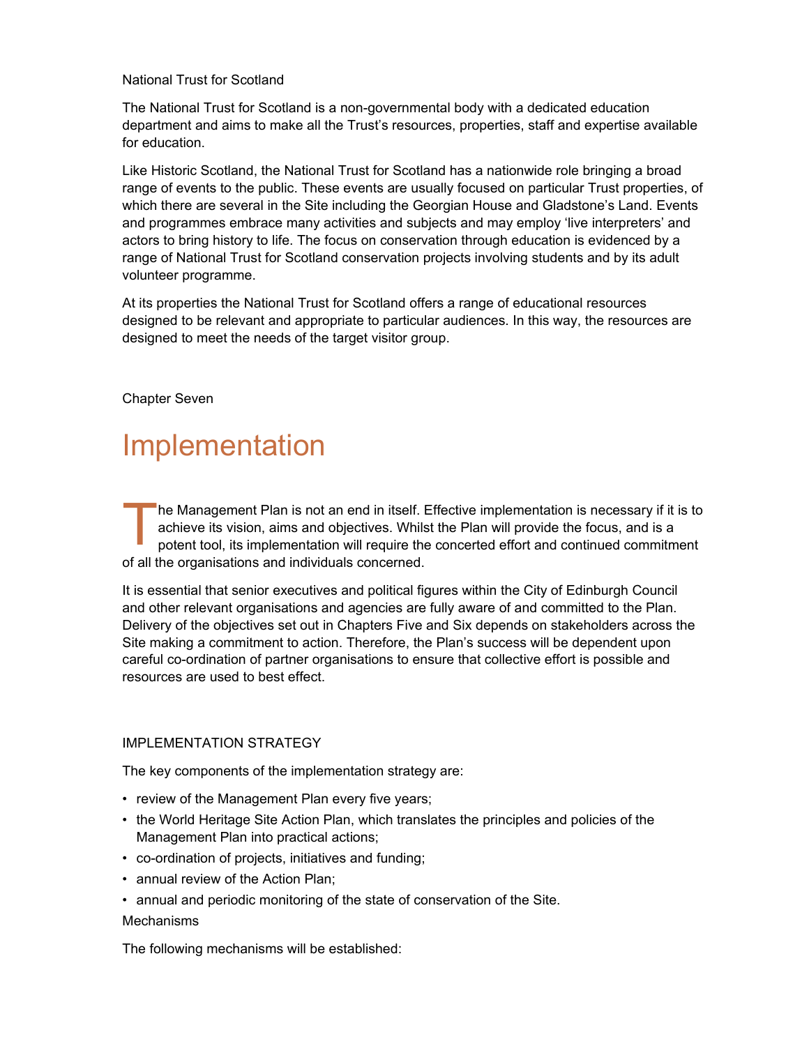National Trust for Scotland

The National Trust for Scotland is a non-governmental body with a dedicated education department and aims to make all the Trust's resources, properties, staff and expertise available for education.

Like Historic Scotland, the National Trust for Scotland has a nationwide role bringing a broad range of events to the public. These events are usually focused on particular Trust properties, of which there are several in the Site including the Georgian House and Gladstone's Land. Events and programmes embrace many activities and subjects and may employ 'live interpreters' and actors to bring history to life. The focus on conservation through education is evidenced by a range of National Trust for Scotland conservation projects involving students and by its adult volunteer programme.

At its properties the National Trust for Scotland offers a range of educational resources designed to be relevant and appropriate to particular audiences. In this way, the resources are designed to meet the needs of the target visitor group.

Chapter Seven

# Implementation

The Management Plan is not an end in itself. Effective implementation is necessary if it is to achieve its vision, aims and objectives. Whilst the Plan will provide the focus, and is a potent tool, its implementation will require the concerted effort and continued commitment of all the organisations and individuals concerned.

It is essential that senior executives and political figures within the City of Edinburgh Council and other relevant organisations and agencies are fully aware of and committed to the Plan. Delivery of the objectives set out in Chapters Five and Six depends on stakeholders across the Site making a commitment to action. Therefore, the Plan's success will be dependent upon careful co-ordination of partner organisations to ensure that collective effort is possible and resources are used to best effect.

## IMPLEMENTATION STRATEGY

The key components of the implementation strategy are:

- review of the Management Plan every five years;
- the World Heritage Site Action Plan, which translates the principles and policies of the Management Plan into practical actions;
- co-ordination of projects, initiatives and funding;
- annual review of the Action Plan;
- annual and periodic monitoring of the state of conservation of the Site.

Mechanisms

The following mechanisms will be established: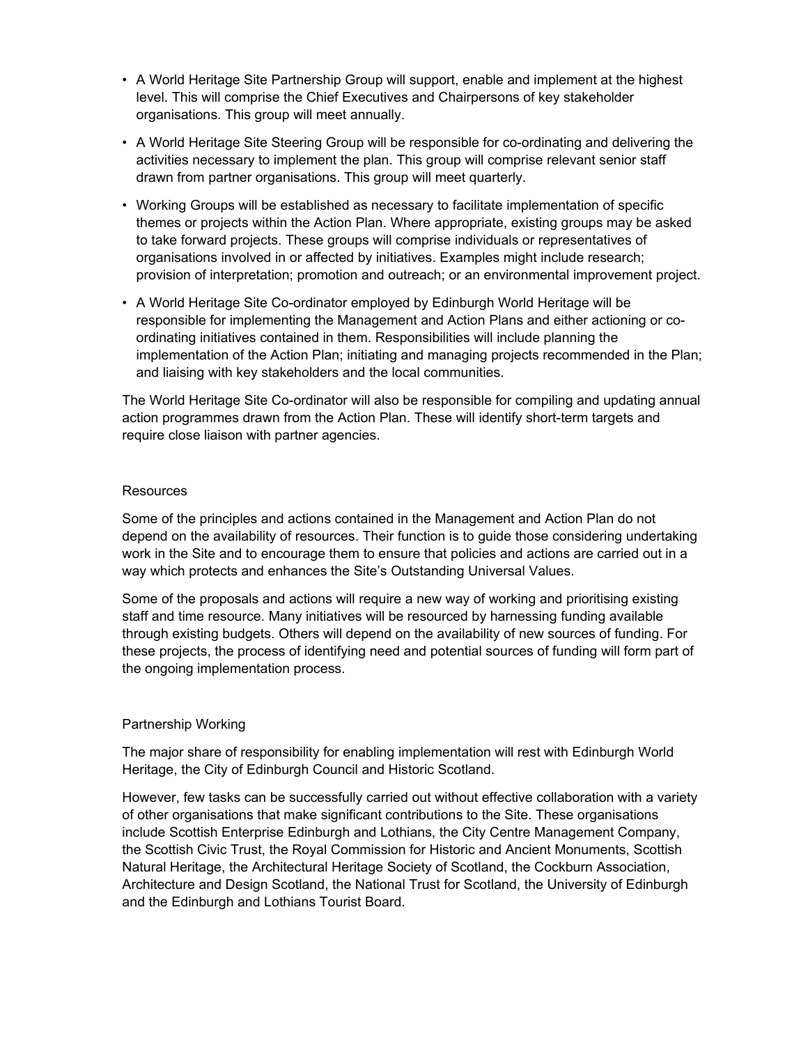- A World Heritage Site Partnership Group will support, enable and implement at the highest level. This will comprise the Chief Executives and Chairpersons of key stakeholder organisations. This group will meet annually.
- A World Heritage Site Steering Group will be responsible for co-ordinating and delivering the activities necessary to implement the plan. This group will comprise relevant senior staff drawn from partner organisations. This group will meet quarterly.
- Working Groups will be established as necessary to facilitate implementation of specific themes or projects within the Action Plan. Where appropriate, existing groups may be asked to take forward projects. These groups will comprise individuals or representatives of organisations involved in or affected by initiatives. Examples might include research; provision of interpretation; promotion and outreach; or an environmental improvement project.
- A World Heritage Site Co-ordinator employed by Edinburgh World Heritage will be responsible for implementing the Management and Action Plans and either actioning or co-ordinating initiatives contained in them. Responsibilities will include planning the implementation of the Action Plan; initiating and managing projects recommended in the Plan; and liaising with key stakeholders and the local communities.

The World Heritage Site Co-ordinator will also be responsible for compiling and updating annual action programmes drawn from the Action Plan. These will identify short-term targets and require close liaison with partner agencies.

## Resources

Some of the principles and actions contained in the Management and Action Plan do not depend on the availability of resources. Their function is to guide those considering undertaking work in the Site and to encourage them to ensure that policies and actions are carried out in a way which protects and enhances the Site's Outstanding Universal Values.

Some of the proposals and actions will require a new way of working and prioritising existing staff and time resource. Many initiatives will be resourced by harnessing funding available through existing budgets. Others will depend on the availability of new sources of funding. For these projects, the process of identifying need and potential sources of funding will form part of the ongoing implementation process.

## Partnership Working

The major share of responsibility for enabling implementation will rest with Edinburgh World Heritage, the City of Edinburgh Council and Historic Scotland.

However, few tasks can be successfully carried out without effective collaboration with a variety of other organisations that make significant contributions to the Site. These organisations include Scottish Enterprise Edinburgh and Lothians, the City Centre Management Company, the Scottish Civic Trust, the Royal Commission for Historic and Ancient Monuments, Scottish Natural Heritage, the Architectural Heritage Society of Scotland, the Cockburn Association, Architecture and Design Scotland, the National Trust for Scotland, the University of Edinburgh and the Edinburgh and Lothians Tourist Board.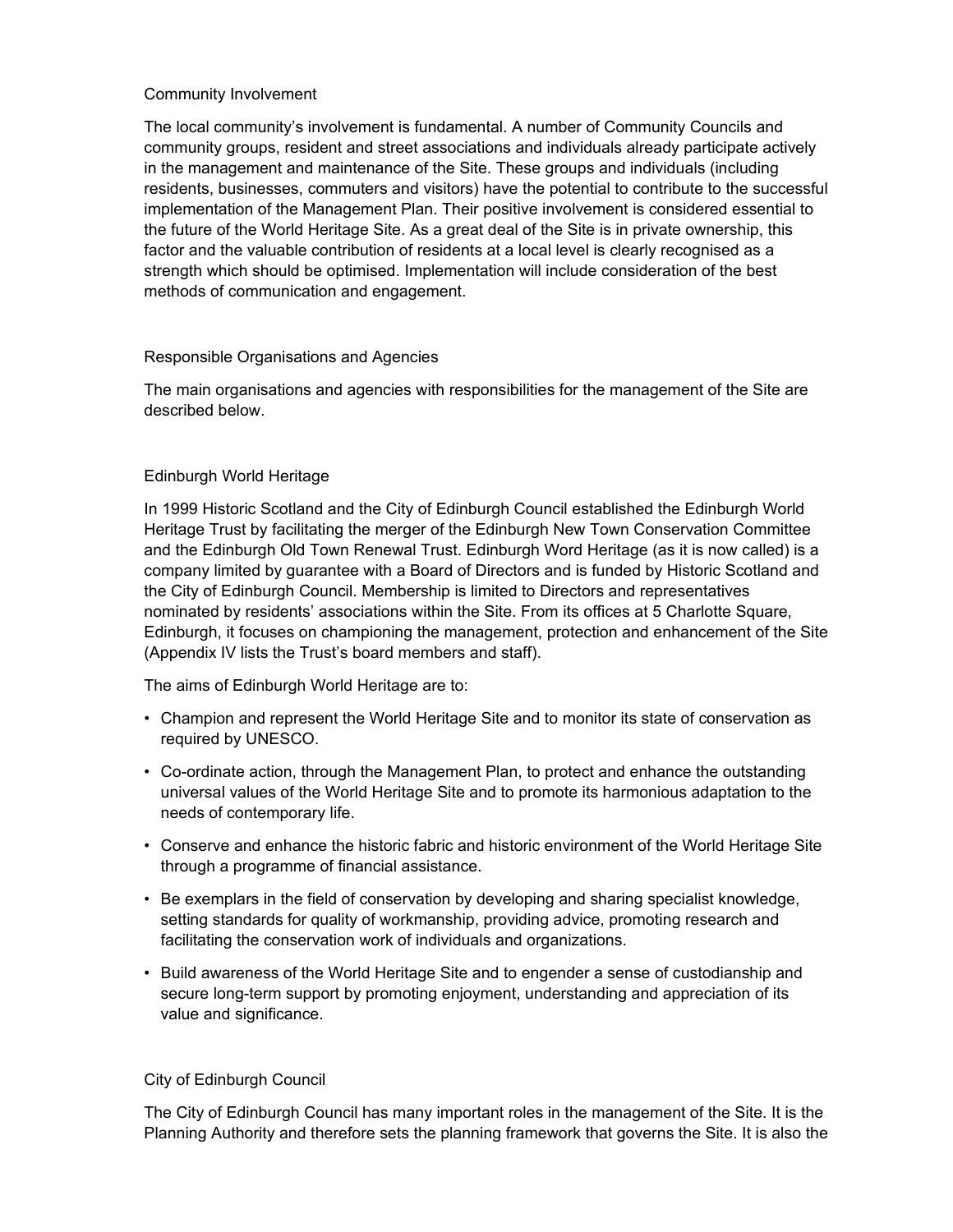## Community Involvement

The local community's involvement is fundamental. A number of Community Councils and community groups, resident and street associations and individuals already participate actively in the management and maintenance of the Site. These groups and individuals (including residents, businesses, commuters and visitors) have the potential to contribute to the successful implementation of the Management Plan. Their positive involvement is considered essential to the future of the World Heritage Site. As a great deal of the Site is in private ownership, this factor and the valuable contribution of residents at a local level is clearly recognised as a strength which should be optimised. Implementation will include consideration of the best methods of communication and engagement.

## Responsible Organisations and Agencies

The main organisations and agencies with responsibilities for the management of the Site are described below.

### Edinburgh World Heritage

In 1999 Historic Scotland and the City of Edinburgh Council established the Edinburgh World Heritage Trust by facilitating the merger of the Edinburgh New Town Conservation Committee and the Edinburgh Old Town Renewal Trust. Edinburgh Word Heritage (as it is now called) is a company limited by guarantee with a Board of Directors and is funded by Historic Scotland and the City of Edinburgh Council. Membership is limited to Directors and representatives nominated by residents' associations within the Site. From its offices at 5 Charlotte Square, Edinburgh, it focuses on championing the management, protection and enhancement of the Site (Appendix IV lists the Trust's board members and staff).

The aims of Edinburgh World Heritage are to:

- Champion and represent the World Heritage Site and to monitor its state of conservation as required by UNESCO.
- Co-ordinate action, through the Management Plan, to protect and enhance the outstanding universal values of the World Heritage Site and to promote its harmonious adaptation to the needs of contemporary life.
- Conserve and enhance the historic fabric and historic environment of the World Heritage Site through a programme of financial assistance.
- Be exemplars in the field of conservation by developing and sharing specialist knowledge, setting standards for quality of workmanship, providing advice, promoting research and facilitating the conservation work of individuals and organizations.
- Build awareness of the World Heritage Site and to engender a sense of custodianship and secure long-term support by promoting enjoyment, understanding and appreciation of its value and significance.

### City of Edinburgh Council

The City of Edinburgh Council has many important roles in the management of the Site. It is the Planning Authority and therefore sets the planning framework that governs the Site. It is also the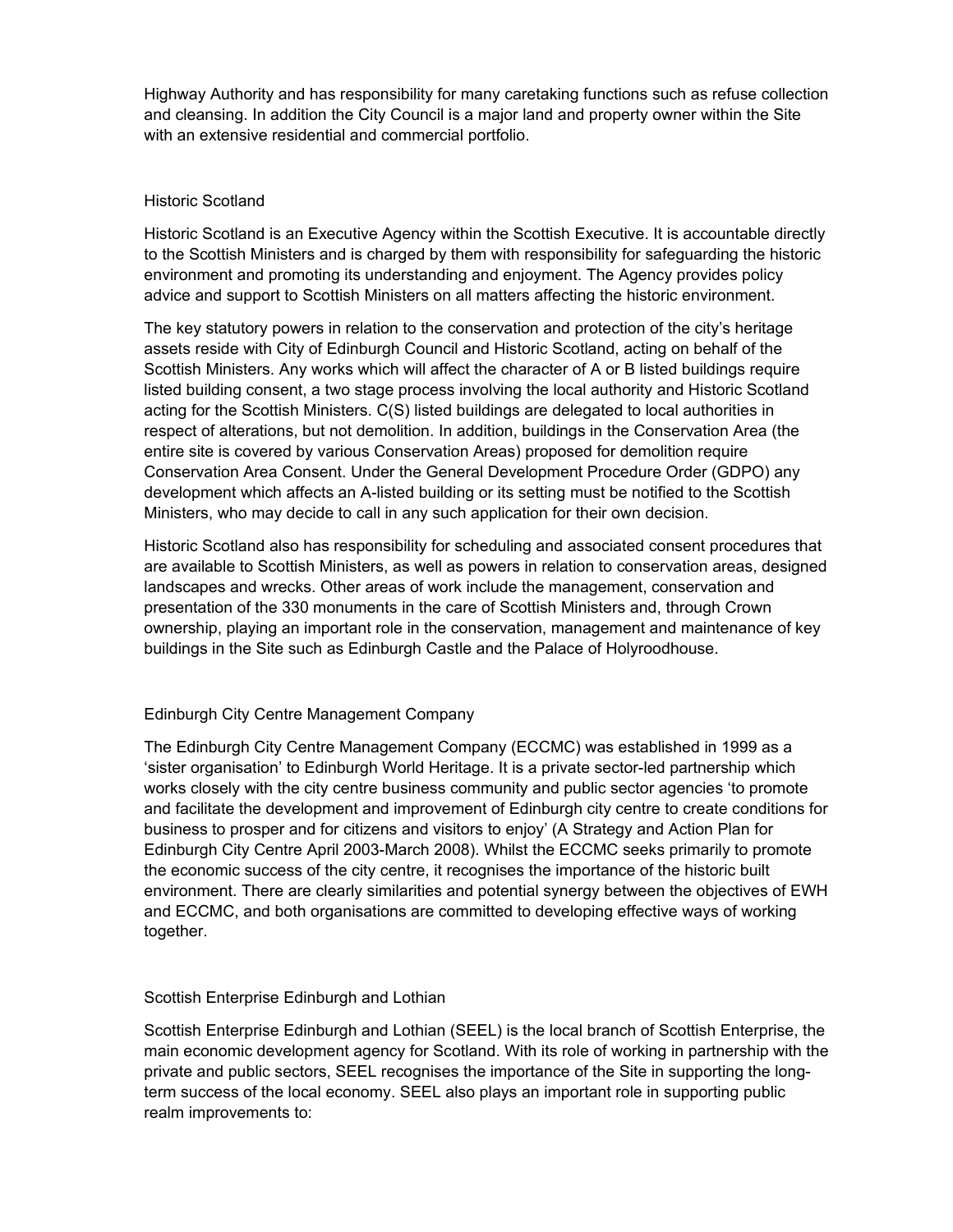Highway Authority and has responsibility for many caretaking functions such as refuse collection and cleansing. In addition the City Council is a major land and property owner within the Site with an extensive residential and commercial portfolio.

### Historic Scotland

Historic Scotland is an Executive Agency within the Scottish Executive. It is accountable directly to the Scottish Ministers and is charged by them with responsibility for safeguarding the historic environment and promoting its understanding and enjoyment. The Agency provides policy advice and support to Scottish Ministers on all matters affecting the historic environment.

The key statutory powers in relation to the conservation and protection of the city's heritage assets reside with City of Edinburgh Council and Historic Scotland, acting on behalf of the Scottish Ministers. Any works which will affect the character of A or B listed buildings require listed building consent, a two stage process involving the local authority and Historic Scotland acting for the Scottish Ministers. C(S) listed buildings are delegated to local authorities in respect of alterations, but not demolition. In addition, buildings in the Conservation Area (the entire site is covered by various Conservation Areas) proposed for demolition require Conservation Area Consent. Under the General Development Procedure Order (GDPO) any development which affects an A-listed building or its setting must be notified to the Scottish Ministers, who may decide to call in any such application for their own decision.

Historic Scotland also has responsibility for scheduling and associated consent procedures that are available to Scottish Ministers, as well as powers in relation to conservation areas, designed landscapes and wrecks. Other areas of work include the management, conservation and presentation of the 330 monuments in the care of Scottish Ministers and, through Crown ownership, playing an important role in the conservation, management and maintenance of key buildings in the Site such as Edinburgh Castle and the Palace of Holyroodhouse.

### Edinburgh City Centre Management Company

The Edinburgh City Centre Management Company (ECCMC) was established in 1999 as a 'sister organisation' to Edinburgh World Heritage. It is a private sector-led partnership which works closely with the city centre business community and public sector agencies 'to promote and facilitate the development and improvement of Edinburgh city centre to create conditions for business to prosper and for citizens and visitors to enjoy' (A Strategy and Action Plan for Edinburgh City Centre April 2003-March 2008). Whilst the ECCMC seeks primarily to promote the economic success of the city centre, it recognises the importance of the historic built environment. There are clearly similarities and potential synergy between the objectives of EWH and ECCMC, and both organisations are committed to developing effective ways of working together.

### Scottish Enterprise Edinburgh and Lothian

Scottish Enterprise Edinburgh and Lothian (SEEL) is the local branch of Scottish Enterprise, the main economic development agency for Scotland. With its role of working in partnership with the private and public sectors, SEEL recognises the importance of the Site in supporting the long-term success of the local economy. SEEL also plays an important role in supporting public realm improvements to: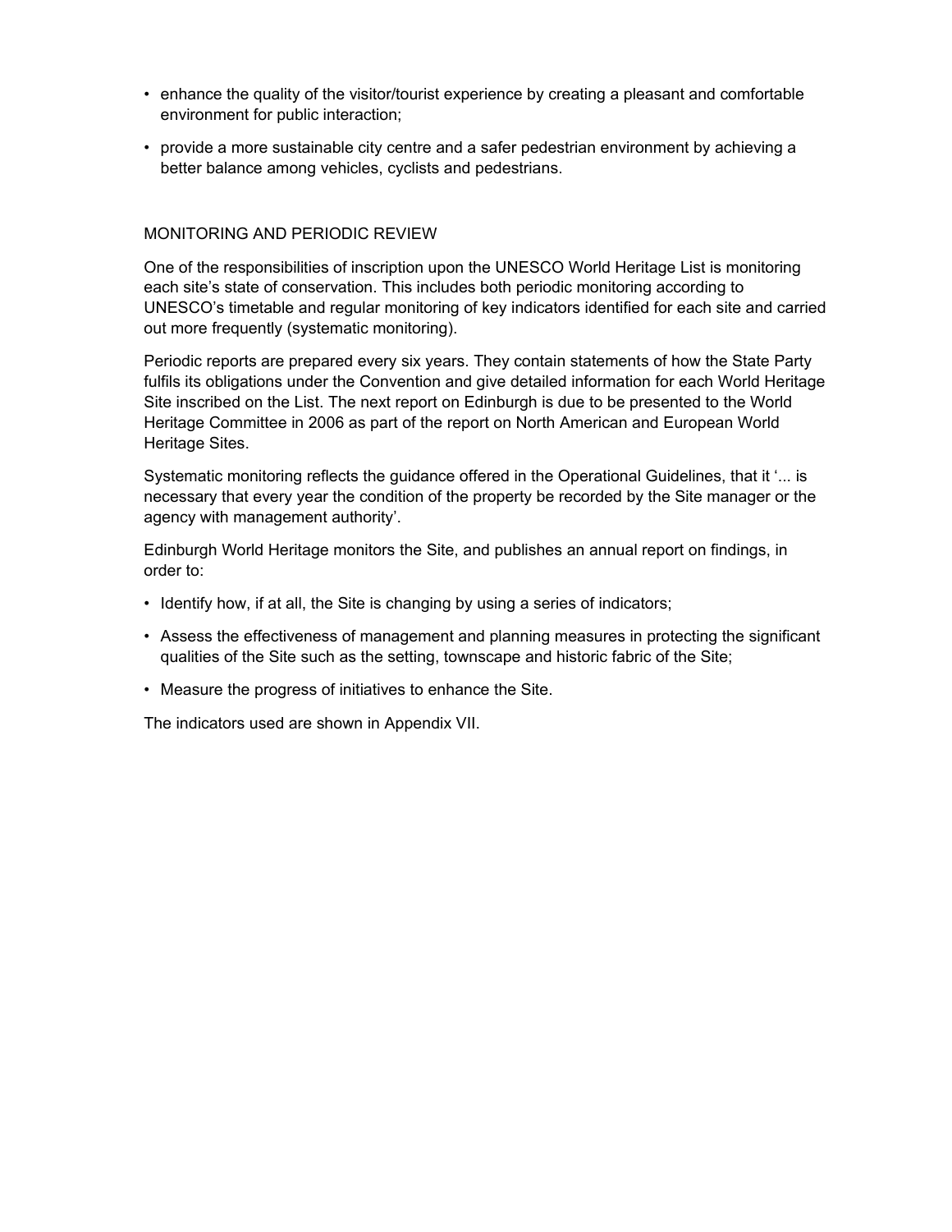- enhance the quality of the visitor/tourist experience by creating a pleasant and comfortable environment for public interaction;
- provide a more sustainable city centre and a safer pedestrian environment by achieving a better balance among vehicles, cyclists and pedestrians.

## MONITORING AND PERIODIC REVIEW

One of the responsibilities of inscription upon the UNESCO World Heritage List is monitoring each site's state of conservation. This includes both periodic monitoring according to UNESCO's timetable and regular monitoring of key indicators identified for each site and carried out more frequently (systematic monitoring).

Periodic reports are prepared every six years. They contain statements of how the State Party fulfils its obligations under the Convention and give detailed information for each World Heritage Site inscribed on the List. The next report on Edinburgh is due to be presented to the World Heritage Committee in 2006 as part of the report on North American and European World Heritage Sites.

Systematic monitoring reflects the guidance offered in the Operational Guidelines, that it '... is necessary that every year the condition of the property be recorded by the Site manager or the agency with management authority'.

Edinburgh World Heritage monitors the Site, and publishes an annual report on findings, in order to:

- Identify how, if at all, the Site is changing by using a series of indicators;
- Assess the effectiveness of management and planning measures in protecting the significant qualities of the Site such as the setting, townscape and historic fabric of the Site;
- Measure the progress of initiatives to enhance the Site.

The indicators used are shown in Appendix VII.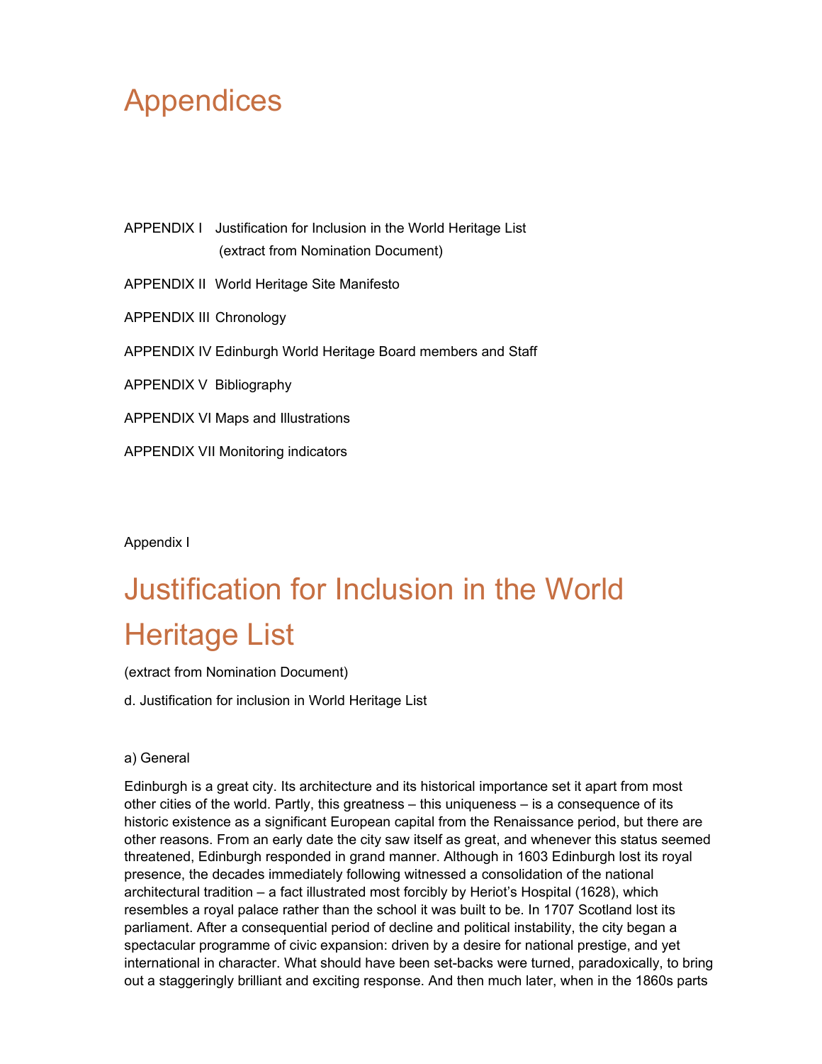# Appendices

APPENDIX I Justification for Inclusion in the World Heritage List (extract from Nomination Document)

APPENDIX II World Heritage Site Manifesto

APPENDIX III Chronology

APPENDIX IV Edinburgh World Heritage Board members and Staff

APPENDIX V Bibliography

APPENDIX VI Maps and Illustrations

APPENDIX VII Monitoring indicators

Appendix I

# Justification for Inclusion in the World Heritage List

(extract from Nomination Document)

d. Justification for inclusion in World Heritage List

a) General

Edinburgh is a great city. Its architecture and its historical importance set it apart from most other cities of the world. Partly, this greatness – this uniqueness – is a consequence of its historic existence as a significant European capital from the Renaissance period, but there are other reasons. From an early date the city saw itself as great, and whenever this status seemed threatened, Edinburgh responded in grand manner. Although in 1603 Edinburgh lost its royal presence, the decades immediately following witnessed a consolidation of the national architectural tradition – a fact illustrated most forcibly by Heriot's Hospital (1628), which resembles a royal palace rather than the school it was built to be. In 1707 Scotland lost its parliament. After a consequential period of decline and political instability, the city began a spectacular programme of civic expansion: driven by a desire for national prestige, and yet international in character. What should have been set-backs were turned, paradoxically, to bring out a staggeringly brilliant and exciting response. And then much later, when in the 1860s parts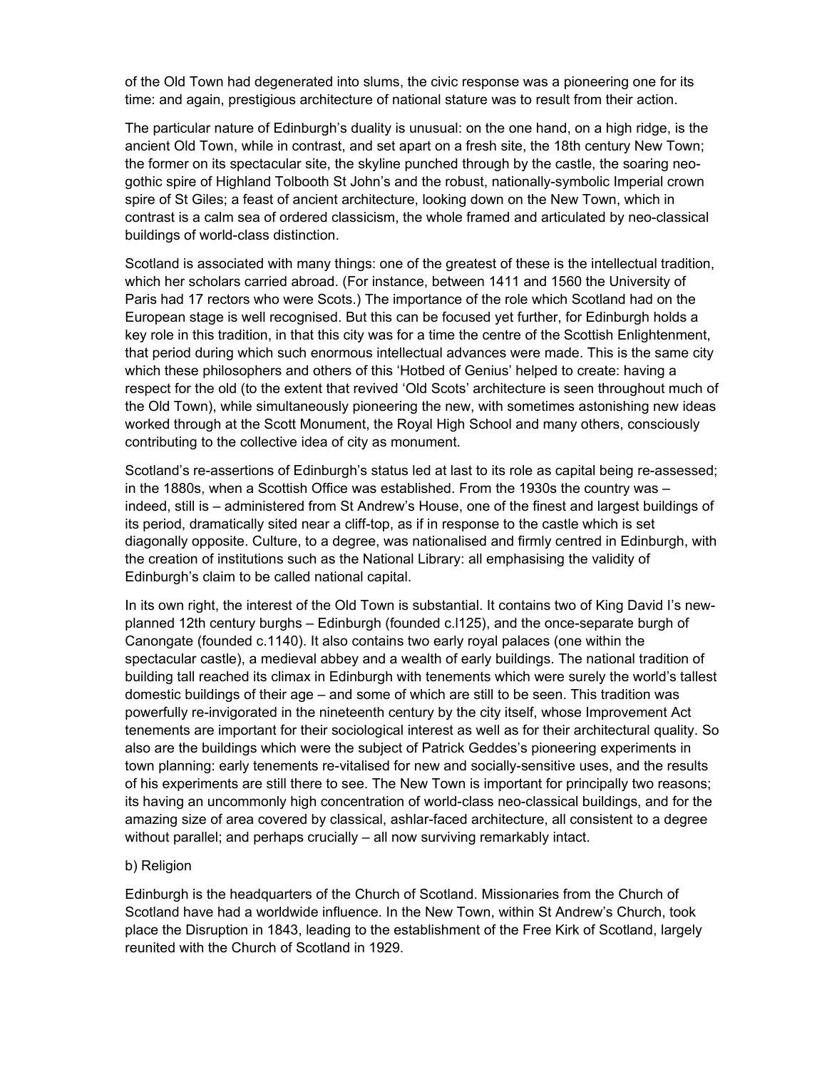of the Old Town had degenerated into slums, the civic response was a pioneering one for its time: and again, prestigious architecture of national stature was to result from their action.

The particular nature of Edinburgh's duality is unusual: on the one hand, on a high ridge, is the ancient Old Town, while in contrast, and set apart on a fresh site, the 18th century New Town; the former on its spectacular site, the skyline punched through by the castle, the soaring neo-gothic spire of Highland Tolbooth St John's and the robust, nationally-symbolic Imperial crown spire of St Giles; a feast of ancient architecture, looking down on the New Town, which in contrast is a calm sea of ordered classicism, the whole framed and articulated by neo-classical buildings of world-class distinction.

Scotland is associated with many things: one of the greatest of these is the intellectual tradition, which her scholars carried abroad. (For instance, between 1411 and 1560 the University of Paris had 17 rectors who were Scots.) The importance of the role which Scotland had on the European stage is well recognised. But this can be focused yet further, for Edinburgh holds a key role in this tradition, in that this city was for a time the centre of the Scottish Enlightenment, that period during which such enormous intellectual advances were made. This is the same city which these philosophers and others of this 'Hotbed of Genius' helped to create: having a respect for the old (to the extent that revived 'Old Scots' architecture is seen throughout much of the Old Town), while simultaneously pioneering the new, with sometimes astonishing new ideas worked through at the Scott Monument, the Royal High School and many others, consciously contributing to the collective idea of city as monument.

Scotland's re-assertions of Edinburgh's status led at last to its role as capital being re-assessed; in the 1880s, when a Scottish Office was established. From the 1930s the country was – indeed, still is – administered from St Andrew's House, one of the finest and largest buildings of its period, dramatically sited near a cliff-top, as if in response to the castle which is set diagonally opposite. Culture, to a degree, was nationalised and firmly centred in Edinburgh, with the creation of institutions such as the National Library: all emphasising the validity of Edinburgh's claim to be called national capital.

In its own right, the interest of the Old Town is substantial. It contains two of King David I's new-planned 12th century burghs – Edinburgh (founded c.l125), and the once-separate burgh of Canongate (founded c.1140). It also contains two early royal palaces (one within the spectacular castle), a medieval abbey and a wealth of early buildings. The national tradition of building tall reached its climax in Edinburgh with tenements which were surely the world's tallest domestic buildings of their age – and some of which are still to be seen. This tradition was powerfully re-invigorated in the nineteenth century by the city itself, whose Improvement Act tenements are important for their sociological interest as well as for their architectural quality. So also are the buildings which were the subject of Patrick Geddes's pioneering experiments in town planning: early tenements re-vitalised for new and socially-sensitive uses, and the results of his experiments are still there to see. The New Town is important for principally two reasons; its having an uncommonly high concentration of world-class neo-classical buildings, and for the amazing size of area covered by classical, ashlar-faced architecture, all consistent to a degree without parallel; and perhaps crucially – all now surviving remarkably intact.

b) Religion

Edinburgh is the headquarters of the Church of Scotland. Missionaries from the Church of Scotland have had a worldwide influence. In the New Town, within St Andrew's Church, took place the Disruption in 1843, leading to the establishment of the Free Kirk of Scotland, largely reunited with the Church of Scotland in 1929.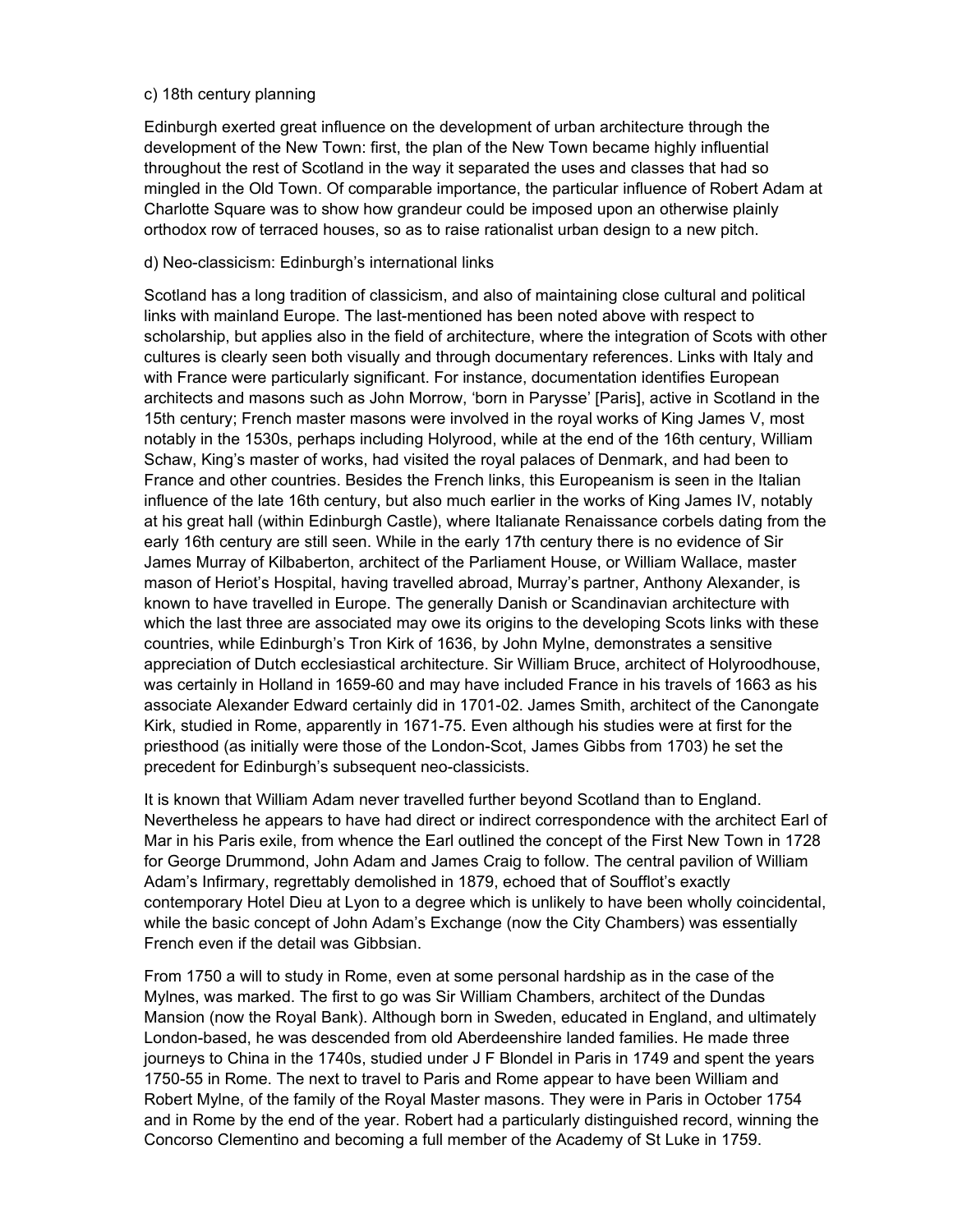c) 18th century planning

Edinburgh exerted great influence on the development of urban architecture through the development of the New Town: first, the plan of the New Town became highly influential throughout the rest of Scotland in the way it separated the uses and classes that had so mingled in the Old Town. Of comparable importance, the particular influence of Robert Adam at Charlotte Square was to show how grandeur could be imposed upon an otherwise plainly orthodox row of terraced houses, so as to raise rationalist urban design to a new pitch.

d) Neo-classicism: Edinburgh's international links

Scotland has a long tradition of classicism, and also of maintaining close cultural and political links with mainland Europe. The last-mentioned has been noted above with respect to scholarship, but applies also in the field of architecture, where the integration of Scots with other cultures is clearly seen both visually and through documentary references. Links with Italy and with France were particularly significant. For instance, documentation identifies European architects and masons such as John Morrow, 'born in Parysse' [Paris], active in Scotland in the 15th century; French master masons were involved in the royal works of King James V, most notably in the 1530s, perhaps including Holyrood, while at the end of the 16th century, William Schaw, King's master of works, had visited the royal palaces of Denmark, and had been to France and other countries. Besides the French links, this Europeanism is seen in the Italian influence of the late 16th century, but also much earlier in the works of King James IV, notably at his great hall (within Edinburgh Castle), where Italianate Renaissance corbels dating from the early 16th century are still seen. While in the early 17th century there is no evidence of Sir James Murray of Kilbaberton, architect of the Parliament House, or William Wallace, master mason of Heriot's Hospital, having travelled abroad, Murray's partner, Anthony Alexander, is known to have travelled in Europe. The generally Danish or Scandinavian architecture with which the last three are associated may owe its origins to the developing Scots links with these countries, while Edinburgh's Tron Kirk of 1636, by John Mylne, demonstrates a sensitive appreciation of Dutch ecclesiastical architecture. Sir William Bruce, architect of Holyroodhouse, was certainly in Holland in 1659-60 and may have included France in his travels of 1663 as his associate Alexander Edward certainly did in 1701-02. James Smith, architect of the Canongate Kirk, studied in Rome, apparently in 1671-75. Even although his studies were at first for the priesthood (as initially were those of the London-Scot, James Gibbs from 1703) he set the precedent for Edinburgh's subsequent neo-classicists.

It is known that William Adam never travelled further beyond Scotland than to England. Nevertheless he appears to have had direct or indirect correspondence with the architect Earl of Mar in his Paris exile, from whence the Earl outlined the concept of the First New Town in 1728 for George Drummond, John Adam and James Craig to follow. The central pavilion of William Adam's Infirmary, regrettably demolished in 1879, echoed that of Soufflot's exactly contemporary Hotel Dieu at Lyon to a degree which is unlikely to have been wholly coincidental, while the basic concept of John Adam's Exchange (now the City Chambers) was essentially French even if the detail was Gibbsian.

From 1750 a will to study in Rome, even at some personal hardship as in the case of the Mylnes, was marked. The first to go was Sir William Chambers, architect of the Dundas Mansion (now the Royal Bank). Although born in Sweden, educated in England, and ultimately London-based, he was descended from old Aberdeenshire landed families. He made three journeys to China in the 1740s, studied under J F Blondel in Paris in 1749 and spent the years 1750-55 in Rome. The next to travel to Paris and Rome appear to have been William and Robert Mylne, of the family of the Royal Master masons. They were in Paris in October 1754 and in Rome by the end of the year. Robert had a particularly distinguished record, winning the Concorso Clementino and becoming a full member of the Academy of St Luke in 1759.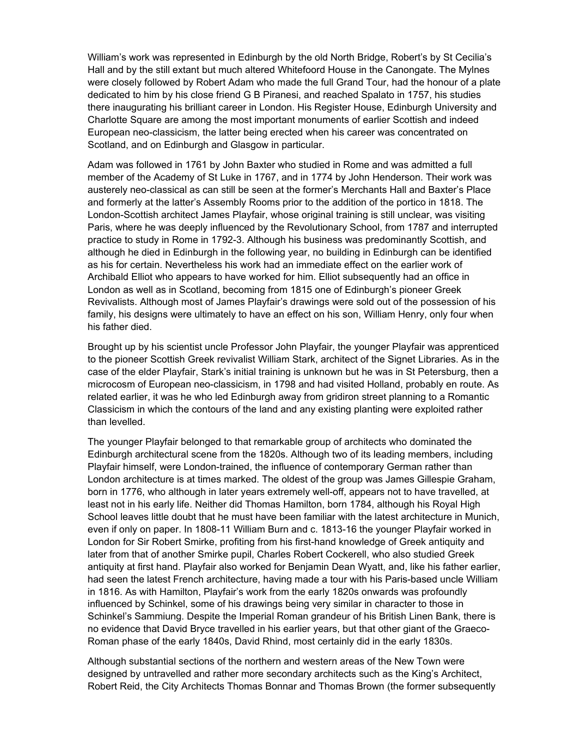William's work was represented in Edinburgh by the old North Bridge, Robert's by St Cecilia's Hall and by the still extant but much altered Whitefoord House in the Canongate. The Mylnes were closely followed by Robert Adam who made the full Grand Tour, had the honour of a plate dedicated to him by his close friend G B Piranesi, and reached Spalato in 1757, his studies there inaugurating his brilliant career in London. His Register House, Edinburgh University and Charlotte Square are among the most important monuments of earlier Scottish and indeed European neo-classicism, the latter being erected when his career was concentrated on Scotland, and on Edinburgh and Glasgow in particular.

Adam was followed in 1761 by John Baxter who studied in Rome and was admitted a full member of the Academy of St Luke in 1767, and in 1774 by John Henderson. Their work was austerely neo-classical as can still be seen at the former's Merchants Hall and Baxter's Place and formerly at the latter's Assembly Rooms prior to the addition of the portico in 1818. The London-Scottish architect James Playfair, whose original training is still unclear, was visiting Paris, where he was deeply influenced by the Revolutionary School, from 1787 and interrupted practice to study in Rome in 1792-3. Although his business was predominantly Scottish, and although he died in Edinburgh in the following year, no building in Edinburgh can be identified as his for certain. Nevertheless his work had an immediate effect on the earlier work of Archibald Elliot who appears to have worked for him. Elliot subsequently had an office in London as well as in Scotland, becoming from 1815 one of Edinburgh's pioneer Greek Revivalists. Although most of James Playfair's drawings were sold out of the possession of his family, his designs were ultimately to have an effect on his son, William Henry, only four when his father died.

Brought up by his scientist uncle Professor John Playfair, the younger Playfair was apprenticed to the pioneer Scottish Greek revivalist William Stark, architect of the Signet Libraries. As in the case of the elder Playfair, Stark's initial training is unknown but he was in St Petersburg, then a microcosm of European neo-classicism, in 1798 and had visited Holland, probably en route. As related earlier, it was he who led Edinburgh away from gridiron street planning to a Romantic Classicism in which the contours of the land and any existing planting were exploited rather than levelled.

The younger Playfair belonged to that remarkable group of architects who dominated the Edinburgh architectural scene from the 1820s. Although two of its leading members, including Playfair himself, were London-trained, the influence of contemporary German rather than London architecture is at times marked. The oldest of the group was James Gillespie Graham, born in 1776, who although in later years extremely well-off, appears not to have travelled, at least not in his early life. Neither did Thomas Hamilton, born 1784, although his Royal High School leaves little doubt that he must have been familiar with the latest architecture in Munich, even if only on paper. In 1808-11 William Burn and c. 1813-16 the younger Playfair worked in London for Sir Robert Smirke, profiting from his first-hand knowledge of Greek antiquity and later from that of another Smirke pupil, Charles Robert Cockerell, who also studied Greek antiquity at first hand. Playfair also worked for Benjamin Dean Wyatt, and, like his father earlier, had seen the latest French architecture, having made a tour with his Paris-based uncle William in 1816. As with Hamilton, Playfair's work from the early 1820s onwards was profoundly influenced by Schinkel, some of his drawings being very similar in character to those in Schinkel's Sammiung. Despite the Imperial Roman grandeur of his British Linen Bank, there is no evidence that David Bryce travelled in his earlier years, but that other giant of the Graeco-Roman phase of the early 1840s, David Rhind, most certainly did in the early 1830s.

Although substantial sections of the northern and western areas of the New Town were designed by untravelled and rather more secondary architects such as the King's Architect, Robert Reid, the City Architects Thomas Bonnar and Thomas Brown (the former subsequently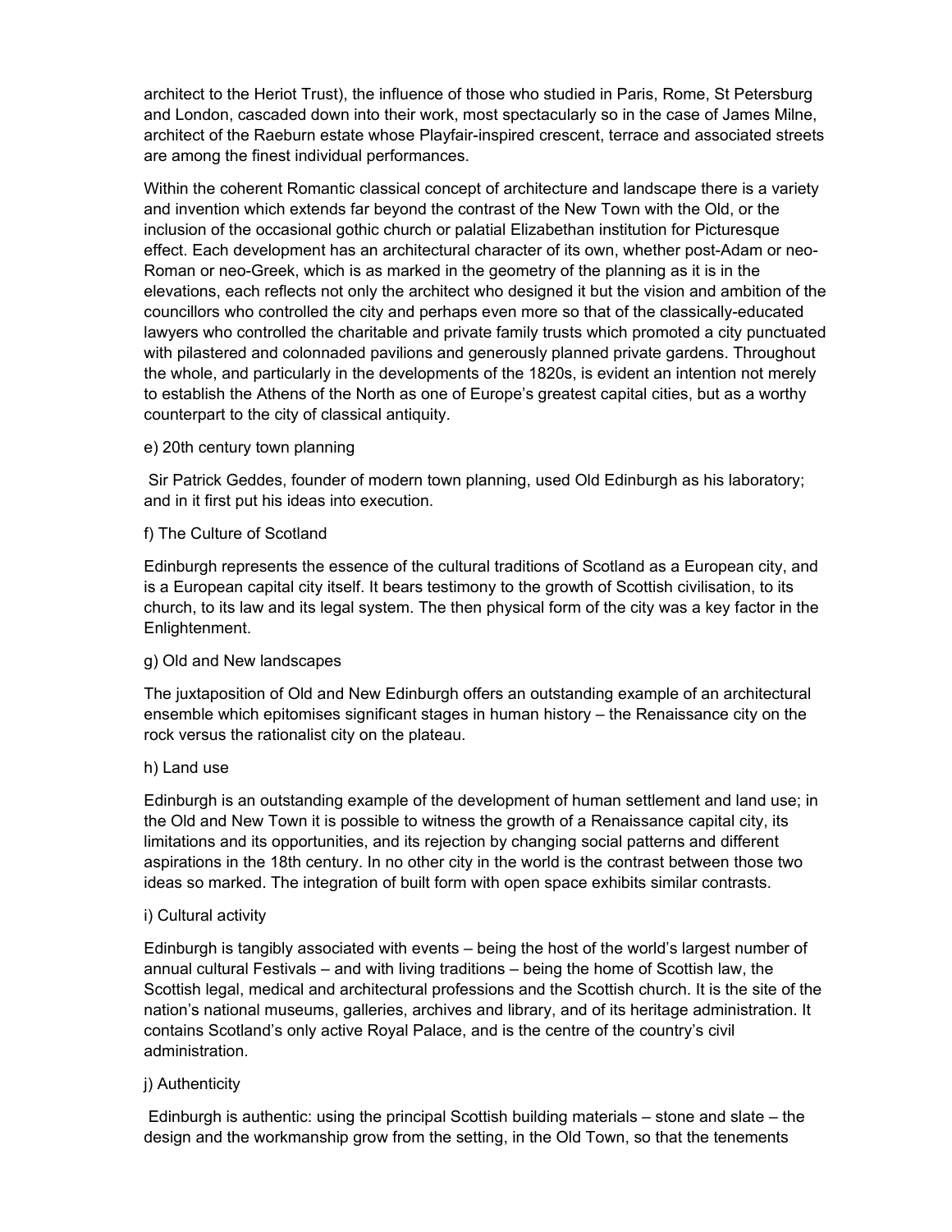architect to the Heriot Trust), the influence of those who studied in Paris, Rome, St Petersburg and London, cascaded down into their work, most spectacularly so in the case of James Milne, architect of the Raeburn estate whose Playfair-inspired crescent, terrace and associated streets are among the finest individual performances.

Within the coherent Romantic classical concept of architecture and landscape there is a variety and invention which extends far beyond the contrast of the New Town with the Old, or the inclusion of the occasional gothic church or palatial Elizabethan institution for Picturesque effect. Each development has an architectural character of its own, whether post-Adam or neo-Roman or neo-Greek, which is as marked in the geometry of the planning as it is in the elevations, each reflects not only the architect who designed it but the vision and ambition of the councillors who controlled the city and perhaps even more so that of the classically-educated lawyers who controlled the charitable and private family trusts which promoted a city punctuated with pilastered and colonnaded pavilions and generously planned private gardens. Throughout the whole, and particularly in the developments of the 1820s, is evident an intention not merely to establish the Athens of the North as one of Europe's greatest capital cities, but as a worthy counterpart to the city of classical antiquity.

e) 20th century town planning

Sir Patrick Geddes, founder of modern town planning, used Old Edinburgh as his laboratory; and in it first put his ideas into execution.

f) The Culture of Scotland

Edinburgh represents the essence of the cultural traditions of Scotland as a European city, and is a European capital city itself. It bears testimony to the growth of Scottish civilisation, to its church, to its law and its legal system. The then physical form of the city was a key factor in the Enlightenment.

g) Old and New landscapes

The juxtaposition of Old and New Edinburgh offers an outstanding example of an architectural ensemble which epitomises significant stages in human history – the Renaissance city on the rock versus the rationalist city on the plateau.

h) Land use

Edinburgh is an outstanding example of the development of human settlement and land use; in the Old and New Town it is possible to witness the growth of a Renaissance capital city, its limitations and its opportunities, and its rejection by changing social patterns and different aspirations in the 18th century. In no other city in the world is the contrast between those two ideas so marked. The integration of built form with open space exhibits similar contrasts.

i) Cultural activity

Edinburgh is tangibly associated with events – being the host of the world's largest number of annual cultural Festivals – and with living traditions – being the home of Scottish law, the Scottish legal, medical and architectural professions and the Scottish church. It is the site of the nation's national museums, galleries, archives and library, and of its heritage administration. It contains Scotland's only active Royal Palace, and is the centre of the country's civil administration.

j) Authenticity

Edinburgh is authentic: using the principal Scottish building materials – stone and slate – the design and the workmanship grow from the setting, in the Old Town, so that the tenements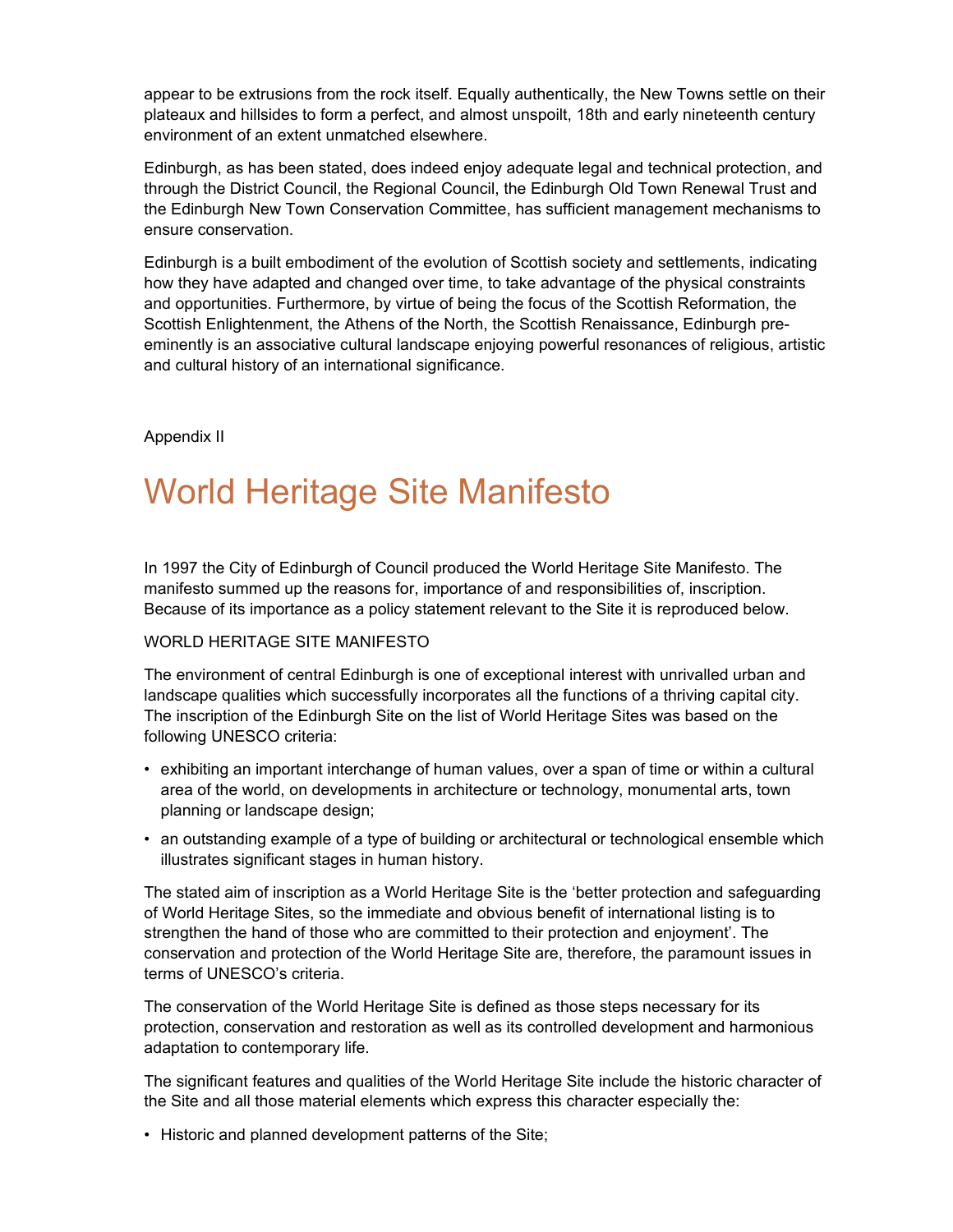appear to be extrusions from the rock itself. Equally authentically, the New Towns settle on their plateaux and hillsides to form a perfect, and almost unspoilt, 18th and early nineteenth century environment of an extent unmatched elsewhere.

Edinburgh, as has been stated, does indeed enjoy adequate legal and technical protection, and through the District Council, the Regional Council, the Edinburgh Old Town Renewal Trust and the Edinburgh New Town Conservation Committee, has sufficient management mechanisms to ensure conservation.

Edinburgh is a built embodiment of the evolution of Scottish society and settlements, indicating how they have adapted and changed over time, to take advantage of the physical constraints and opportunities. Furthermore, by virtue of being the focus of the Scottish Reformation, the Scottish Enlightenment, the Athens of the North, the Scottish Renaissance, Edinburgh pre-eminently is an associative cultural landscape enjoying powerful resonances of religious, artistic and cultural history of an international significance.

Appendix II

# World Heritage Site Manifesto

In 1997 the City of Edinburgh of Council produced the World Heritage Site Manifesto. The manifesto summed up the reasons for, importance of and responsibilities of, inscription. Because of its importance as a policy statement relevant to the Site it is reproduced below.

WORLD HERITAGE SITE MANIFESTO

The environment of central Edinburgh is one of exceptional interest with unrivalled urban and landscape qualities which successfully incorporates all the functions of a thriving capital city. The inscription of the Edinburgh Site on the list of World Heritage Sites was based on the following UNESCO criteria:

- exhibiting an important interchange of human values, over a span of time or within a cultural area of the world, on developments in architecture or technology, monumental arts, town planning or landscape design;
- an outstanding example of a type of building or architectural or technological ensemble which illustrates significant stages in human history.

The stated aim of inscription as a World Heritage Site is the 'better protection and safeguarding of World Heritage Sites, so the immediate and obvious benefit of international listing is to strengthen the hand of those who are committed to their protection and enjoyment'. The conservation and protection of the World Heritage Site are, therefore, the paramount issues in terms of UNESCO's criteria.

The conservation of the World Heritage Site is defined as those steps necessary for its protection, conservation and restoration as well as its controlled development and harmonious adaptation to contemporary life.

The significant features and qualities of the World Heritage Site include the historic character of the Site and all those material elements which express this character especially the:

- Historic and planned development patterns of the Site;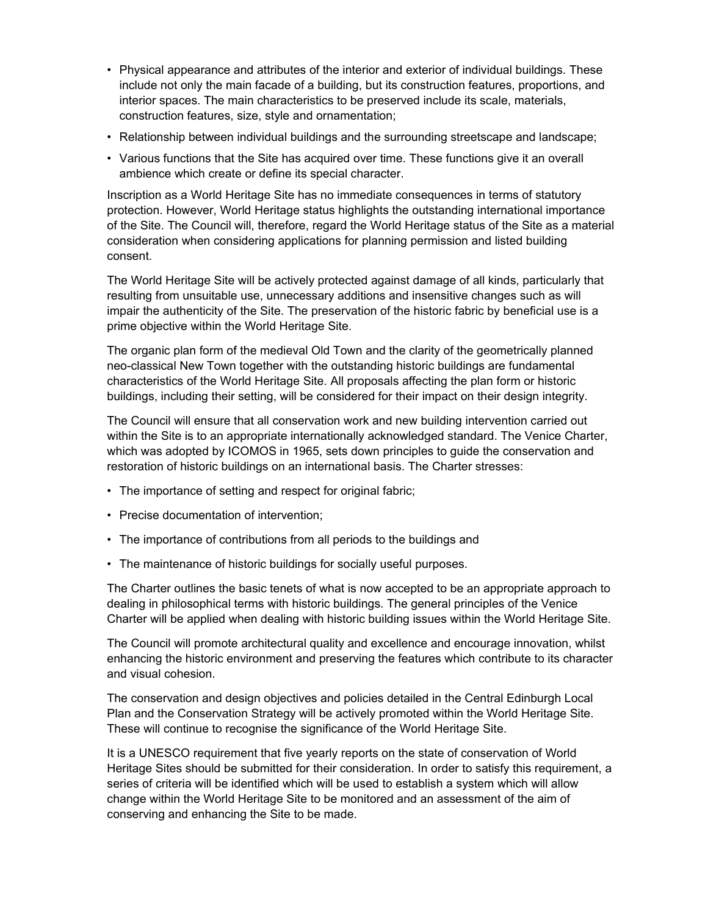- Physical appearance and attributes of the interior and exterior of individual buildings. These include not only the main facade of a building, but its construction features, proportions, and interior spaces. The main characteristics to be preserved include its scale, materials, construction features, size, style and ornamentation;
- Relationship between individual buildings and the surrounding streetscape and landscape;
- Various functions that the Site has acquired over time. These functions give it an overall ambience which create or define its special character.

Inscription as a World Heritage Site has no immediate consequences in terms of statutory protection. However, World Heritage status highlights the outstanding international importance of the Site. The Council will, therefore, regard the World Heritage status of the Site as a material consideration when considering applications for planning permission and listed building consent.

The World Heritage Site will be actively protected against damage of all kinds, particularly that resulting from unsuitable use, unnecessary additions and insensitive changes such as will impair the authenticity of the Site. The preservation of the historic fabric by beneficial use is a prime objective within the World Heritage Site.

The organic plan form of the medieval Old Town and the clarity of the geometrically planned neo-classical New Town together with the outstanding historic buildings are fundamental characteristics of the World Heritage Site. All proposals affecting the plan form or historic buildings, including their setting, will be considered for their impact on their design integrity.

The Council will ensure that all conservation work and new building intervention carried out within the Site is to an appropriate internationally acknowledged standard. The Venice Charter, which was adopted by ICOMOS in 1965, sets down principles to guide the conservation and restoration of historic buildings on an international basis. The Charter stresses:

- The importance of setting and respect for original fabric;
- Precise documentation of intervention;
- The importance of contributions from all periods to the buildings and
- The maintenance of historic buildings for socially useful purposes.

The Charter outlines the basic tenets of what is now accepted to be an appropriate approach to dealing in philosophical terms with historic buildings. The general principles of the Venice Charter will be applied when dealing with historic building issues within the World Heritage Site.

The Council will promote architectural quality and excellence and encourage innovation, whilst enhancing the historic environment and preserving the features which contribute to its character and visual cohesion.

The conservation and design objectives and policies detailed in the Central Edinburgh Local Plan and the Conservation Strategy will be actively promoted within the World Heritage Site. These will continue to recognise the significance of the World Heritage Site.

It is a UNESCO requirement that five yearly reports on the state of conservation of World Heritage Sites should be submitted for their consideration. In order to satisfy this requirement, a series of criteria will be identified which will be used to establish a system which will allow change within the World Heritage Site to be monitored and an assessment of the aim of conserving and enhancing the Site to be made.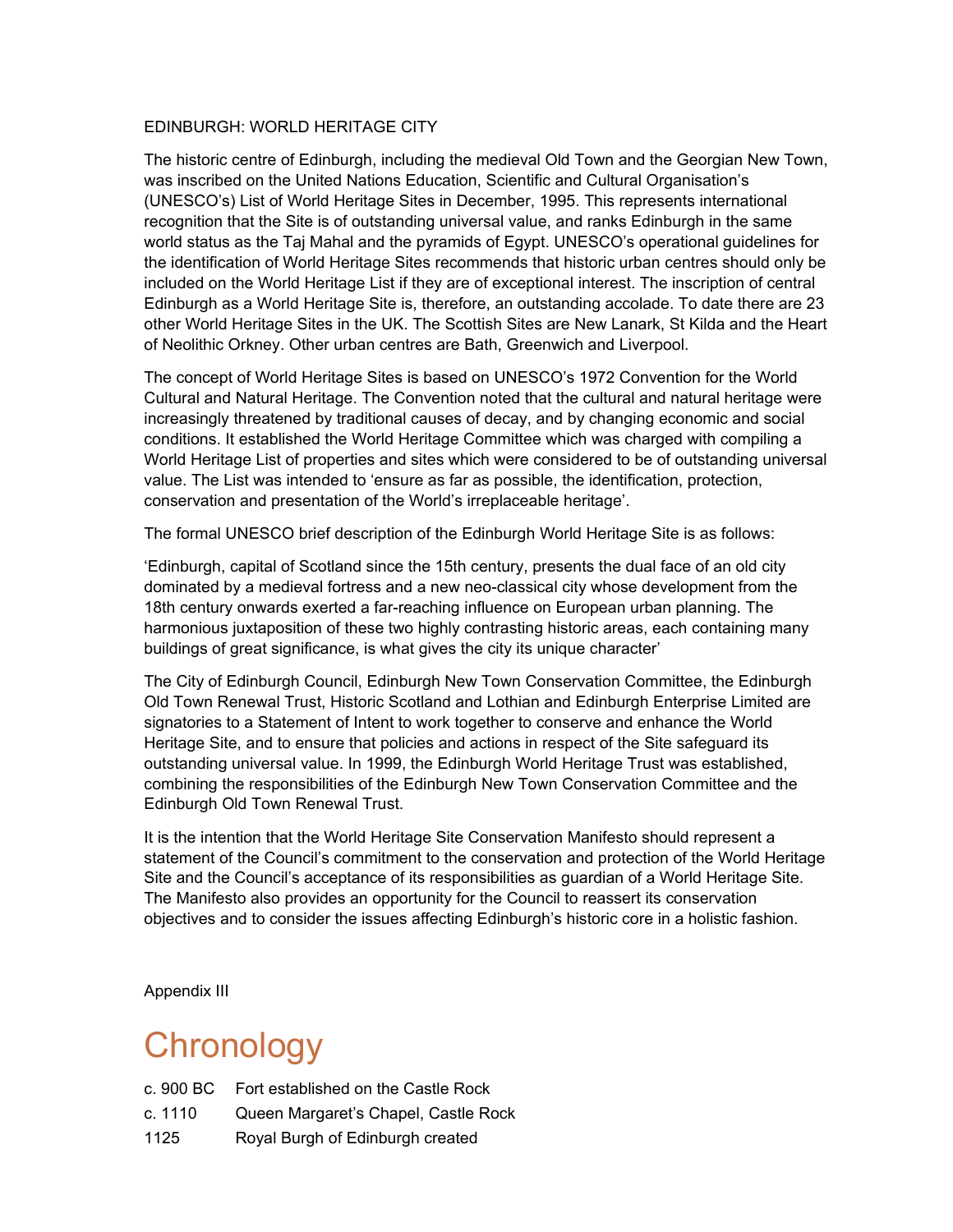EDINBURGH: WORLD HERITAGE CITY

The historic centre of Edinburgh, including the medieval Old Town and the Georgian New Town, was inscribed on the United Nations Education, Scientific and Cultural Organisation's (UNESCO's) List of World Heritage Sites in December, 1995. This represents international recognition that the Site is of outstanding universal value, and ranks Edinburgh in the same world status as the Taj Mahal and the pyramids of Egypt. UNESCO's operational guidelines for the identification of World Heritage Sites recommends that historic urban centres should only be included on the World Heritage List if they are of exceptional interest. The inscription of central Edinburgh as a World Heritage Site is, therefore, an outstanding accolade. To date there are 23 other World Heritage Sites in the UK. The Scottish Sites are New Lanark, St Kilda and the Heart of Neolithic Orkney. Other urban centres are Bath, Greenwich and Liverpool.

The concept of World Heritage Sites is based on UNESCO's 1972 Convention for the World Cultural and Natural Heritage. The Convention noted that the cultural and natural heritage were increasingly threatened by traditional causes of decay, and by changing economic and social conditions. It established the World Heritage Committee which was charged with compiling a World Heritage List of properties and sites which were considered to be of outstanding universal value. The List was intended to 'ensure as far as possible, the identification, protection, conservation and presentation of the World's irreplaceable heritage'.

The formal UNESCO brief description of the Edinburgh World Heritage Site is as follows:

'Edinburgh, capital of Scotland since the 15th century, presents the dual face of an old city dominated by a medieval fortress and a new neo-classical city whose development from the 18th century onwards exerted a far-reaching influence on European urban planning. The harmonious juxtaposition of these two highly contrasting historic areas, each containing many buildings of great significance, is what gives the city its unique character'

The City of Edinburgh Council, Edinburgh New Town Conservation Committee, the Edinburgh Old Town Renewal Trust, Historic Scotland and Lothian and Edinburgh Enterprise Limited are signatories to a Statement of Intent to work together to conserve and enhance the World Heritage Site, and to ensure that policies and actions in respect of the Site safeguard its outstanding universal value. In 1999, the Edinburgh World Heritage Trust was established, combining the responsibilities of the Edinburgh New Town Conservation Committee and the Edinburgh Old Town Renewal Trust.

It is the intention that the World Heritage Site Conservation Manifesto should represent a statement of the Council's commitment to the conservation and protection of the World Heritage Site and the Council's acceptance of its responsibilities as guardian of a World Heritage Site. The Manifesto also provides an opportunity for the Council to reassert its conservation objectives and to consider the issues affecting Edinburgh's historic core in a holistic fashion.

Appendix III

# Chronology

| | |
|---|---|
| c. 900 BC | Fort established on the Castle Rock |
| c. 1110 | Queen Margaret's Chapel, Castle Rock |
| 1125 | Royal Burgh of Edinburgh created |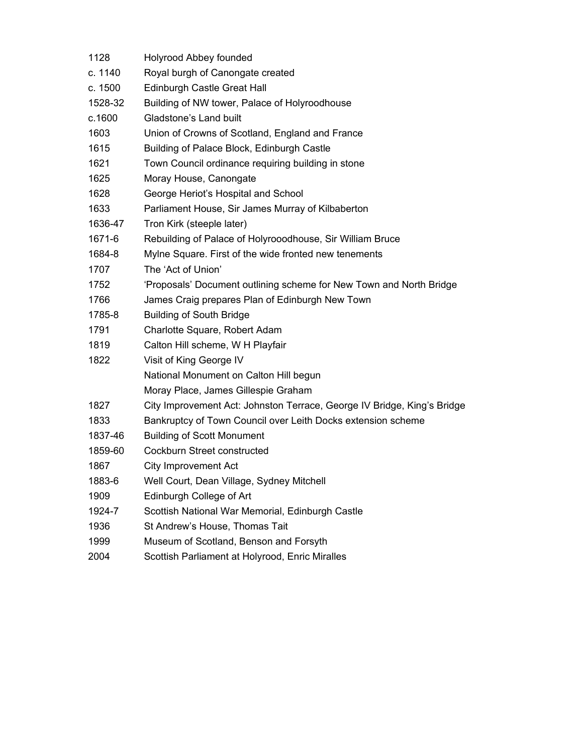| | |
|---|---|
| 1128 | Holyrood Abbey founded |
| c. 1140 | Royal burgh of Canongate created |
| c. 1500 | Edinburgh Castle Great Hall |
| 1528-32 | Building of NW tower, Palace of Holyroodhouse |
| c.1600 | Gladstone's Land built |
| 1603 | Union of Crowns of Scotland, England and France |
| 1615 | Building of Palace Block, Edinburgh Castle |
| 1621 | Town Council ordinance requiring building in stone |
| 1625 | Moray House, Canongate |
| 1628 | George Heriot's Hospital and School |
| 1633 | Parliament House, Sir James Murray of Kilbaberton |
| 1636-47 | Tron Kirk (steeple later) |
| 1671-6 | Rebuilding of Palace of Holyrooodhouse, Sir William Bruce |
| 1684-8 | Mylne Square. First of the wide fronted new tenements |
| 1707 | The 'Act of Union' |
| 1752 | 'Proposals' Document outlining scheme for New Town and North Bridge |
| 1766 | James Craig prepares Plan of Edinburgh New Town |
| 1785-8 | Building of South Bridge |
| 1791 | Charlotte Square, Robert Adam |
| 1819 | Calton Hill scheme, W H Playfair |
| 1822 | Visit of King George IV |
| | National Monument on Calton Hill begun |
| | Moray Place, James Gillespie Graham |
| 1827 | City Improvement Act: Johnston Terrace, George IV Bridge, King's Bridge |
| 1833 | Bankruptcy of Town Council over Leith Docks extension scheme |
| 1837-46 | Building of Scott Monument |
| 1859-60 | Cockburn Street constructed |
| 1867 | City Improvement Act |
| 1883-6 | Well Court, Dean Village, Sydney Mitchell |
| 1909 | Edinburgh College of Art |
| 1924-7 | Scottish National War Memorial, Edinburgh Castle |
| 1936 | St Andrew's House, Thomas Tait |
| 1999 | Museum of Scotland, Benson and Forsyth |
| 2004 | Scottish Parliament at Holyrood, Enric Miralles |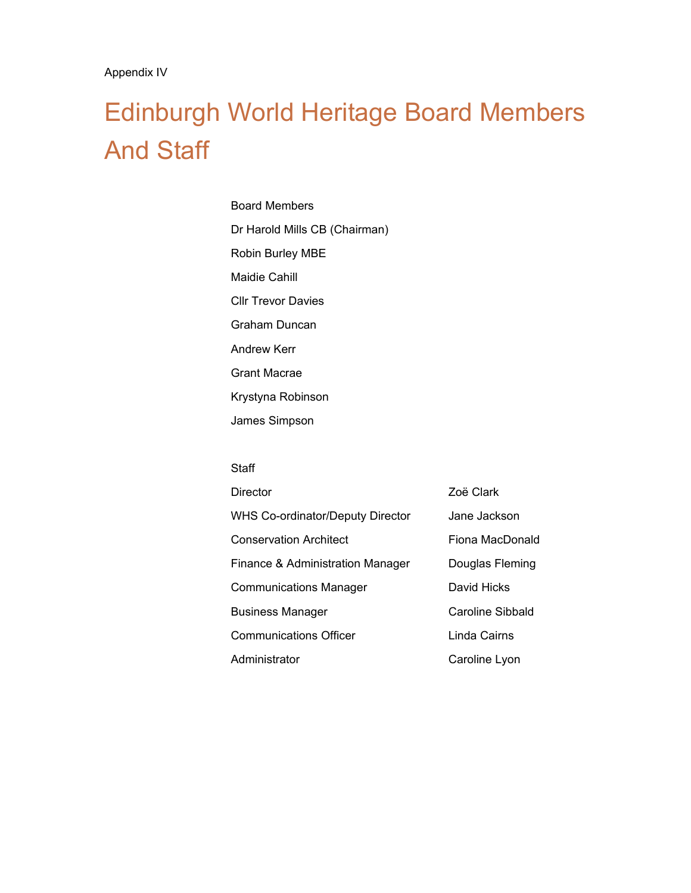Appendix IV

# Edinburgh World Heritage Board Members And Staff

Board Members

Dr Harold Mills CB (Chairman)

Robin Burley MBE

Maidie Cahill

Cllr Trevor Davies

Graham Duncan

Andrew Kerr

Grant Macrae

Krystyna Robinson

James Simpson

Staff

| | |
|---|---|
| Director | Zoë Clark |
| WHS Co-ordinator/Deputy Director | Jane Jackson |
| Conservation Architect | Fiona MacDonald |
| Finance & Administration Manager | Douglas Fleming |
| Communications Manager | David Hicks |
| Business Manager | Caroline Sibbald |
| Communications Officer | Linda Cairns |
| Administrator | Caroline Lyon |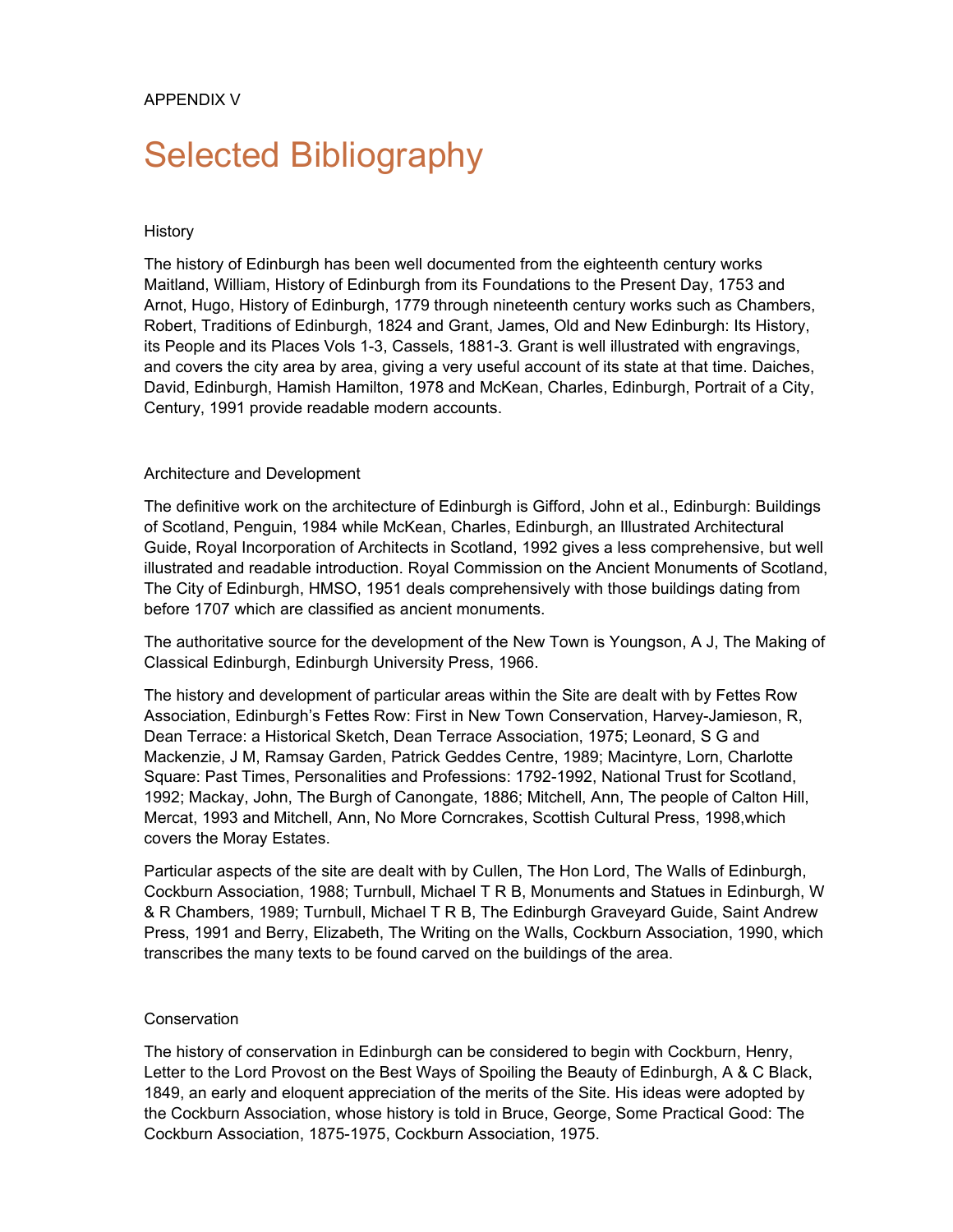APPENDIX V

# Selected Bibliography

## History

The history of Edinburgh has been well documented from the eighteenth century works Maitland, William, History of Edinburgh from its Foundations to the Present Day, 1753 and Arnot, Hugo, History of Edinburgh, 1779 through nineteenth century works such as Chambers, Robert, Traditions of Edinburgh, 1824 and Grant, James, Old and New Edinburgh: Its History, its People and its Places Vols 1-3, Cassels, 1881-3. Grant is well illustrated with engravings, and covers the city area by area, giving a very useful account of its state at that time. Daiches, David, Edinburgh, Hamish Hamilton, 1978 and McKean, Charles, Edinburgh, Portrait of a City, Century, 1991 provide readable modern accounts.

## Architecture and Development

The definitive work on the architecture of Edinburgh is Gifford, John et al., Edinburgh: Buildings of Scotland, Penguin, 1984 while McKean, Charles, Edinburgh, an Illustrated Architectural Guide, Royal Incorporation of Architects in Scotland, 1992 gives a less comprehensive, but well illustrated and readable introduction. Royal Commission on the Ancient Monuments of Scotland, The City of Edinburgh, HMSO, 1951 deals comprehensively with those buildings dating from before 1707 which are classified as ancient monuments.

The authoritative source for the development of the New Town is Youngson, A J, The Making of Classical Edinburgh, Edinburgh University Press, 1966.

The history and development of particular areas within the Site are dealt with by Fettes Row Association, Edinburgh's Fettes Row: First in New Town Conservation, Harvey-Jamieson, R, Dean Terrace: a Historical Sketch, Dean Terrace Association, 1975; Leonard, S G and Mackenzie, J M, Ramsay Garden, Patrick Geddes Centre, 1989; Macintyre, Lorn, Charlotte Square: Past Times, Personalities and Professions: 1792-1992, National Trust for Scotland, 1992; Mackay, John, The Burgh of Canongate, 1886; Mitchell, Ann, The people of Calton Hill, Mercat, 1993 and Mitchell, Ann, No More Corncrakes, Scottish Cultural Press, 1998,which covers the Moray Estates.

Particular aspects of the site are dealt with by Cullen, The Hon Lord, The Walls of Edinburgh, Cockburn Association, 1988; Turnbull, Michael T R B, Monuments and Statues in Edinburgh, W & R Chambers, 1989; Turnbull, Michael T R B, The Edinburgh Graveyard Guide, Saint Andrew Press, 1991 and Berry, Elizabeth, The Writing on the Walls, Cockburn Association, 1990, which transcribes the many texts to be found carved on the buildings of the area.

## Conservation

The history of conservation in Edinburgh can be considered to begin with Cockburn, Henry, Letter to the Lord Provost on the Best Ways of Spoiling the Beauty of Edinburgh, A & C Black, 1849, an early and eloquent appreciation of the merits of the Site. His ideas were adopted by the Cockburn Association, whose history is told in Bruce, George, Some Practical Good: The Cockburn Association, 1875-1975, Cockburn Association, 1975.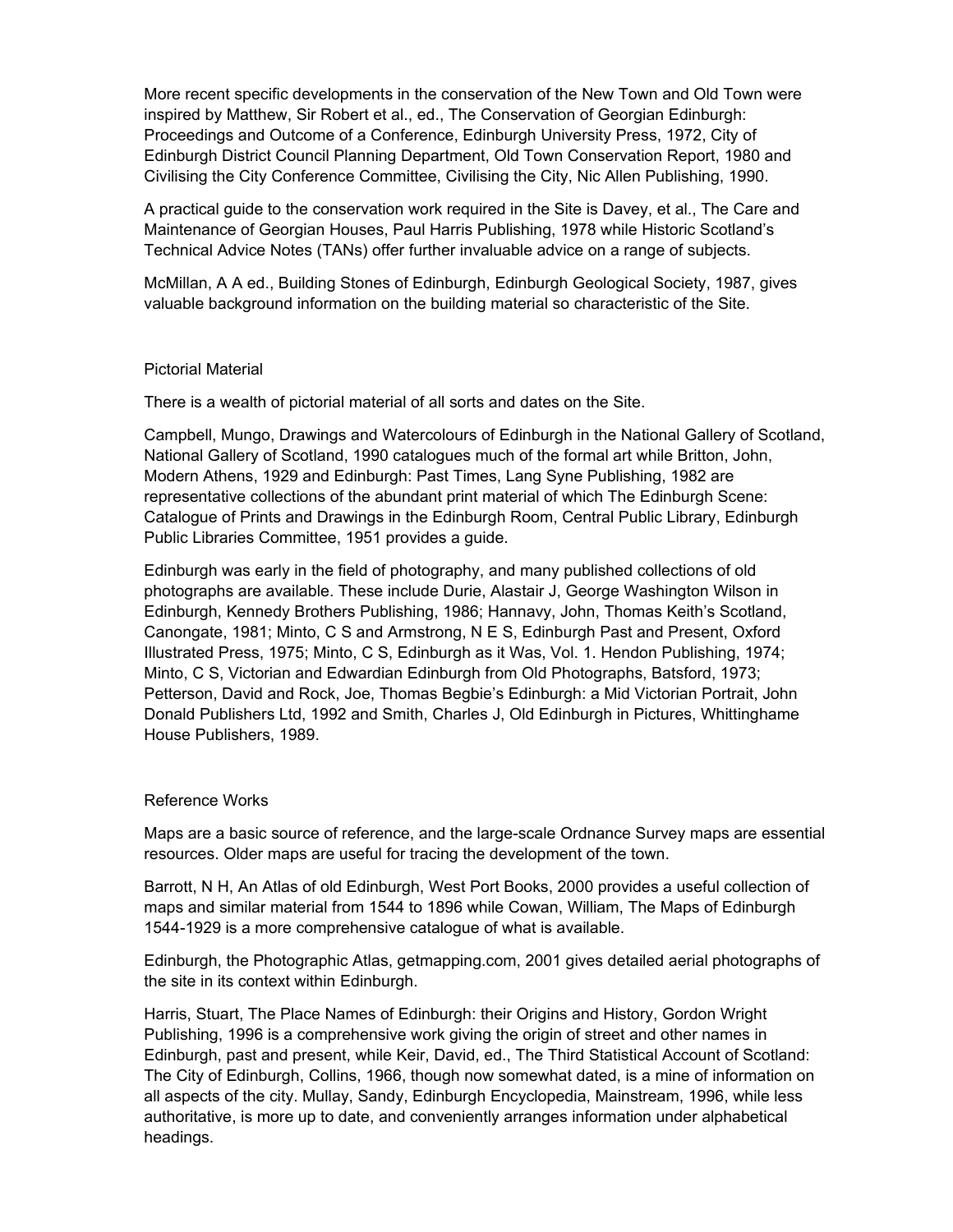More recent specific developments in the conservation of the New Town and Old Town were inspired by Matthew, Sir Robert et al., ed., The Conservation of Georgian Edinburgh: Proceedings and Outcome of a Conference, Edinburgh University Press, 1972, City of Edinburgh District Council Planning Department, Old Town Conservation Report, 1980 and Civilising the City Conference Committee, Civilising the City, Nic Allen Publishing, 1990.

A practical guide to the conservation work required in the Site is Davey, et al., The Care and Maintenance of Georgian Houses, Paul Harris Publishing, 1978 while Historic Scotland's Technical Advice Notes (TANs) offer further invaluable advice on a range of subjects.

McMillan, A A ed., Building Stones of Edinburgh, Edinburgh Geological Society, 1987, gives valuable background information on the building material so characteristic of the Site.

## Pictorial Material

There is a wealth of pictorial material of all sorts and dates on the Site.

Campbell, Mungo, Drawings and Watercolours of Edinburgh in the National Gallery of Scotland, National Gallery of Scotland, 1990 catalogues much of the formal art while Britton, John, Modern Athens, 1929 and Edinburgh: Past Times, Lang Syne Publishing, 1982 are representative collections of the abundant print material of which The Edinburgh Scene: Catalogue of Prints and Drawings in the Edinburgh Room, Central Public Library, Edinburgh Public Libraries Committee, 1951 provides a guide.

Edinburgh was early in the field of photography, and many published collections of old photographs are available. These include Durie, Alastair J, George Washington Wilson in Edinburgh, Kennedy Brothers Publishing, 1986; Hannavy, John, Thomas Keith's Scotland, Canongate, 1981; Minto, C S and Armstrong, N E S, Edinburgh Past and Present, Oxford Illustrated Press, 1975; Minto, C S, Edinburgh as it Was, Vol. 1. Hendon Publishing, 1974; Minto, C S, Victorian and Edwardian Edinburgh from Old Photographs, Batsford, 1973; Petterson, David and Rock, Joe, Thomas Begbie's Edinburgh: a Mid Victorian Portrait, John Donald Publishers Ltd, 1992 and Smith, Charles J, Old Edinburgh in Pictures, Whittinghame House Publishers, 1989.

## Reference Works

Maps are a basic source of reference, and the large-scale Ordnance Survey maps are essential resources. Older maps are useful for tracing the development of the town.

Barrott, N H, An Atlas of old Edinburgh, West Port Books, 2000 provides a useful collection of maps and similar material from 1544 to 1896 while Cowan, William, The Maps of Edinburgh 1544-1929 is a more comprehensive catalogue of what is available.

Edinburgh, the Photographic Atlas, getmapping.com, 2001 gives detailed aerial photographs of the site in its context within Edinburgh.

Harris, Stuart, The Place Names of Edinburgh: their Origins and History, Gordon Wright Publishing, 1996 is a comprehensive work giving the origin of street and other names in Edinburgh, past and present, while Keir, David, ed., The Third Statistical Account of Scotland: The City of Edinburgh, Collins, 1966, though now somewhat dated, is a mine of information on all aspects of the city. Mullay, Sandy, Edinburgh Encyclopedia, Mainstream, 1996, while less authoritative, is more up to date, and conveniently arranges information under alphabetical headings.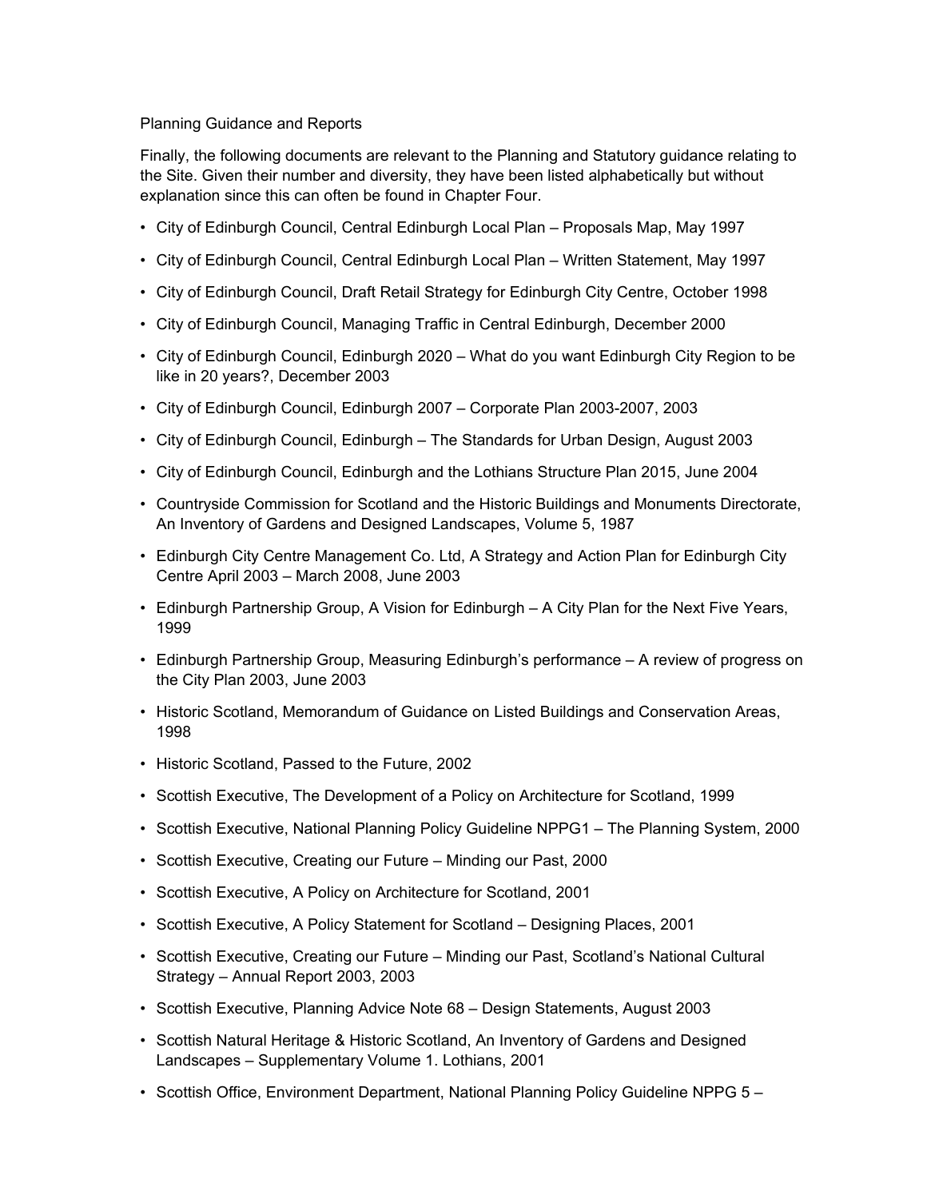Planning Guidance and Reports

Finally, the following documents are relevant to the Planning and Statutory guidance relating to the Site. Given their number and diversity, they have been listed alphabetically but without explanation since this can often be found in Chapter Four.

- City of Edinburgh Council, Central Edinburgh Local Plan – Proposals Map, May 1997
- City of Edinburgh Council, Central Edinburgh Local Plan – Written Statement, May 1997
- City of Edinburgh Council, Draft Retail Strategy for Edinburgh City Centre, October 1998
- City of Edinburgh Council, Managing Traffic in Central Edinburgh, December 2000
- City of Edinburgh Council, Edinburgh 2020 – What do you want Edinburgh City Region to be like in 20 years?, December 2003
- City of Edinburgh Council, Edinburgh 2007 – Corporate Plan 2003-2007, 2003
- City of Edinburgh Council, Edinburgh – The Standards for Urban Design, August 2003
- City of Edinburgh Council, Edinburgh and the Lothians Structure Plan 2015, June 2004
- Countryside Commission for Scotland and the Historic Buildings and Monuments Directorate, An Inventory of Gardens and Designed Landscapes, Volume 5, 1987
- Edinburgh City Centre Management Co. Ltd, A Strategy and Action Plan for Edinburgh City Centre April 2003 – March 2008, June 2003
- Edinburgh Partnership Group, A Vision for Edinburgh – A City Plan for the Next Five Years, 1999
- Edinburgh Partnership Group, Measuring Edinburgh's performance – A review of progress on the City Plan 2003, June 2003
- Historic Scotland, Memorandum of Guidance on Listed Buildings and Conservation Areas, 1998
- Historic Scotland, Passed to the Future, 2002
- Scottish Executive, The Development of a Policy on Architecture for Scotland, 1999
- Scottish Executive, National Planning Policy Guideline NPPG1 – The Planning System, 2000
- Scottish Executive, Creating our Future – Minding our Past, 2000
- Scottish Executive, A Policy on Architecture for Scotland, 2001
- Scottish Executive, A Policy Statement for Scotland – Designing Places, 2001
- Scottish Executive, Creating our Future – Minding our Past, Scotland's National Cultural Strategy – Annual Report 2003, 2003
- Scottish Executive, Planning Advice Note 68 – Design Statements, August 2003
- Scottish Natural Heritage & Historic Scotland, An Inventory of Gardens and Designed Landscapes – Supplementary Volume 1. Lothians, 2001
- Scottish Office, Environment Department, National Planning Policy Guideline NPPG 5 –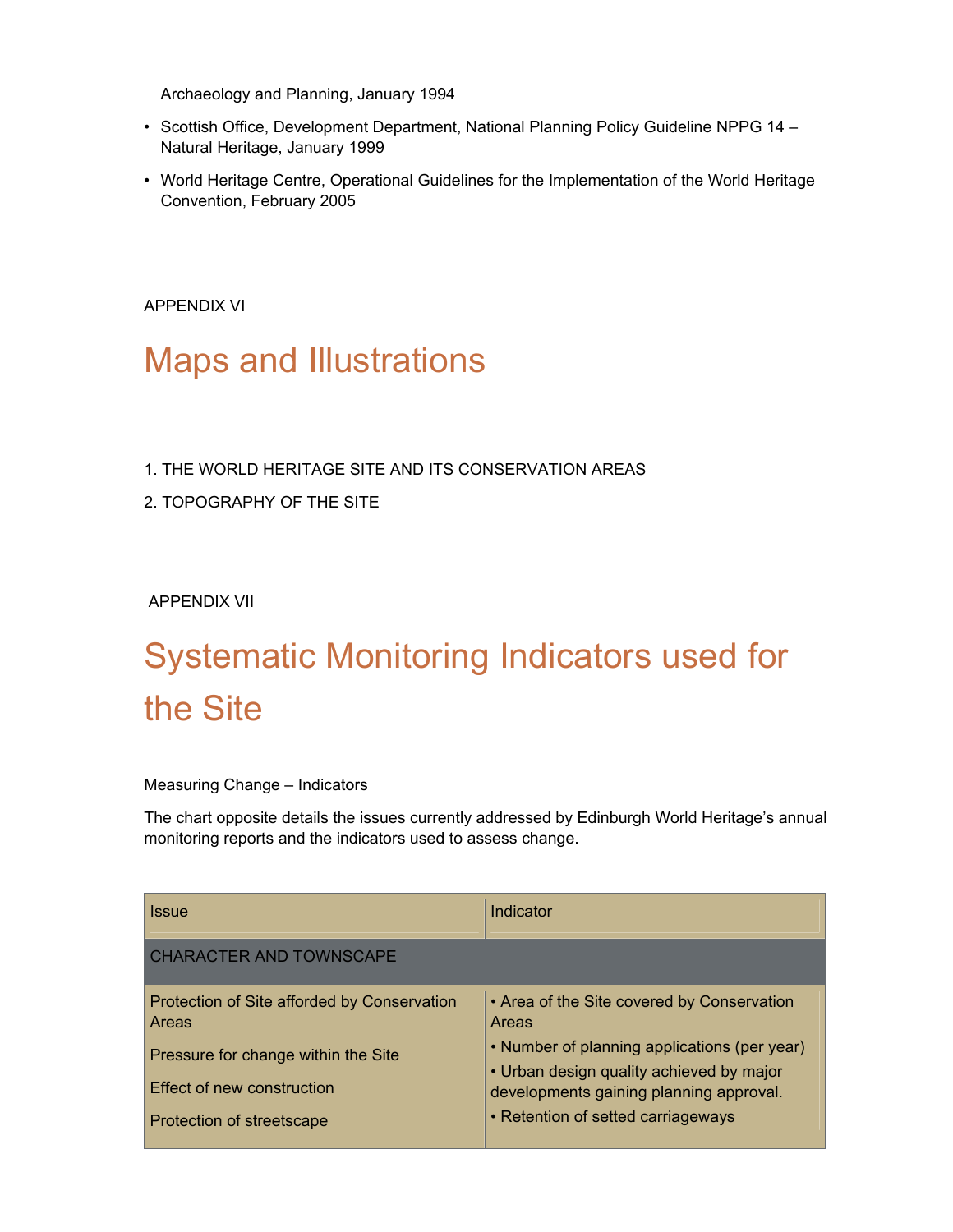Archaeology and Planning, January 1994

- Scottish Office, Development Department, National Planning Policy Guideline NPPG 14 – Natural Heritage, January 1999
- World Heritage Centre, Operational Guidelines for the Implementation of the World Heritage Convention, February 2005

APPENDIX VI

# Maps and Illustrations

1. THE WORLD HERITAGE SITE AND ITS CONSERVATION AREAS
2. TOPOGRAPHY OF THE SITE

APPENDIX VII

# Systematic Monitoring Indicators used for the Site

Measuring Change – Indicators

The chart opposite details the issues currently addressed by Edinburgh World Heritage's annual monitoring reports and the indicators used to assess change.

| Issue | Indicator |
| --- | --- |
| CHARACTER AND TOWNSCAPE | |
| Protection of Site afforded by Conservation Areas | • Area of the Site covered by Conservation Areas |
| Pressure for change within the Site | • Number of planning applications (per year) |
| Effect of new construction | • Urban design quality achieved by major developments gaining planning approval. |
| Protection of streetscape | • Retention of setted carriageways |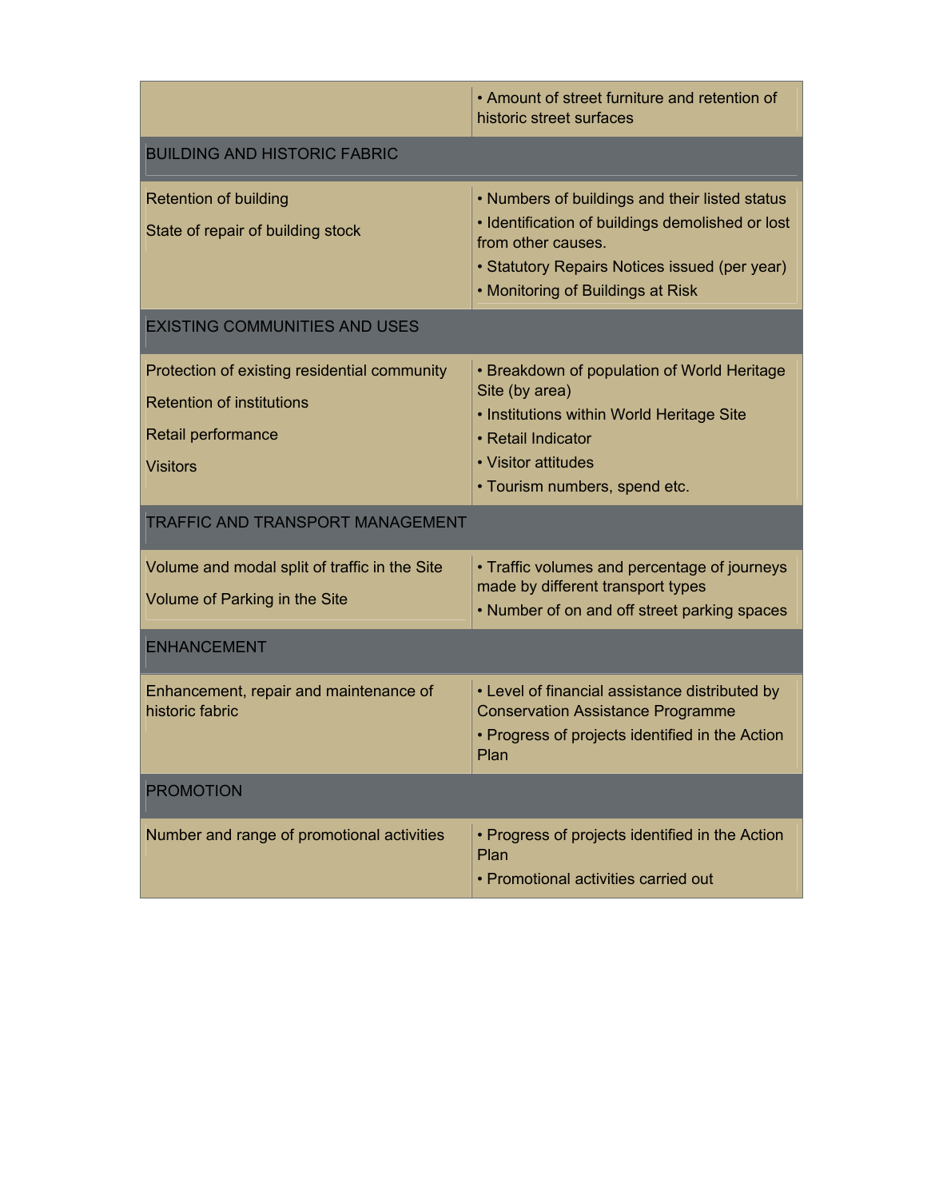| | |
|---|---|
| | • Amount of street furniture and retention of historic street surfaces |
| **BUILDING AND HISTORIC FABRIC** | |
| Retention of building<br><br>State of repair of building stock | • Numbers of buildings and their listed status<br>• Identification of buildings demolished or lost from other causes.<br>• Statutory Repairs Notices issued (per year)<br>• Monitoring of Buildings at Risk |
| **EXISTING COMMUNITIES AND USES** | |
| Protection of existing residential community<br><br>Retention of institutions<br><br>Retail performance<br><br>Visitors | • Breakdown of population of World Heritage Site (by area)<br>• Institutions within World Heritage Site<br>• Retail Indicator<br>• Visitor attitudes<br>• Tourism numbers, spend etc. |
| **TRAFFIC AND TRANSPORT MANAGEMENT** | |
| Volume and modal split of traffic in the Site<br><br>Volume of Parking in the Site | • Traffic volumes and percentage of journeys made by different transport types<br>• Number of on and off street parking spaces |
| **ENHANCEMENT** | |
| Enhancement, repair and maintenance of historic fabric | • Level of financial assistance distributed by Conservation Assistance Programme<br>• Progress of projects identified in the Action Plan |
| **PROMOTION** | |
| Number and range of promotional activities | • Progress of projects identified in the Action Plan<br>• Promotional activities carried out |